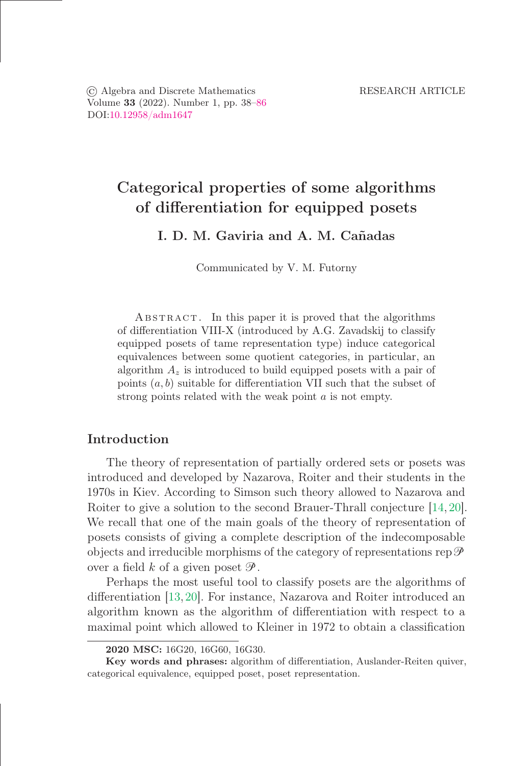RESEARCH ARTICLE

# Categorical properties of some algorithms of differentiation for equipped posets

**I. D. M. Gaviria and A. M. Cañadas**

Communicated by V. M. Futorny

Abstract. In this paper it is proved that the algorithms of differentiation VIII-X (introduced by A.G. Zavadskij to classify equipped posets of tame representation type) induce categorical equivalences between some quotient categories, in particular, an algorithm $A_z$ is introduced to build equipped posets with a pair of points $(a, b)$ suitable for differentiation VII such that the subset of strong points related with the weak point $a$ is not empty.

## Introduction

The theory of representation of partially ordered sets or posets was introduced and developed by Nazarova, Roiter and their students in the 1970s in Kiev. According to Simson such theory allowed to Nazarova and Roiter to give a solution to the second Brauer-Thrall conjecture [14, 20]. We recall that one of the main goals of the theory of representation of posets consists of giving a complete description of the indecomposable objects and irreducible morphisms of the category of representations rep $\mathscr{P}$ over a field $k$ of a given poset $\mathscr{P}$.

Perhaps the most useful tool to classify posets are the algorithms of differentiation [13, 20]. For instance, Nazarova and Roiter introduced an algorithm known as the algorithm of differentiation with respect to a maximal point which allowed to Kleiner in 1972 to obtain a classification

**2020 MSC:** 16G20, 16G60, 16G30.

**Key words and phrases:** algorithm of differentiation, Auslander-Reiten quiver, categorical equivalence, equipped poset, poset representation.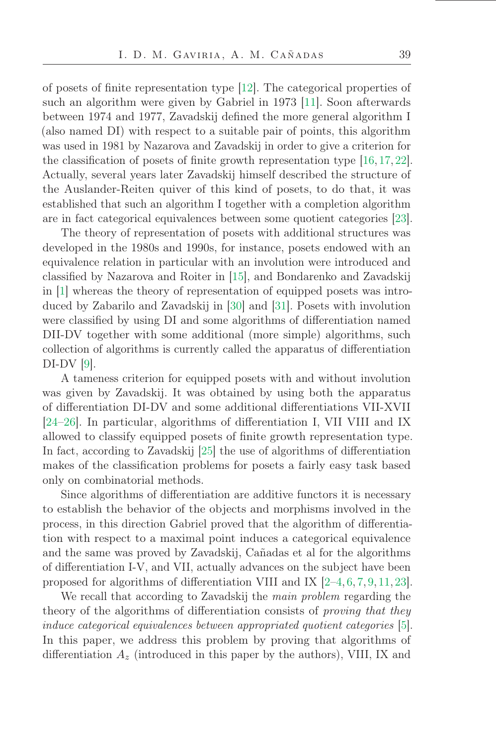of posets of finite representation type [12]. The categorical properties of such an algorithm were given by Gabriel in 1973 [11]. Soon afterwards between 1974 and 1977, Zavadskij defined the more general algorithm I (also named DI) with respect to a suitable pair of points, this algorithm was used in 1981 by Nazarova and Zavadskij in order to give a criterion for the classification of posets of finite growth representation type [16, 17, 22]. Actually, several years later Zavadskij himself described the structure of the Auslander-Reiten quiver of this kind of posets, to do that, it was established that such an algorithm I together with a completion algorithm are in fact categorical equivalences between some quotient categories [23].

The theory of representation of posets with additional structures was developed in the 1980s and 1990s, for instance, posets endowed with an equivalence relation in particular with an involution were introduced and classified by Nazarova and Roiter in [15], and Bondarenko and Zavadskij in [1] whereas the theory of representation of equipped posets was introduced by Zabarilo and Zavadskij in [30] and [31]. Posets with involution were classified by using DI and some algorithms of differentiation named DII-DV together with some additional (more simple) algorithms, such collection of algorithms is currently called the apparatus of differentiation DI-DV [9].

A tameness criterion for equipped posets with and without involution was given by Zavadskij. It was obtained by using both the apparatus of differentiation DI-DV and some additional differentiations VII-XVII [24–26]. In particular, algorithms of differentiation I, VII VIII and IX allowed to classify equipped posets of finite growth representation type. In fact, according to Zavadskij [25] the use of algorithms of differentiation makes of the classification problems for posets a fairly easy task based only on combinatorial methods.

Since algorithms of differentiation are additive functors it is necessary to establish the behavior of the objects and morphisms involved in the process, in this direction Gabriel proved that the algorithm of differentiation with respect to a maximal point induces a categorical equivalence and the same was proved by Zavadskij, Cañadas et al for the algorithms of differentiation I-V, and VII, actually advances on the subject have been proposed for algorithms of differentiation VIII and IX [2–4, 6, 7, 9, 11, 23].

We recall that according to Zavadskij the *main problem* regarding the theory of the algorithms of differentiation consists of *proving that they induce categorical equivalences between appropriated quotient categories* [5]. In this paper, we address this problem by proving that algorithms of differentiation $A_z$ (introduced in this paper by the authors), VIII, IX and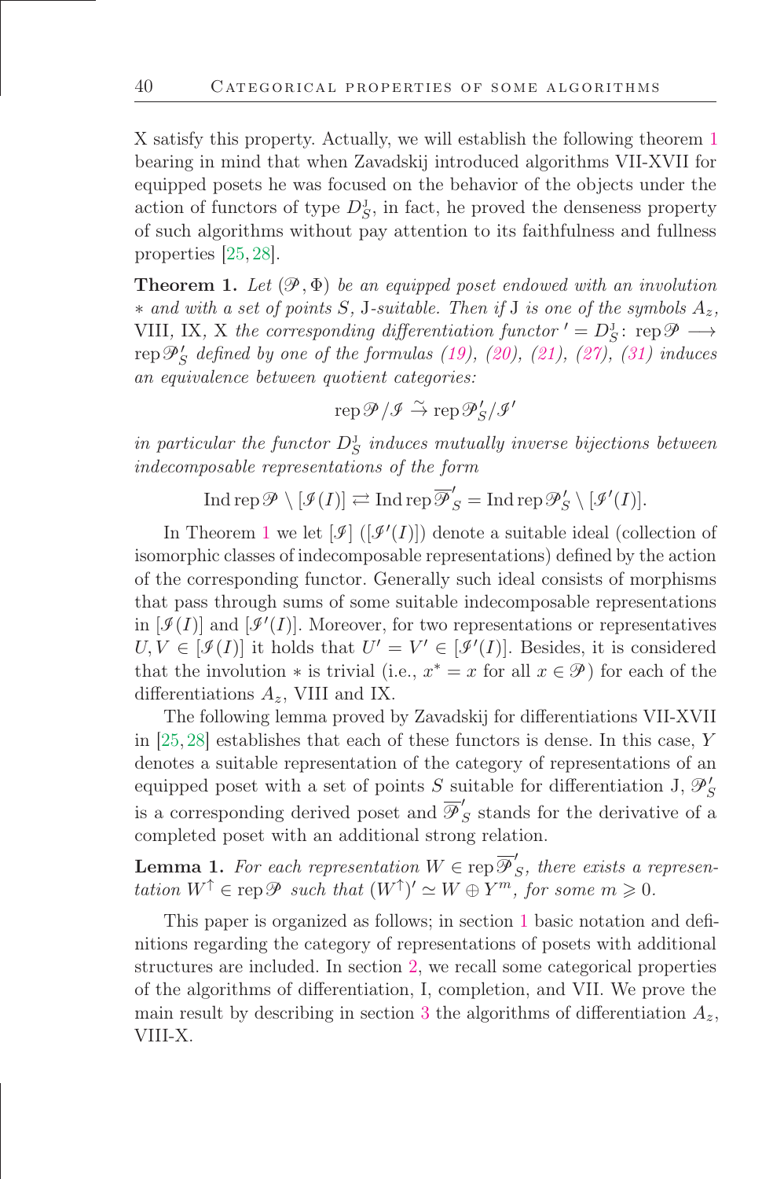X satisfy this property. Actually, we will establish the following theorem 1 bearing in mind that when Zavadskij introduced algorithms VII-XVII for equipped posets he was focused on the behavior of the objects under the action of functors of type $D_S^{\mathrm{J}}$, in fact, he proved the denseness property of such algorithms without pay attention to its faithfulness and fullness properties [25, 28].

**Theorem 1.** *Let $(\mathscr{P}, \Phi)$ be an equipped poset endowed with an involution $*$ and with a set of points $S$, J-suitable. Then if J is one of the symbols $A_z$, VIII, IX, X the corresponding differentiation functor $' = D_S^{\mathrm{J}}\colon \operatorname{rep}\mathscr{P} \longrightarrow \operatorname{rep}\mathscr{P}'_S$ defined by one of the formulas (19), (20), (21), (27), (31) induces an equivalence between quotient categories:*

$$\operatorname{rep}\mathscr{P}/\mathscr{I} \xrightarrow{\sim} \operatorname{rep}\mathscr{P}'_S/\mathscr{I}'$$

*in particular the functor $D_S^{\mathrm{J}}$ induces mutually inverse bijections between indecomposable representations of the form*

$$\operatorname{Ind}\operatorname{rep}\mathscr{P} \setminus [\mathscr{I}(I)] \rightleftarrows \operatorname{Ind}\operatorname{rep}\overline{\mathscr{P}}'_S = \operatorname{Ind}\operatorname{rep}\mathscr{P}'_S \setminus [\mathscr{I}'(I)].$$

In Theorem 1 we let $[\mathscr{I}]$ ($[\mathscr{I}'(I)]$) denote a suitable ideal (collection of isomorphic classes of indecomposable representations) defined by the action of the corresponding functor. Generally such ideal consists of morphisms that pass through sums of some suitable indecomposable representations in $[\mathscr{I}(I)]$ and $[\mathscr{I}'(I)]$. Moreover, for two representations or representatives $U, V \in [\mathscr{I}(I)]$ it holds that $U' = V' \in [\mathscr{I}'(I)]$. Besides, it is considered that the involution $*$ is trivial (i.e., $x^* = x$ for all $x \in \mathscr{P}$) for each of the differentiations $A_z$, VIII and IX.

The following lemma proved by Zavadskij for differentiations VII-XVII in [25, 28] establishes that each of these functors is dense. In this case, $Y$ denotes a suitable representation of the category of representations of an equipped poset with a set of points $S$ suitable for differentiation J, $\mathscr{P}'_S$ is a corresponding derived poset and $\overline{\mathscr{P}}'_S$ stands for the derivative of a completed poset with an additional strong relation.

**Lemma 1.** *For each representation $W \in \operatorname{rep}\overline{\mathscr{P}}'_S$, there exists a representation $W^{\uparrow} \in \operatorname{rep}\mathscr{P}$ such that $(W^{\uparrow})' \simeq W \oplus Y^m$, for some $m \geqslant 0$.*

This paper is organized as follows; in section 1 basic notation and definitions regarding the category of representations of posets with additional structures are included. In section 2, we recall some categorical properties of the algorithms of differentiation, I, completion, and VII. We prove the main result by describing in section 3 the algorithms of differentiation $A_z$, VIII-X.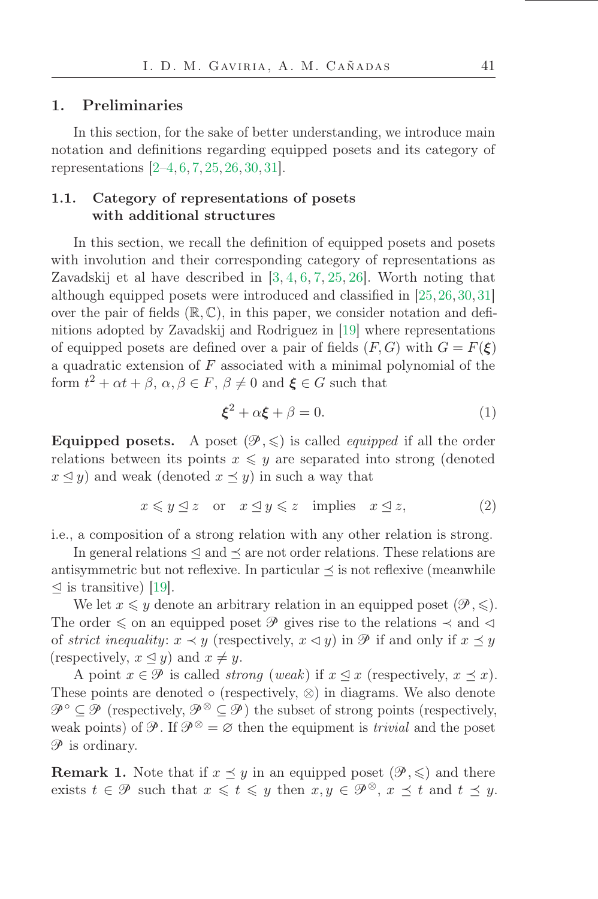## 1. Preliminaries

In this section, for the sake of better understanding, we introduce main notation and definitions regarding equipped posets and its category of representations [2–4, 6, 7, 25, 26, 30, 31].

### 1.1. Category of representations of posets with additional structures

In this section, we recall the definition of equipped posets and posets with involution and their corresponding category of representations as Zavadskij et al have described in [3, 4, 6, 7, 25, 26]. Worth noting that although equipped posets were introduced and classified in [25, 26, 30, 31] over the pair of fields $(\mathbb{R}, \mathbb{C})$, in this paper, we consider notation and definitions adopted by Zavadskij and Rodriguez in [19] where representations of equipped posets are defined over a pair of fields $(F, G)$ with $G = F(\boldsymbol{\xi})$ a quadratic extension of $F$ associated with a minimal polynomial of the form $t^2 + \alpha t + \beta$, $\alpha, \beta \in F$, $\beta \neq 0$ and $\boldsymbol{\xi} \in G$ such that

$$\boldsymbol{\xi}^2 + \alpha\boldsymbol{\xi} + \beta = 0. \tag{1}$$

**Equipped posets.** A poset $(\mathscr{P}, \leqslant)$ is called *equipped* if all the order relations between its points $x \leqslant y$ are separated into strong (denoted $x \trianglelefteq y$) and weak (denoted $x \preceq y$) in such a way that

$$x \leqslant y \trianglelefteq z \quad \text{or} \quad x \trianglelefteq y \leqslant z \quad \text{implies} \quad x \trianglelefteq z, \tag{2}$$

i.e., a composition of a strong relation with any other relation is strong.

In general relations $\trianglelefteq$ and $\preceq$ are not order relations. These relations are antisymmetric but not reflexive. In particular $\preceq$ is not reflexive (meanwhile $\trianglelefteq$ is transitive) [19].

We let $x \leqslant y$ denote an arbitrary relation in an equipped poset $(\mathscr{P}, \leqslant)$. The order $\leqslant$ on an equipped poset $\mathscr{P}$ gives rise to the relations $\prec$ and $\lhd$ of *strict inequality*: $x \prec y$ (respectively, $x \lhd y$) in $\mathscr{P}$ if and only if $x \preceq y$ (respectively, $x \trianglelefteq y$) and $x \neq y$.

A point $x \in \mathscr{P}$ is called *strong* (*weak*) if $x \trianglelefteq x$ (respectively, $x \preceq x$). These points are denoted $\circ$ (respectively, $\otimes$) in diagrams. We also denote $\mathscr{P}^{\circ} \subseteq \mathscr{P}$ (respectively, $\mathscr{P}^{\otimes} \subseteq \mathscr{P}$) the subset of strong points (respectively, weak points) of $\mathscr{P}$. If $\mathscr{P}^{\otimes} = \varnothing$ then the equipment is *trivial* and the poset $\mathscr{P}$ is ordinary.

**Remark 1.** Note that if $x \preceq y$ in an equipped poset $(\mathscr{P}, \leqslant)$ and there exists $t \in \mathscr{P}$ such that $x \leqslant t \leqslant y$ then $x, y \in \mathscr{P}^{\otimes}$, $x \preceq t$ and $t \preceq y$.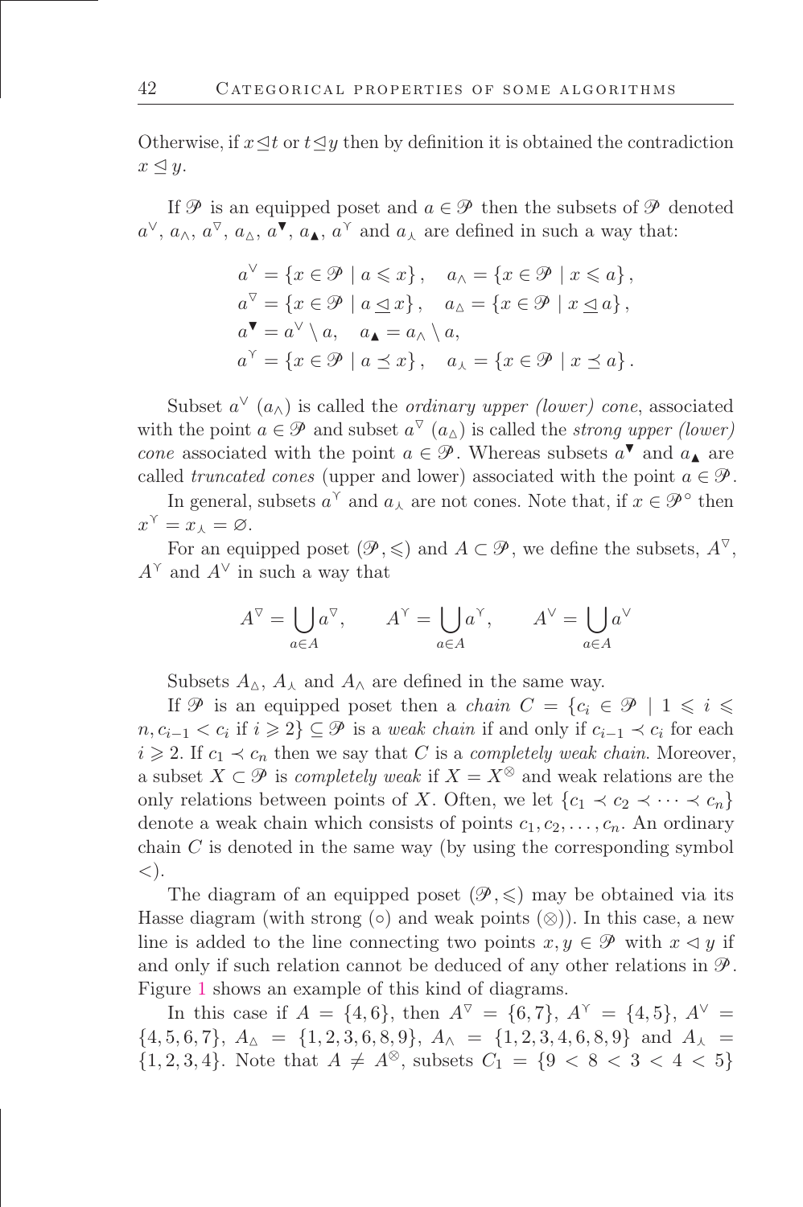Otherwise, if $x \trianglelefteq t$ or $t \trianglelefteq y$ then by definition it is obtained the contradiction $x \trianglelefteq y$.

If $\mathscr{P}$ is an equipped poset and $a \in \mathscr{P}$ then the subsets of $\mathscr{P}$ denoted $a^{\vee}$, $a_{\wedge}$, $a^{\triangledown}$, $a_{\vartriangle}$, $a^{\blacktriangledown}$, $a_{\blacktriangle}$, $a^{\curlyvee}$ and $a_{\curlywedge}$ are defined in such a way that:

$$
\begin{aligned}
a^{\vee} &= \{x \in \mathscr{P} \mid a \leqslant x\}, \quad a_{\wedge} = \{x \in \mathscr{P} \mid x \leqslant a\}, \\
a^{\triangledown} &= \{x \in \mathscr{P} \mid a \trianglelefteq x\}, \quad a_{\vartriangle} = \{x \in \mathscr{P} \mid x \trianglelefteq a\}, \\
a^{\blacktriangledown} &= a^{\vee} \setminus a, \quad a_{\blacktriangle} = a_{\wedge} \setminus a, \\
a^{\curlyvee} &= \{x \in \mathscr{P} \mid a \preceq x\}, \quad a_{\curlywedge} = \{x \in \mathscr{P} \mid x \preceq a\}.
\end{aligned}
$$

Subset $a^{\vee}$ ($a_{\wedge}$) is called the *ordinary upper (lower) cone*, associated with the point $a \in \mathscr{P}$ and subset $a^{\triangledown}$ ($a_{\vartriangle}$) is called the *strong upper (lower) cone* associated with the point $a \in \mathscr{P}$. Whereas subsets $a^{\blacktriangledown}$ and $a_{\blacktriangle}$ are called *truncated cones* (upper and lower) associated with the point $a \in \mathscr{P}$.

In general, subsets $a^{\curlyvee}$ and $a_{\curlywedge}$ are not cones. Note that, if $x \in \mathscr{P}^{\circ}$ then $x^{\curlyvee} = x_{\curlywedge} = \varnothing$.

For an equipped poset $(\mathscr{P}, \leqslant)$ and $A \subset \mathscr{P}$, we define the subsets, $A^{\triangledown}$, $A^{\curlyvee}$ and $A^{\vee}$ in such a way that

$$
A^{\triangledown} = \bigcup_{a \in A} a^{\triangledown}, \qquad A^{\curlyvee} = \bigcup_{a \in A} a^{\curlyvee}, \qquad A^{\vee} = \bigcup_{a \in A} a^{\vee}
$$

Subsets $A_{\vartriangle}$, $A_{\curlywedge}$ and $A_{\wedge}$ are defined in the same way.

If $\mathscr{P}$ is an equipped poset then a *chain* $C = \{c_i \in \mathscr{P} \mid 1 \leqslant i \leqslant n, c_{i-1} < c_i \text{ if } i \geqslant 2\} \subseteq \mathscr{P}$ is a *weak chain* if and only if $c_{i-1} \prec c_i$ for each $i \geqslant 2$. If $c_1 \prec c_n$ then we say that $C$ is a *completely weak chain*. Moreover, a subset $X \subset \mathscr{P}$ is *completely weak* if $X = X^{\otimes}$ and weak relations are the only relations between points of $X$. Often, we let $\{c_1 \prec c_2 \prec \cdots \prec c_n\}$ denote a weak chain which consists of points $c_1, c_2, \ldots, c_n$. An ordinary chain $C$ is denoted in the same way (by using the corresponding symbol $<$).

The diagram of an equipped poset $(\mathscr{P}, \leqslant)$ may be obtained via its Hasse diagram (with strong ($\circ$) and weak points ($\otimes$)). In this case, a new line is added to the line connecting two points $x, y \in \mathscr{P}$ with $x \vartriangleleft y$ if and only if such relation cannot be deduced of any other relations in $\mathscr{P}$. Figure 1 shows an example of this kind of diagrams.

In this case if $A = \{4, 6\}$, then $A^{\triangledown} = \{6, 7\}$, $A^{\curlyvee} = \{4, 5\}$, $A^{\vee} = \{4, 5, 6, 7\}$, $A_{\vartriangle} = \{1, 2, 3, 6, 8, 9\}$, $A_{\wedge} = \{1, 2, 3, 4, 6, 8, 9\}$ and $A_{\curlywedge} = \{1, 2, 3, 4\}$. Note that $A \neq A^{\otimes}$, subsets $C_1 = \{9 < 8 < 3 < 4 < 5\}$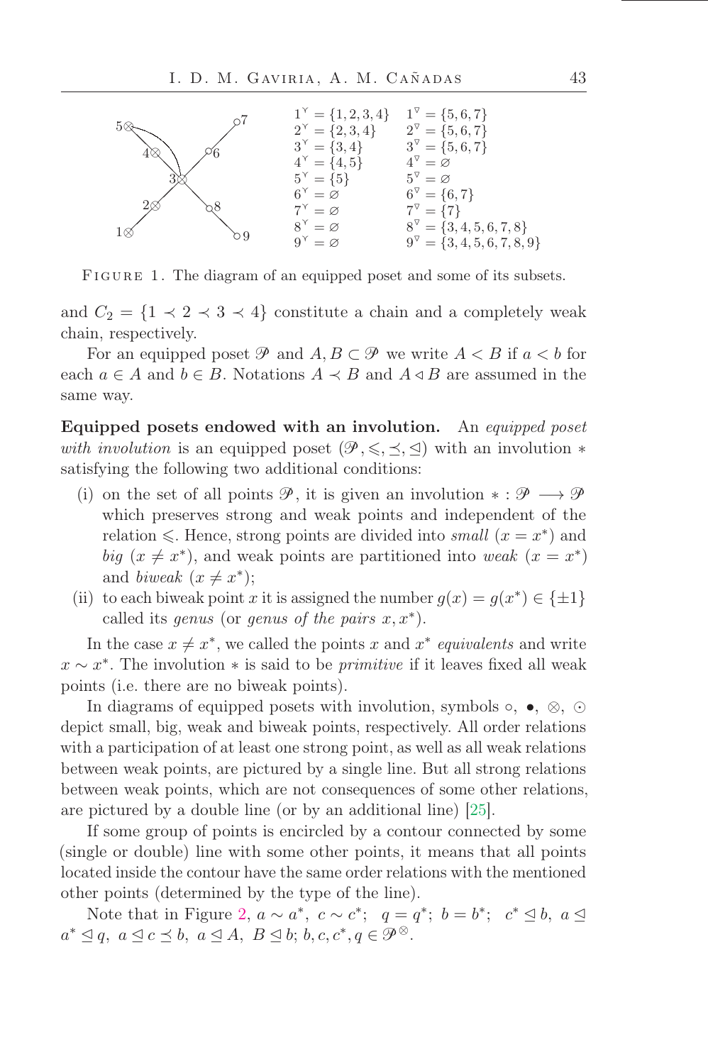$1^{\curlyvee} = \{1,2,3,4\}$ $\quad 1^{\triangledown} = \{5,6,7\}$
$2^{\curlyvee} = \{2,3,4\}$ $\quad 2^{\triangledown} = \{5,6,7\}$
$3^{\curlyvee} = \{3,4\}$ $\quad 3^{\triangledown} = \{5,6,7\}$
$4^{\curlyvee} = \{4,5\}$ $\quad 4^{\triangledown} = \varnothing$
$5^{\curlyvee} = \{5\}$ $\quad 5^{\triangledown} = \varnothing$
$6^{\curlyvee} = \varnothing$ $\quad 6^{\triangledown} = \{6,7\}$
$7^{\curlyvee} = \varnothing$ $\quad 7^{\triangledown} = \{7\}$
$8^{\curlyvee} = \varnothing$ $\quad 8^{\triangledown} = \{3,4,5,6,7,8\}$
$9^{\curlyvee} = \varnothing$ $\quad 9^{\triangledown} = \{3,4,5,6,7,8,9\}$

FIGURE 1. The diagram of an equipped poset and some of its subsets.

and $C_2 = \{1 \prec 2 \prec 3 \prec 4\}$ constitute a chain and a completely weak chain, respectively.

For an equipped poset $\mathscr{P}$ and $A, B \subset \mathscr{P}$ we write $A < B$ if $a < b$ for each $a \in A$ and $b \in B$. Notations $A \prec B$ and $A \lhd B$ are assumed in the same way.

**Equipped posets endowed with an involution.** An *equipped poset with involution* is an equipped poset $(\mathscr{P}, \leqslant, \preceq, \unlhd)$ with an involution $*$ satisfying the following two additional conditions:

(i) on the set of all points $\mathscr{P}$, it is given an involution $* : \mathscr{P} \longrightarrow \mathscr{P}$ which preserves strong and weak points and independent of the relation $\leqslant$. Hence, strong points are divided into *small* ($x = x^*$) and *big* ($x \neq x^*$), and weak points are partitioned into *weak* ($x = x^*$) and *biweak* ($x \neq x^*$);

(ii) to each biweak point $x$ it is assigned the number $g(x) = g(x^*) \in \{\pm 1\}$ called its *genus* (or *genus of the pairs* $x, x^*$).

In the case $x \neq x^*$, we called the points $x$ and $x^*$ *equivalents* and write $x \sim x^*$. The involution $*$ is said to be *primitive* if it leaves fixed all weak points (i.e. there are no biweak points).

In diagrams of equipped posets with involution, symbols $\circ$, $\bullet$, $\otimes$, $\odot$ depict small, big, weak and biweak points, respectively. All order relations with a participation of at least one strong point, as well as all weak relations between weak points, are pictured by a single line. But all strong relations between weak points, which are not consequences of some other relations, are pictured by a double line (or by an additional line) [25].

If some group of points is encircled by a contour connected by some (single or double) line with some other points, it means that all points located inside the contour have the same order relations with the mentioned other points (determined by the type of the line).

Note that in Figure 2, $a \sim a^*$, $c \sim c^*$; $q = q^*$; $b = b^*$; $c^* \unlhd b$, $a \unlhd a^* \unlhd q$, $a \unlhd c \preceq b$, $a \unlhd A$, $B \unlhd b$; $b, c, c^*, q \in \mathscr{P}^{\otimes}$.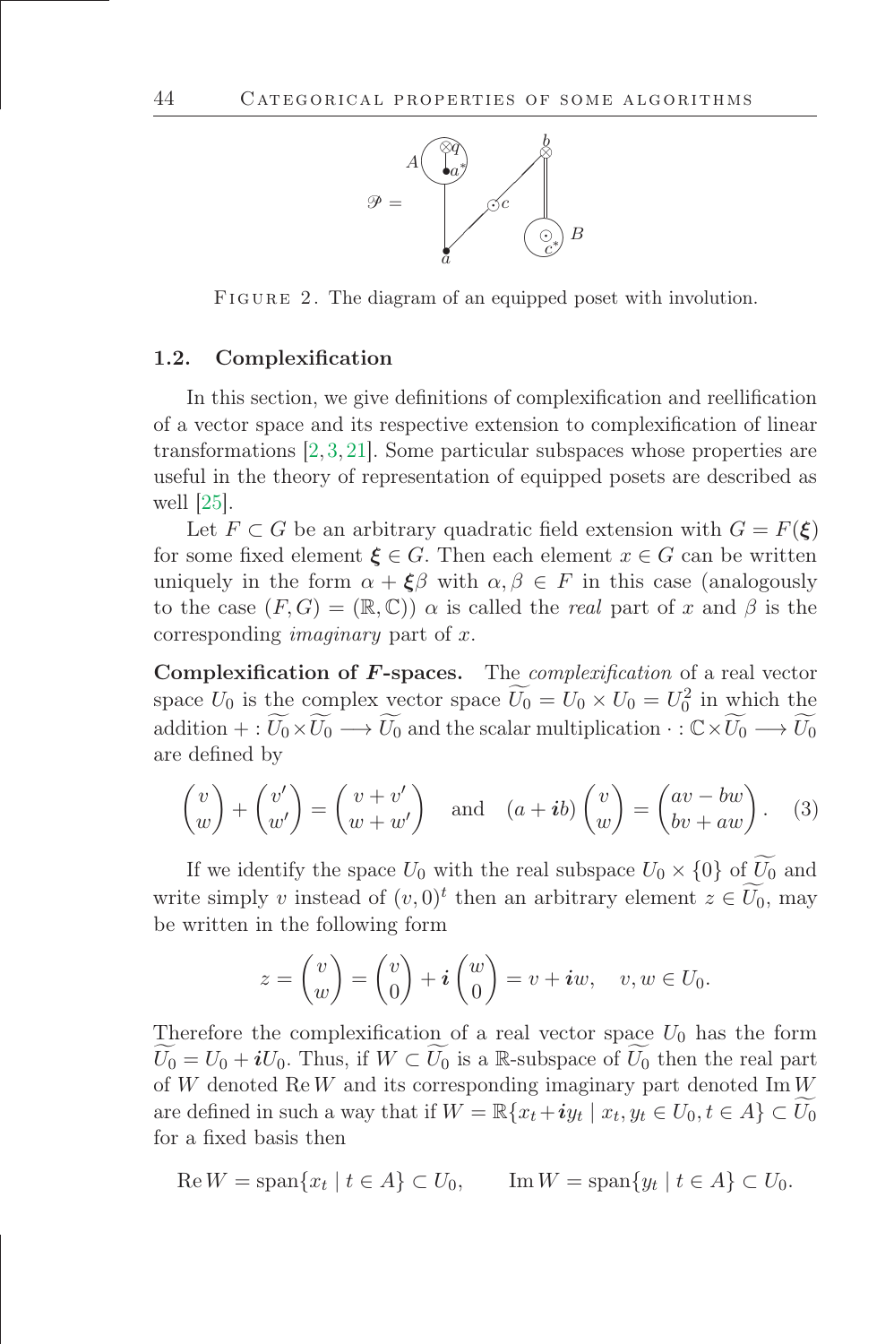FIGURE 2. The diagram of an equipped poset with involution.

### 1.2. Complexification

In this section, we give definitions of complexification and reellification of a vector space and its respective extension to complexification of linear transformations [2, 3, 21]. Some particular subspaces whose properties are useful in the theory of representation of equipped posets are described as well [25].

Let $F \subset G$ be an arbitrary quadratic field extension with $G = F(\boldsymbol{\xi})$ for some fixed element $\boldsymbol{\xi} \in G$. Then each element $x \in G$ can be written uniquely in the form $\alpha + \boldsymbol{\xi}\beta$ with $\alpha, \beta \in F$ in this case (analogously to the case $(F, G) = (\mathbb{R}, \mathbb{C})$) $\alpha$ is called the *real* part of $x$ and $\beta$ is the corresponding *imaginary* part of $x$.

**Complexification of $F$-spaces.** The *complexification* of a real vector space $U_0$ is the complex vector space $\widetilde{U_0} = U_0 \times U_0 = U_0^2$ in which the addition $+ : \widetilde{U_0} \times \widetilde{U_0} \longrightarrow \widetilde{U_0}$ and the scalar multiplication $\cdot : \mathbb{C} \times \widetilde{U_0} \longrightarrow \widetilde{U_0}$ are defined by

$$\begin{pmatrix} v \\ w \end{pmatrix} + \begin{pmatrix} v' \\ w' \end{pmatrix} = \begin{pmatrix} v + v' \\ w + w' \end{pmatrix} \quad \text{and} \quad (a + \boldsymbol{i}b) \begin{pmatrix} v \\ w \end{pmatrix} = \begin{pmatrix} av - bw \\ bv + aw \end{pmatrix}. \quad (3)$$

If we identify the space $U_0$ with the real subspace $U_0 \times \{0\}$ of $\widetilde{U_0}$ and write simply $v$ instead of $(v, 0)^t$ then an arbitrary element $z \in \widetilde{U_0}$, may be written in the following form

$$z = \begin{pmatrix} v \\ w \end{pmatrix} = \begin{pmatrix} v \\ 0 \end{pmatrix} + \boldsymbol{i} \begin{pmatrix} w \\ 0 \end{pmatrix} = v + \boldsymbol{i}w, \quad v, w \in U_0.$$

Therefore the complexification of a real vector space $U_0$ has the form $\widetilde{U_0} = U_0 + \boldsymbol{i}U_0$. Thus, if $W \subset \widetilde{U_0}$ is a $\mathbb{R}$-subspace of $\widetilde{U_0}$ then the real part of $W$ denoted $\operatorname{Re} W$ and its corresponding imaginary part denoted $\operatorname{Im} W$ are defined in such a way that if $W = \mathbb{R}\{x_t + \boldsymbol{i}y_t \mid x_t, y_t \in U_0, t \in A\} \subset \widetilde{U_0}$ for a fixed basis then

$$\operatorname{Re} W = \operatorname{span}\{x_t \mid t \in A\} \subset U_0, \qquad \operatorname{Im} W = \operatorname{span}\{y_t \mid t \in A\} \subset U_0.$$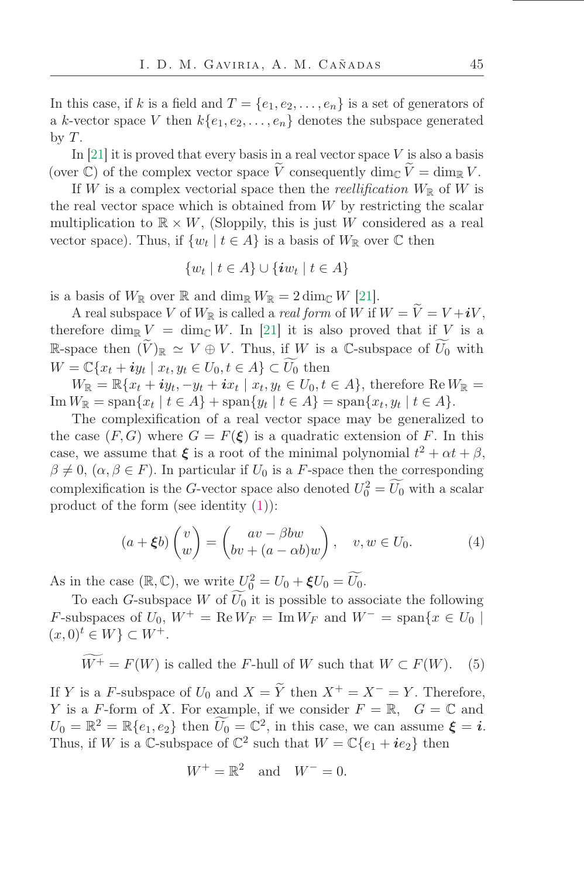In this case, if $k$ is a field and $T = \{e_1, e_2, \dots, e_n\}$ is a set of generators of a $k$-vector space $V$ then $k\{e_1, e_2, \dots, e_n\}$ denotes the subspace generated by $T$.

In [21] it is proved that every basis in a real vector space $V$ is also a basis (over $\mathbb{C}$) of the complex vector space $\widetilde{V}$ consequently $\dim_{\mathbb{C}} \widetilde{V} = \dim_{\mathbb{R}} V$.

If $W$ is a complex vectorial space then the *reellification* $W_{\mathbb{R}}$ of $W$ is the real vector space which is obtained from $W$ by restricting the scalar multiplication to $\mathbb{R} \times W$, (Sloppily, this is just $W$ considered as a real vector space). Thus, if $\{w_t \mid t \in A\}$ is a basis of $W_{\mathbb{R}}$ over $\mathbb{C}$ then

$$\{w_t \mid t \in A\} \cup \{\boldsymbol{i} w_t \mid t \in A\}$$

is a basis of $W_{\mathbb{R}}$ over $\mathbb{R}$ and $\dim_{\mathbb{R}} W_{\mathbb{R}} = 2 \dim_{\mathbb{C}} W$ [21].

A real subspace $V$ of $W_{\mathbb{R}}$ is called a *real form* of $W$ if $W = \widetilde{V} = V + \boldsymbol{i}V$, therefore $\dim_{\mathbb{R}} V = \dim_{\mathbb{C}} W$. In [21] it is also proved that if $V$ is a $\mathbb{R}$-space then $(\widetilde{V})_{\mathbb{R}} \simeq V \oplus V$. Thus, if $W$ is a $\mathbb{C}$-subspace of $\widetilde{U_0}$ with $W = \mathbb{C}\{x_t + \boldsymbol{i} y_t \mid x_t, y_t \in U_0, t \in A\} \subset \widetilde{U_0}$ then

$W_{\mathbb{R}} = \mathbb{R}\{x_t + \boldsymbol{i} y_t, -y_t + \boldsymbol{i} x_t \mid x_t, y_t \in U_0, t \in A\}$, therefore $\operatorname{Re} W_{\mathbb{R}} = \operatorname{Im} W_{\mathbb{R}} = \operatorname{span}\{x_t \mid t \in A\} + \operatorname{span}\{y_t \mid t \in A\} = \operatorname{span}\{x_t, y_t \mid t \in A\}$.

The complexification of a real vector space may be generalized to the case $(F, G)$ where $G = F(\boldsymbol{\xi})$ is a quadratic extension of $F$. In this case, we assume that $\boldsymbol{\xi}$ is a root of the minimal polynomial $t^2 + \alpha t + \beta$, $\beta \neq 0$, $(\alpha, \beta \in F)$. In particular if $U_0$ is a $F$-space then the corresponding complexification is the $G$-vector space also denoted $U_0^2 = \widetilde{U_0}$ with a scalar product of the form (see identity (1)):

$$(a + \boldsymbol{\xi} b)\begin{pmatrix} v \\ w \end{pmatrix} = \begin{pmatrix} av - \beta b w \\ bv + (a - \alpha b) w \end{pmatrix}, \quad v, w \in U_0. \tag{4}$$

As in the case $(\mathbb{R}, \mathbb{C})$, we write $U_0^2 = U_0 + \boldsymbol{\xi} U_0 = \widetilde{U_0}$.

To each $G$-subspace $W$ of $\widetilde{U_0}$ it is possible to associate the following $F$-subspaces of $U_0$, $W^+ = \operatorname{Re} W_F = \operatorname{Im} W_F$ and $W^- = \operatorname{span}\{x \in U_0 \mid (x, 0)^t \in W\} \subset W^+$.

$$\widetilde{W^+} = F(W) \text{ is called the } F\text{-hull of } W \text{ such that } W \subset F(W). \tag{5}$$

If $Y$ is a $F$-subspace of $U_0$ and $X = \widetilde{Y}$ then $X^+ = X^- = Y$. Therefore, $Y$ is a $F$-form of $X$. For example, if we consider $F = \mathbb{R}$, $G = \mathbb{C}$ and $U_0 = \mathbb{R}^2 = \mathbb{R}\{e_1, e_2\}$ then $\widetilde{U_0} = \mathbb{C}^2$, in this case, we can assume $\boldsymbol{\xi} = \boldsymbol{i}$. Thus, if $W$ is a $\mathbb{C}$-subspace of $\mathbb{C}^2$ such that $W = \mathbb{C}\{e_1 + \boldsymbol{i} e_2\}$ then

$$W^+ = \mathbb{R}^2 \quad \text{and} \quad W^- = 0.$$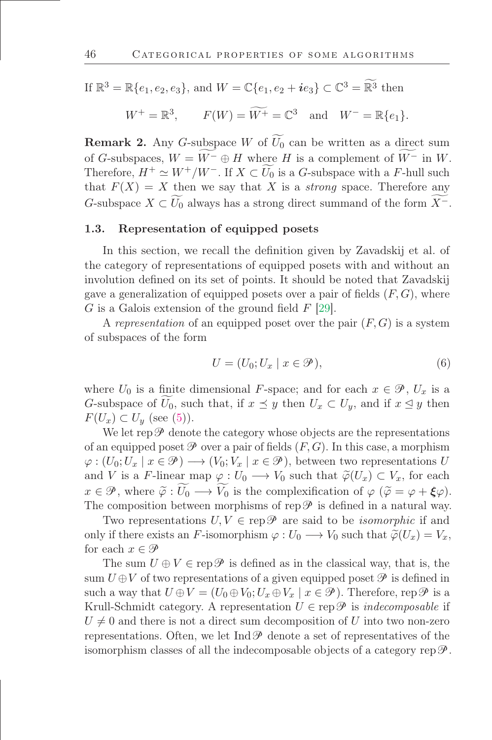If $\mathbb{R}^3 = \mathbb{R}\{e_1, e_2, e_3\}$, and $W = \mathbb{C}\{e_1, e_2 + \boldsymbol{i}e_3\} \subset \mathbb{C}^3 = \widetilde{\mathbb{R}^3}$ then

$$W^+ = \mathbb{R}^3, \qquad F(W) = \widetilde{W^+} = \mathbb{C}^3 \quad \text{and} \quad W^- = \mathbb{R}\{e_1\}.$$

**Remark 2.** Any $G$-subspace $W$ of $\widetilde{U_0}$ can be written as a direct sum of $G$-subspaces, $W = \widetilde{W^-} \oplus H$ where $H$ is a complement of $\widetilde{W^-}$ in $W$. Therefore, $H^+ \simeq W^+/W^-$. If $X \subset \widetilde{U_0}$ is a $G$-subspace with a $F$-hull such that $F(X) = X$ then we say that $X$ is a *strong* space. Therefore any $G$-subspace $X \subset \widetilde{U_0}$ always has a strong direct summand of the form $\widetilde{X^-}$.

### 1.3. Representation of equipped posets

In this section, we recall the definition given by Zavadskij et al. of the category of representations of equipped posets with and without an involution defined on its set of points. It should be noted that Zavadskij gave a generalization of equipped posets over a pair of fields $(F, G)$, where $G$ is a Galois extension of the ground field $F$ [29].

A *representation* of an equipped poset over the pair $(F, G)$ is a system of subspaces of the form

$$U = (U_0; U_x \mid x \in \mathscr{P}), \tag{6}$$

where $U_0$ is a finite dimensional $F$-space; and for each $x \in \mathscr{P}$, $U_x$ is a $G$-subspace of $\widetilde{U_0}$, such that, if $x \preceq y$ then $U_x \subset U_y$, and if $x \trianglelefteq y$ then $F(U_x) \subset U_y$ (see (5)).

We let $\operatorname{rep}\mathscr{P}$ denote the category whose objects are the representations of an equipped poset $\mathscr{P}$ over a pair of fields $(F, G)$. In this case, a morphism $\varphi : (U_0; U_x \mid x \in \mathscr{P}) \longrightarrow (V_0; V_x \mid x \in \mathscr{P})$, between two representations $U$ and $V$ is a $F$-linear map $\varphi : U_0 \longrightarrow V_0$ such that $\widetilde{\varphi}(U_x) \subset V_x$, for each $x \in \mathscr{P}$, where $\widetilde{\varphi} : \widetilde{U_0} \longrightarrow \widetilde{V_0}$ is the complexification of $\varphi$ ($\widetilde{\varphi} = \varphi + \boldsymbol{\xi}\varphi$). The composition between morphisms of $\operatorname{rep}\mathscr{P}$ is defined in a natural way.

Two representations $U, V \in \operatorname{rep}\mathscr{P}$ are said to be *isomorphic* if and only if there exists an $F$-isomorphism $\varphi : U_0 \longrightarrow V_0$ such that $\widetilde{\varphi}(U_x) = V_x$, for each $x \in \mathscr{P}$

The sum $U \oplus V \in \operatorname{rep}\mathscr{P}$ is defined as in the classical way, that is, the sum $U \oplus V$ of two representations of a given equipped poset $\mathscr{P}$ is defined in such a way that $U \oplus V = (U_0 \oplus V_0; U_x \oplus V_x \mid x \in \mathscr{P})$. Therefore, $\operatorname{rep}\mathscr{P}$ is a Krull-Schmidt category. A representation $U \in \operatorname{rep}\mathscr{P}$ is *indecomposable* if $U \neq 0$ and there is not a direct sum decomposition of $U$ into two non-zero representations. Often, we let $\operatorname{Ind}\mathscr{P}$ denote a set of representatives of the isomorphism classes of all the indecomposable objects of a category $\operatorname{rep}\mathscr{P}$.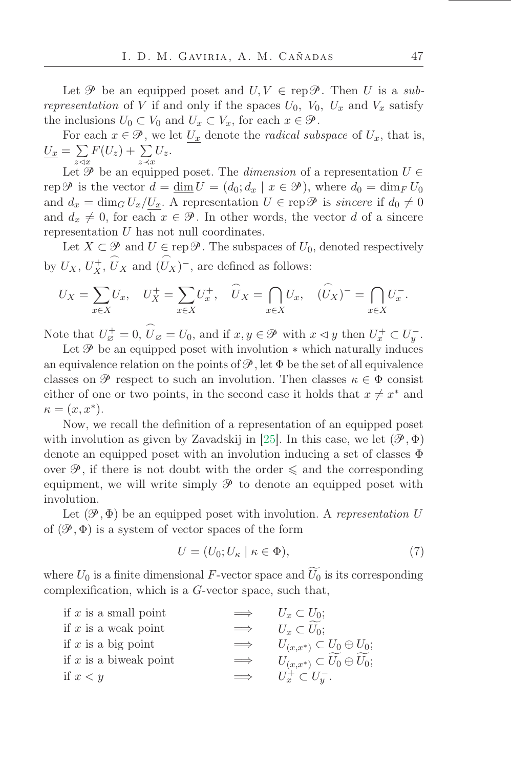Let $\mathscr{P}$ be an equipped poset and $U, V \in \operatorname{rep}\mathscr{P}$. Then $U$ is a *subrepresentation* of $V$ if and only if the spaces $U_0$, $V_0$, $U_x$ and $V_x$ satisfy the inclusions $U_0 \subset V_0$ and $U_x \subset V_x$, for each $x \in \mathscr{P}$.

For each $x \in \mathscr{P}$, we let $\underline{U_x}$ denote the *radical subspace* of $U_x$, that is, $\underline{U_x} = \sum\limits_{z \lhd x} F(U_z) + \sum\limits_{z \prec x} U_z$.

Let $\mathscr{P}$ be an equipped poset. The *dimension* of a representation $U \in \operatorname{rep}\mathscr{P}$ is the vector $d = \underline{\dim}\, U = (d_0; d_x \mid x \in \mathscr{P})$, where $d_0 = \dim_F U_0$ and $d_x = \dim_G U_x/\underline{U_x}$. A representation $U \in \operatorname{rep}\mathscr{P}$ is *sincere* if $d_0 \neq 0$ and $d_x \neq 0$, for each $x \in \mathscr{P}$. In other words, the vector $d$ of a sincere representation $U$ has not null coordinates.

Let $X \subset \mathscr{P}$ and $U \in \operatorname{rep}\mathscr{P}$. The subspaces of $U_0$, denoted respectively by $U_X$, $U_X^+$, $\widehat{U}_X$ and $(\widehat{U}_X)^-$, are defined as follows:

$$U_X = \sum_{x \in X} U_x, \quad U_X^+ = \sum_{x \in X} U_x^+, \quad \widehat{U}_X = \bigcap_{x \in X} U_x, \quad (\widehat{U}_X)^- = \bigcap_{x \in X} U_x^-.$$

Note that $U_\varnothing^+ = 0$, $\widehat{U}_\varnothing = U_0$, and if $x, y \in \mathscr{P}$ with $x \lhd y$ then $U_x^+ \subset U_y^-$.

Let $\mathscr{P}$ be an equipped poset with involution $*$ which naturally induces an equivalence relation on the points of $\mathscr{P}$, let $\Phi$ be the set of all equivalence classes on $\mathscr{P}$ respect to such an involution. Then classes $\kappa \in \Phi$ consist either of one or two points, in the second case it holds that $x \neq x^*$ and $\kappa = (x, x^*)$.

Now, we recall the definition of a representation of an equipped poset with involution as given by Zavadskij in [25]. In this case, we let $(\mathscr{P}, \Phi)$ denote an equipped poset with an involution inducing a set of classes $\Phi$ over $\mathscr{P}$, if there is not doubt with the order $\leqslant$ and the corresponding equipment, we will write simply $\mathscr{P}$ to denote an equipped poset with involution.

Let $(\mathscr{P}, \Phi)$ be an equipped poset with involution. A *representation* $U$ of $(\mathscr{P}, \Phi)$ is a system of vector spaces of the form

$$U = (U_0; U_\kappa \mid \kappa \in \Phi), \tag{7}$$

where $U_0$ is a finite dimensional $F$-vector space and $\widetilde{U_0}$ is its corresponding complexification, which is a $G$-vector space, such that,

| | | |
|---|---|---|
| if $x$ is a small point | $\Longrightarrow$ | $U_x \subset U_0$; |
| if $x$ is a weak point | $\Longrightarrow$ | $U_x \subset \widetilde{U_0}$; |
| if $x$ is a big point | $\Longrightarrow$ | $U_{(x,x^*)} \subset U_0 \oplus U_0$; |
| if $x$ is a biweak point | $\Longrightarrow$ | $U_{(x,x^*)} \subset \widetilde{U_0} \oplus \widetilde{U_0}$; |
| if $x < y$ | $\Longrightarrow$ | $U_x^+ \subset U_y^-$. |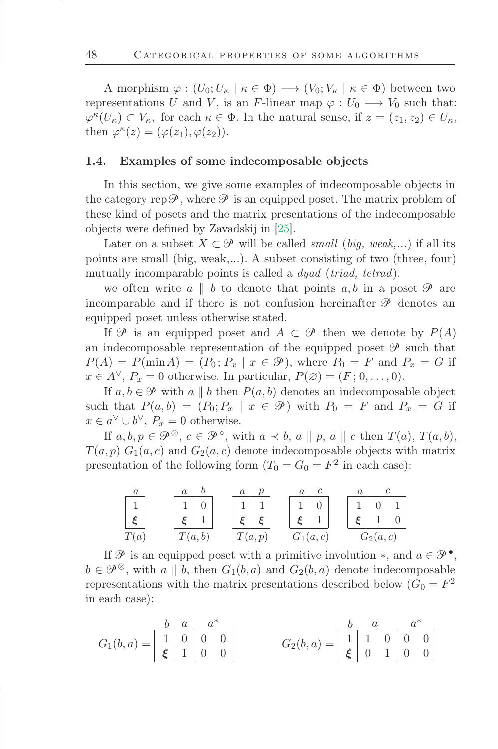A morphism $\varphi : (U_0; U_\kappa \mid \kappa \in \Phi) \longrightarrow (V_0; V_\kappa \mid \kappa \in \Phi)$ between two representations $U$ and $V$, is an $F$-linear map $\varphi : U_0 \longrightarrow V_0$ such that: $\varphi^\kappa(U_\kappa) \subset V_\kappa$, for each $\kappa \in \Phi$. In the natural sense, if $z = (z_1, z_2) \in U_\kappa$, then $\varphi^\kappa(z) = (\varphi(z_1), \varphi(z_2))$.

### 1.4. Examples of some indecomposable objects

In this section, we give some examples of indecomposable objects in the category rep$\mathscr{P}$, where $\mathscr{P}$ is an equipped poset. The matrix problem of these kind of posets and the matrix presentations of the indecomposable objects were defined by Zavadskij in [25].

Later on a subset $X \subset \mathscr{P}$ will be called *small* (*big, weak,...*) if all its points are small (big, weak,...). A subset consisting of two (three, four) mutually incomparable points is called a *dyad* (*triad, tetrad*).

we often write $a \parallel b$ to denote that points $a, b$ in a poset $\mathscr{P}$ are incomparable and if there is not confusion hereinafter $\mathscr{P}$ denotes an equipped poset unless otherwise stated.

If $\mathscr{P}$ is an equipped poset and $A \subset \mathscr{P}$ then we denote by $P(A)$ an indecomposable representation of the equipped poset $\mathscr{P}$ such that $P(A) = P(\min A) = (P_0; P_x \mid x \in \mathscr{P})$, where $P_0 = F$ and $P_x = G$ if $x \in A^\vee$, $P_x = 0$ otherwise. In particular, $P(\varnothing) = (F; 0, \ldots, 0)$.

If $a, b \in \mathscr{P}$ with $a \parallel b$ then $P(a, b)$ denotes an indecomposable object such that $P(a, b) = (P_0; P_x \mid x \in \mathscr{P})$ with $P_0 = F$ and $P_x = G$ if $x \in a^\vee \cup b^\vee$, $P_x = 0$ otherwise.

If $a, b, p \in \mathscr{P}^\otimes$, $c \in \mathscr{P}^\circ$, with $a \prec b$, $a \parallel p$, $a \parallel c$ then $T(a)$, $T(a, b)$, $T(a, p)$ $G_1(a, c)$ and $G_2(a, c)$ denote indecomposable objects with matrix presentation of the following form ($T_0 = G_0 = F^2$ in each case):

$$T(a) = \begin{array}{c} a \\ \begin{array}{|c|} \hline 1 \\ \boldsymbol{\xi} \\ \hline \end{array} \end{array} \qquad T(a,b) = \begin{array}{cc} a & b \\ \begin{array}{|c|} \hline 1 \\ \boldsymbol{\xi} \\ \hline \end{array} & \begin{array}{c|} \hline 0 \\ 1 \\ \hline \end{array} \end{array} \qquad T(a,p) = \begin{array}{cc} a & p \\ \begin{array}{|c|} \hline 1 \\ \boldsymbol{\xi} \\ \hline \end{array} & \begin{array}{c|} \hline 1 \\ \boldsymbol{\xi} \\ \hline \end{array} \end{array} \qquad G_1(a,c) = \begin{array}{cc} a & c \\ \begin{array}{|c|} \hline 1 \\ \boldsymbol{\xi} \\ \hline \end{array} & \begin{array}{c|} \hline 0 \\ 1 \\ \hline \end{array} \end{array} \qquad G_2(a,c) = \begin{array}{cc} a & c \\ \begin{array}{|c|} \hline 1 \\ \boldsymbol{\xi} \\ \hline \end{array} & \begin{array}{cc|} \hline 0 & 1 \\ 1 & 0 \\ \hline \end{array} \end{array}$$

If $\mathscr{P}$ is an equipped poset with a primitive involution $*$, and $a \in \mathscr{P}^\bullet$, $b \in \mathscr{P}^\otimes$, with $a \parallel b$, then $G_1(b, a)$ and $G_2(b, a)$ denote indecomposable representations with the matrix presentations described below ($G_0 = F^2$ in each case):

$$G_1(b,a) = \begin{array}{ccc} b & a & a^* \\ \begin{array}{|c|} \hline 1 \\ \boldsymbol{\xi} \\ \hline \end{array} & \begin{array}{c|} \hline 0 \\ 1 \\ \hline \end{array} & \begin{array}{cc|} \hline 0 & 0 \\ 0 & 0 \\ \hline \end{array} \end{array} \qquad G_2(b,a) = \begin{array}{ccc} b & a & a^* \\ \begin{array}{|c|} \hline 1 \\ \boldsymbol{\xi} \\ \hline \end{array} & \begin{array}{cc|} \hline 1 & 0 \\ 0 & 1 \\ \hline \end{array} & \begin{array}{cc|} \hline 0 & 0 \\ 0 & 0 \\ \hline \end{array} \end{array}$$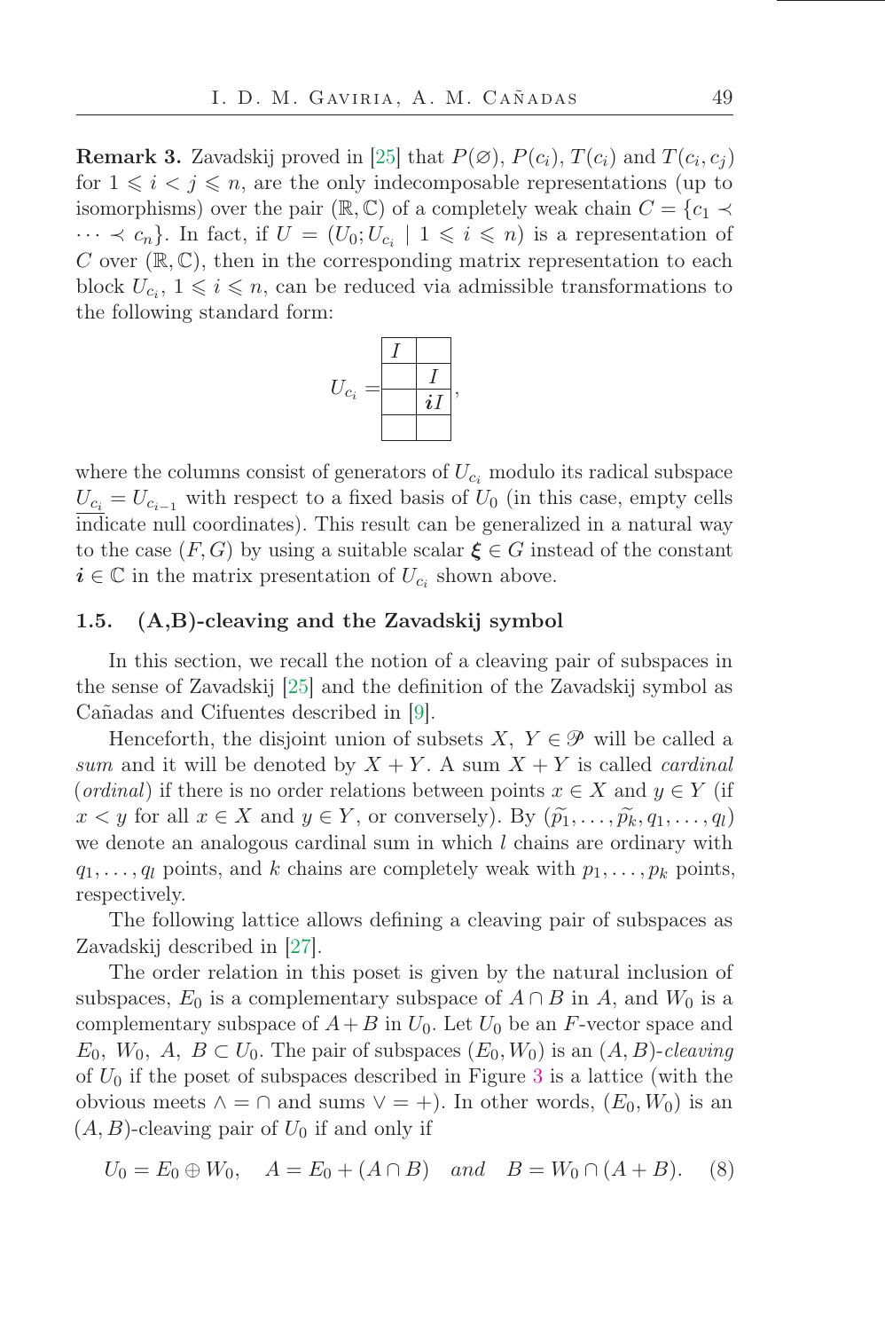**Remark 3.** Zavadskij proved in [25] that $P(\varnothing)$, $P(c_i)$, $T(c_i)$ and $T(c_i, c_j)$ for $1 \leqslant i < j \leqslant n$, are the only indecomposable representations (up to isomorphisms) over the pair $(\mathbb{R}, \mathbb{C})$ of a completely weak chain $C = \{c_1 \prec \cdots \prec c_n\}$. In fact, if $U = (U_0; U_{c_i} \mid 1 \leqslant i \leqslant n)$ is a representation of $C$ over $(\mathbb{R}, \mathbb{C})$, then in the corresponding matrix representation to each block $U_{c_i}$, $1 \leqslant i \leqslant n$, can be reduced via admissible transformations to the following standard form:

$$U_{c_i} = \begin{array}{|c|c|} \hline I & \\ \hline & I \\ \hline & \boldsymbol{i}I \\ \hline & \\ \hline \end{array},$$

where the columns consist of generators of $U_{c_i}$ modulo its radical subspace $\underline{U_{c_i}} = U_{c_{i-1}}$ with respect to a fixed basis of $U_0$ (in this case, empty cells indicate null coordinates). This result can be generalized in a natural way to the case $(F, G)$ by using a suitable scalar $\boldsymbol{\xi} \in G$ instead of the constant $\boldsymbol{i} \in \mathbb{C}$ in the matrix presentation of $U_{c_i}$ shown above.

### 1.5. (A,B)-cleaving and the Zavadskij symbol

In this section, we recall the notion of a cleaving pair of subspaces in the sense of Zavadskij [25] and the definition of the Zavadskij symbol as Cañadas and Cifuentes described in [9].

Henceforth, the disjoint union of subsets $X$, $Y \in \mathscr{P}$ will be called a *sum* and it will be denoted by $X + Y$. A sum $X + Y$ is called *cardinal* (*ordinal*) if there is no order relations between points $x \in X$ and $y \in Y$ (if $x < y$ for all $x \in X$ and $y \in Y$, or conversely). By $(\widetilde{p_1}, \ldots, \widetilde{p_k}, q_1, \ldots, q_l)$ we denote an analogous cardinal sum in which $l$ chains are ordinary with $q_1, \ldots, q_l$ points, and $k$ chains are completely weak with $p_1, \ldots, p_k$ points, respectively.

The following lattice allows defining a cleaving pair of subspaces as Zavadskij described in [27].

The order relation in this poset is given by the natural inclusion of subspaces, $E_0$ is a complementary subspace of $A \cap B$ in $A$, and $W_0$ is a complementary subspace of $A + B$ in $U_0$. Let $U_0$ be an $F$-vector space and $E_0$, $W_0$, $A$, $B \subset U_0$. The pair of subspaces $(E_0, W_0)$ is an $(A, B)$-*cleaving* of $U_0$ if the poset of subspaces described in Figure 3 is a lattice (with the obvious meets $\wedge = \cap$ and sums $\vee = +$). In other words, $(E_0, W_0)$ is an $(A, B)$-cleaving pair of $U_0$ if and only if

$$U_0 = E_0 \oplus W_0, \quad A = E_0 + (A \cap B) \quad \textit{and} \quad B = W_0 \cap (A + B). \quad (8)$$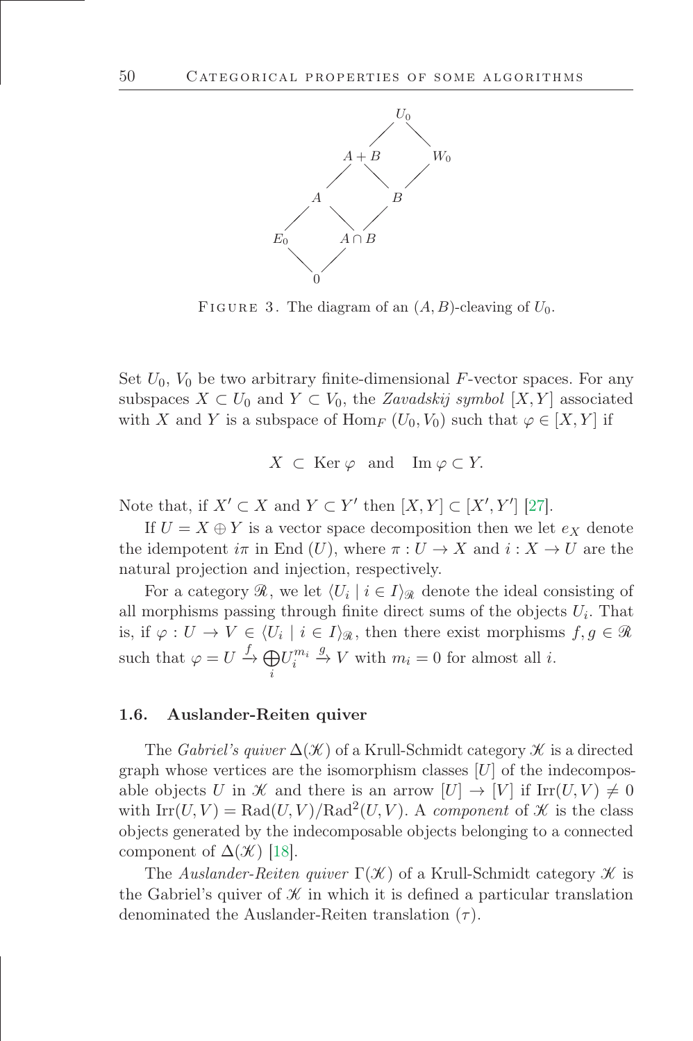FIGURE 3. The diagram of an $(A, B)$-cleaving of $U_0$.

Set $U_0$, $V_0$ be two arbitrary finite-dimensional $F$-vector spaces. For any subspaces $X \subset U_0$ and $Y \subset V_0$, the *Zavadskij symbol* $[X, Y]$ associated with $X$ and $Y$ is a subspace of $\mathrm{Hom}_F\,(U_0, V_0)$ such that $\varphi \in [X, Y]$ if

$$X \;\subset\; \mathrm{Ker}\,\varphi \quad \text{and} \quad \mathrm{Im}\,\varphi \subset Y.$$

Note that, if $X' \subset X$ and $Y \subset Y'$ then $[X, Y] \subset [X', Y']$ [27].

If $U = X \oplus Y$ is a vector space decomposition then we let $e_X$ denote the idempotent $i\pi$ in $\mathrm{End}\,(U)$, where $\pi : U \to X$ and $i : X \to U$ are the natural projection and injection, respectively.

For a category $\mathscr{R}$, we let $\langle U_i \mid i \in I\rangle_{\mathscr{R}}$ denote the ideal consisting of all morphisms passing through finite direct sums of the objects $U_i$. That is, if $\varphi : U \to V \in \langle U_i \mid i \in I\rangle_{\mathscr{R}}$, then there exist morphisms $f, g \in \mathscr{R}$ such that $\varphi = U \xrightarrow{f} \bigoplus\limits_i U_i^{m_i} \xrightarrow{g} V$ with $m_i = 0$ for almost all $i$.

### 1.6. Auslander-Reiten quiver

The *Gabriel's quiver* $\Delta(\mathscr{K})$ of a Krull-Schmidt category $\mathscr{K}$ is a directed graph whose vertices are the isomorphism classes $[U]$ of the indecomposable objects $U$ in $\mathscr{K}$ and there is an arrow $[U] \to [V]$ if $\mathrm{Irr}(U, V) \neq 0$ with $\mathrm{Irr}(U, V) = \mathrm{Rad}(U, V)/\mathrm{Rad}^2(U, V)$. A *component* of $\mathscr{K}$ is the class objects generated by the indecomposable objects belonging to a connected component of $\Delta(\mathscr{K})$ [18].

The *Auslander-Reiten quiver* $\Gamma(\mathscr{K})$ of a Krull-Schmidt category $\mathscr{K}$ is the Gabriel's quiver of $\mathscr{K}$ in which it is defined a particular translation denominated the Auslander-Reiten translation $(\tau)$.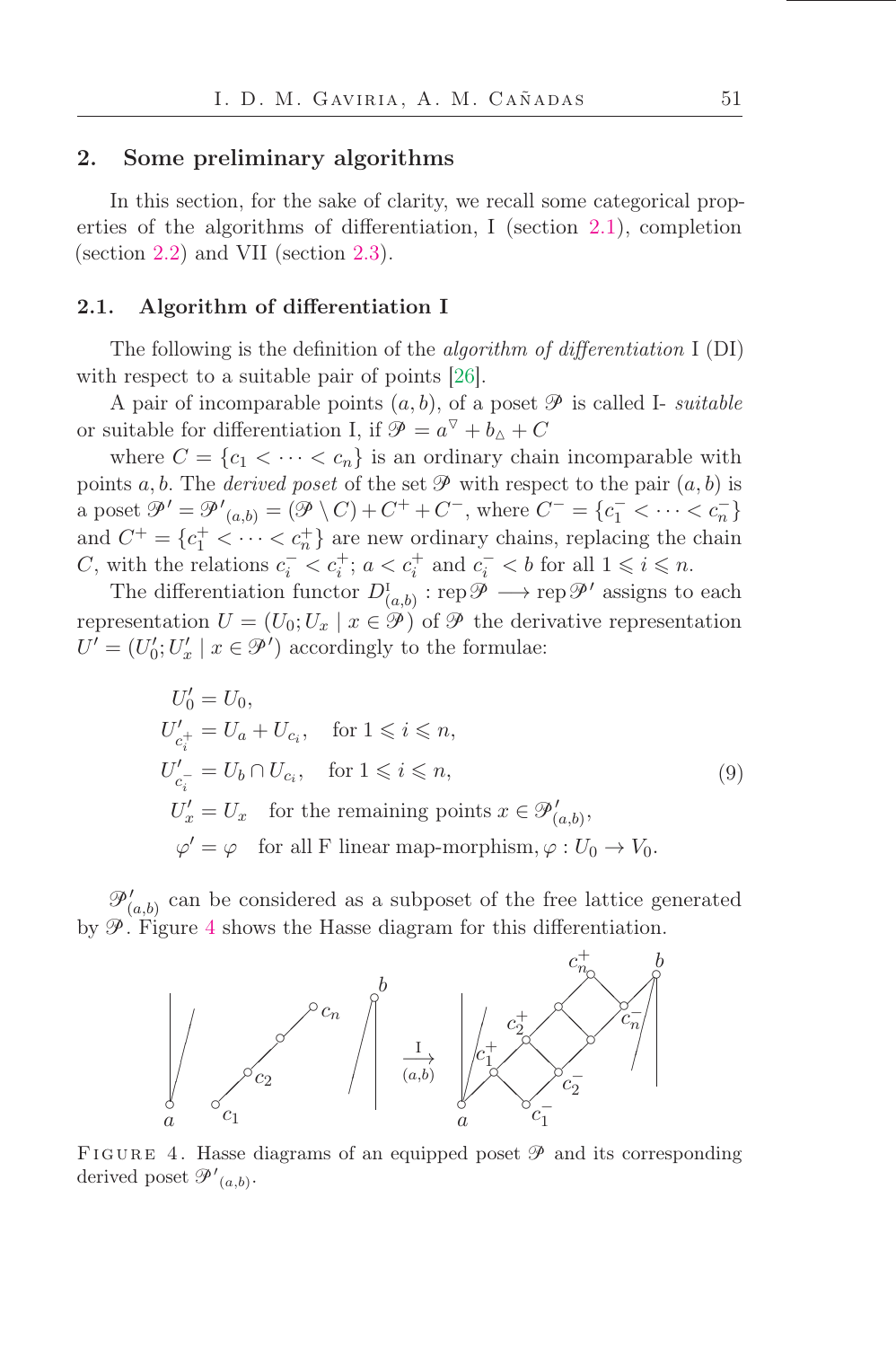## 2. Some preliminary algorithms

In this section, for the sake of clarity, we recall some categorical properties of the algorithms of differentiation, I (section 2.1), completion (section 2.2) and VII (section 2.3).

### 2.1. Algorithm of differentiation I

The following is the definition of the *algorithm of differentiation* I (DI) with respect to a suitable pair of points [26].

A pair of incomparable points $(a, b)$, of a poset $\mathscr{P}$ is called I- *suitable* or suitable for differentiation I, if $\mathscr{P} = a^{\triangledown} + b_{\vartriangle} + C$

where $C = \{c_1 < \cdots < c_n\}$ is an ordinary chain incomparable with points $a, b$. The *derived poset* of the set $\mathscr{P}$ with respect to the pair $(a, b)$ is a poset $\mathscr{P}' = \mathscr{P}'_{(a,b)} = (\mathscr{P} \setminus C) + C^+ + C^-$, where $C^- = \{c_1^- < \cdots < c_n^-\}$ and $C^+ = \{c_1^+ < \cdots < c_n^+\}$ are new ordinary chains, replacing the chain $C$, with the relations $c_i^- < c_i^+$; $a < c_i^+$ and $c_i^- < b$ for all $1 \leqslant i \leqslant n$.

The differentiation functor $D^{\mathrm{I}}_{(a,b)} : \operatorname{rep}\mathscr{P} \longrightarrow \operatorname{rep}\mathscr{P}'$ assigns to each representation $U = (U_0; U_x \mid x \in \mathscr{P})$ of $\mathscr{P}$ the derivative representation $U' = (U'_0; U'_x \mid x \in \mathscr{P}')$ accordingly to the formulae:

$$
\begin{aligned}
U'_0 &= U_0, \\
U'_{c_i^+} &= U_a + U_{c_i}, \quad \text{for } 1 \leqslant i \leqslant n, \\
U'_{c_i^-} &= U_b \cap U_{c_i}, \quad \text{for } 1 \leqslant i \leqslant n, \\
U'_x &= U_x \quad \text{for the remaining points } x \in \mathscr{P}'_{(a,b)}, \\
\varphi' &= \varphi \quad \text{for all F linear map-morphism}, \varphi : U_0 \to V_0.
\end{aligned}
\tag{9}
$$

$\mathscr{P}'_{(a,b)}$ can be considered as a subposet of the free lattice generated by $\mathscr{P}$. Figure 4 shows the Hasse diagram for this differentiation.

FIGURE 4. Hasse diagrams of an equipped poset $\mathscr{P}$ and its corresponding derived poset $\mathscr{P}'_{(a,b)}$.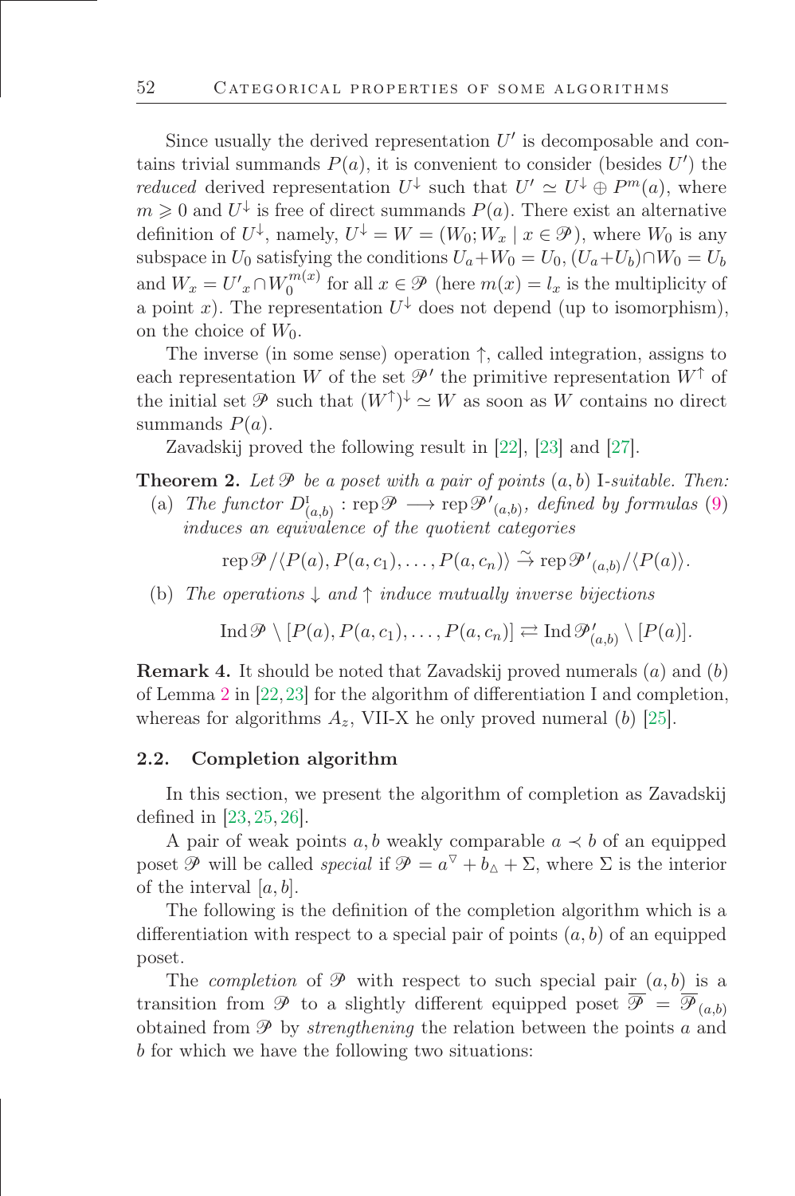Since usually the derived representation $U'$ is decomposable and contains trivial summands $P(a)$, it is convenient to consider (besides $U'$) the *reduced* derived representation $U^{\downarrow}$ such that $U' \simeq U^{\downarrow} \oplus P^m(a)$, where $m \geqslant 0$ and $U^{\downarrow}$ is free of direct summands $P(a)$. There exist an alternative definition of $U^{\downarrow}$, namely, $U^{\downarrow} = W = (W_0; W_x \mid x \in \mathscr{P})$, where $W_0$ is any subspace in $U_0$ satisfying the conditions $U_a + W_0 = U_0$, $(U_a + U_b) \cap W_0 = U_b$ and $W_x = {U'}_x \cap W_0^{m(x)}$ for all $x \in \mathscr{P}$ (here $m(x) = l_x$ is the multiplicity of a point $x$). The representation $U^{\downarrow}$ does not depend (up to isomorphism), on the choice of $W_0$.

The inverse (in some sense) operation $\uparrow$, called integration, assigns to each representation $W$ of the set $\mathscr{P}'$ the primitive representation $W^{\uparrow}$ of the initial set $\mathscr{P}$ such that $(W^{\uparrow})^{\downarrow} \simeq W$ as soon as $W$ contains no direct summands $P(a)$.

Zavadskij proved the following result in [22], [23] and [27].

**Theorem 2.** *Let $\mathscr{P}$ be a poset with a pair of points $(a, b)$ I-suitable. Then:*

(a) *The functor $D^{\mathrm{I}}_{(a,b)} : \operatorname{rep} \mathscr{P} \longrightarrow \operatorname{rep} {\mathscr{P}'}_{(a,b)}$, defined by formulas (9) induces an equivalence of the quotient categories*

$$\operatorname{rep} \mathscr{P} / \langle P(a), P(a, c_1), \ldots, P(a, c_n) \rangle \xrightarrow{\sim} \operatorname{rep} {\mathscr{P}'}_{(a,b)} / \langle P(a) \rangle.$$

(b) *The operations $\downarrow$ and $\uparrow$ induce mutually inverse bijections*

$$\operatorname{Ind} \mathscr{P} \setminus [P(a), P(a, c_1), \ldots, P(a, c_n)] \rightleftarrows \operatorname{Ind} \mathscr{P}'_{(a,b)} \setminus [P(a)].$$

**Remark 4.** It should be noted that Zavadskij proved numerals $(a)$ and $(b)$ of Lemma 2 in [22, 23] for the algorithm of differentiation I and completion, whereas for algorithms $A_z$, VII-X he only proved numeral $(b)$ [25].

### 2.2. Completion algorithm

In this section, we present the algorithm of completion as Zavadskij defined in [23, 25, 26].

A pair of weak points $a, b$ weakly comparable $a \prec b$ of an equipped poset $\mathscr{P}$ will be called *special* if $\mathscr{P} = a^{\triangledown} + b_{\vartriangle} + \Sigma$, where $\Sigma$ is the interior of the interval $[a, b]$.

The following is the definition of the completion algorithm which is a differentiation with respect to a special pair of points $(a, b)$ of an equipped poset.

The *completion* of $\mathscr{P}$ with respect to such special pair $(a, b)$ is a transition from $\mathscr{P}$ to a slightly different equipped poset $\overline{\mathscr{P}} = \overline{\mathscr{P}}_{(a,b)}$ obtained from $\mathscr{P}$ by *strengthening* the relation between the points $a$ and $b$ for which we have the following two situations: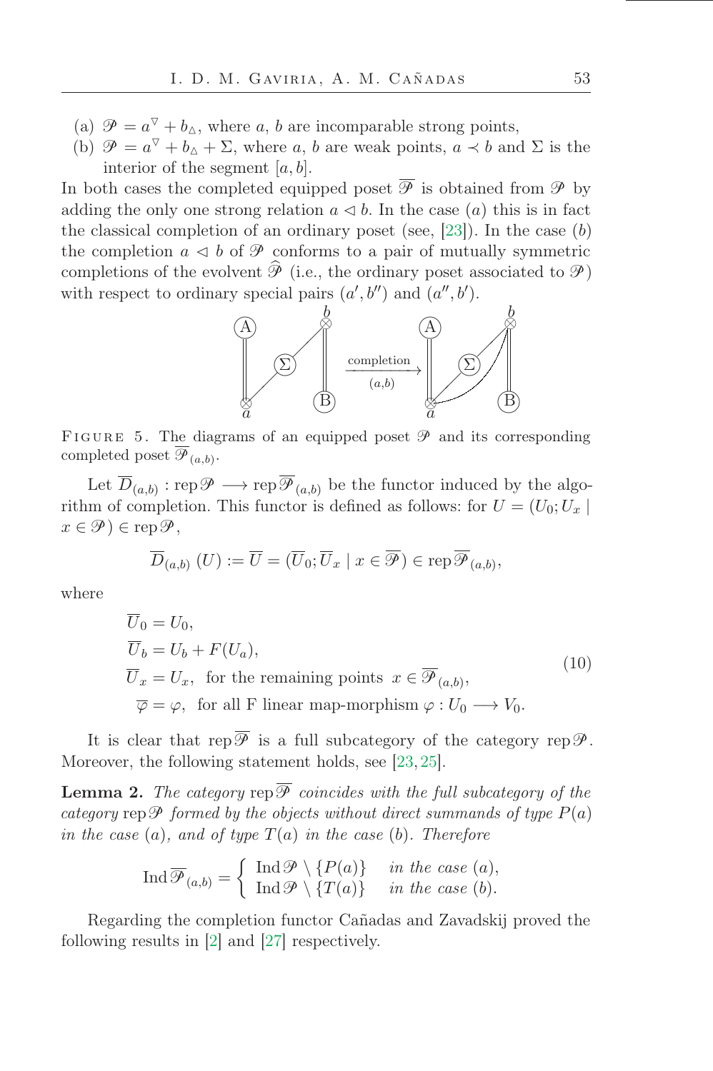(a) $\mathscr{P} = a^{\triangledown} + b_{\vartriangle}$, where $a$, $b$ are incomparable strong points,

(b) $\mathscr{P} = a^{\triangledown} + b_{\vartriangle} + \Sigma$, where $a$, $b$ are weak points, $a \prec b$ and $\Sigma$ is the interior of the segment $[a, b]$.

In both cases the completed equipped poset $\overline{\mathscr{P}}$ is obtained from $\mathscr{P}$ by adding the only one strong relation $a \lhd b$. In the case $(a)$ this is in fact the classical completion of an ordinary poset (see, [23]). In the case $(b)$ the completion $a \lhd b$ of $\mathscr{P}$ conforms to a pair of mutually symmetric completions of the evolvent $\widehat{\mathscr{P}}$ (i.e., the ordinary poset associated to $\mathscr{P}$) with respect to ordinary special pairs $(a', b'')$ and $(a'', b')$.

FIGURE 5. The diagrams of an equipped poset $\mathscr{P}$ and its corresponding completed poset $\overline{\mathscr{P}}_{(a,b)}$.

Let $\overline{D}_{(a,b)} : \operatorname{rep}\mathscr{P} \longrightarrow \operatorname{rep}\overline{\mathscr{P}}_{(a,b)}$ be the functor induced by the algorithm of completion. This functor is defined as follows: for $U = (U_0; U_x \mid x \in \mathscr{P}) \in \operatorname{rep}\mathscr{P}$,

$$\overline{D}_{(a,b)}\,(U) := \overline{U} = (\overline{U}_0; \overline{U}_x \mid x \in \overline{\mathscr{P}}) \in \operatorname{rep}\overline{\mathscr{P}}_{(a,b)},$$

where

$$\begin{aligned}
\overline{U}_0 &= U_0, \\
\overline{U}_b &= U_b + F(U_a), \\
\overline{U}_x &= U_x, \ \text{ for the remaining points } \ x \in \overline{\mathscr{P}}_{(a,b)}, \\
\overline{\varphi} &= \varphi, \ \text{ for all F linear map-morphism } \varphi : U_0 \longrightarrow V_0.
\end{aligned} \tag{10}$$

It is clear that $\operatorname{rep}\overline{\mathscr{P}}$ is a full subcategory of the category $\operatorname{rep}\mathscr{P}$. Moreover, the following statement holds, see [23, 25].

**Lemma 2.** *The category* $\operatorname{rep}\overline{\mathscr{P}}$ *coincides with the full subcategory of the category* $\operatorname{rep}\mathscr{P}$ *formed by the objects without direct summands of type* $P(a)$ *in the case* $(a)$*, and of type* $T(a)$ *in the case* $(b)$*. Therefore*

$$\operatorname{Ind}\overline{\mathscr{P}}_{(a,b)} = \begin{cases} \operatorname{Ind}\mathscr{P} \setminus \{P(a)\} & \text{in the case } (a), \\ \operatorname{Ind}\mathscr{P} \setminus \{T(a)\} & \text{in the case } (b). \end{cases}$$

Regarding the completion functor Cañadas and Zavadskij proved the following results in [2] and [27] respectively.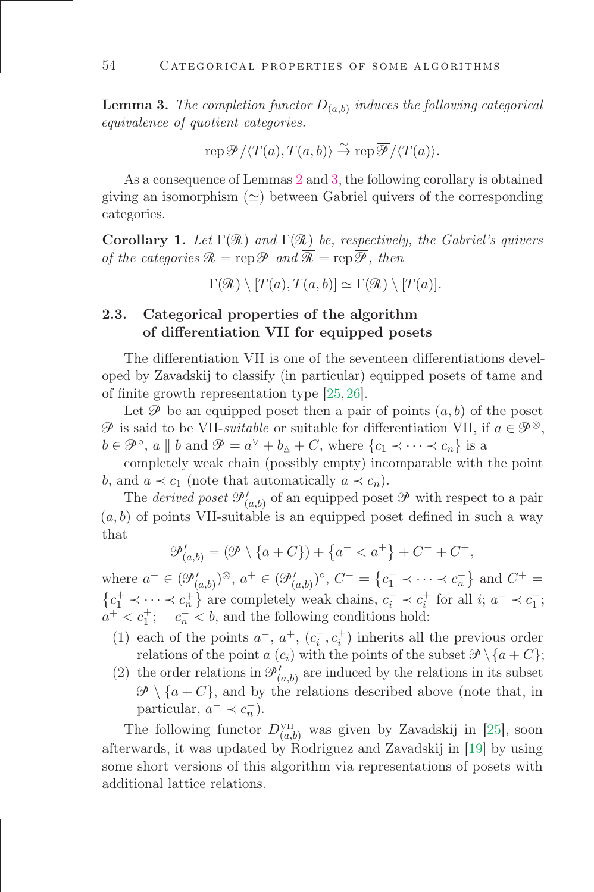**Lemma 3.** *The completion functor $\overline{D}_{(a,b)}$ induces the following categorical equivalence of quotient categories.*

$$\operatorname{rep}\mathscr{P}/\langle T(a), T(a,b)\rangle \xrightarrow{\sim} \operatorname{rep}\overline{\mathscr{P}}/\langle T(a)\rangle.$$

As a consequence of Lemmas 2 and 3, the following corollary is obtained giving an isomorphism ($\simeq$) between Gabriel quivers of the corresponding categories.

**Corollary 1.** *Let $\Gamma(\mathscr{R})$ and $\Gamma(\overline{\mathscr{R}})$ be, respectively, the Gabriel's quivers of the categories $\mathscr{R} = \operatorname{rep}\mathscr{P}$ and $\overline{\mathscr{R}} = \operatorname{rep}\overline{\mathscr{P}}$, then*

$$\Gamma(\mathscr{R}) \setminus [T(a), T(a,b)] \simeq \Gamma(\overline{\mathscr{R}}) \setminus [T(a)].$$

### 2.3. Categorical properties of the algorithm of differentiation VII for equipped posets

The differentiation VII is one of the seventeen differentiations developed by Zavadskij to classify (in particular) equipped posets of tame and of finite growth representation type [25, 26].

Let $\mathscr{P}$ be an equipped poset then a pair of points $(a, b)$ of the poset $\mathscr{P}$ is said to be VII-*suitable* or suitable for differentiation VII, if $a \in \mathscr{P}^{\otimes}$, $b \in \mathscr{P}^{\circ}$, $a \parallel b$ and $\mathscr{P} = a^{\triangledown} + b_{\vartriangle} + C$, where $\{c_1 \prec \cdots \prec c_n\}$ is a

completely weak chain (possibly empty) incomparable with the point $b$, and $a \prec c_1$ (note that automatically $a \prec c_n$).

The *derived poset* $\mathscr{P}'_{(a,b)}$ of an equipped poset $\mathscr{P}$ with respect to a pair $(a, b)$ of points VII-suitable is an equipped poset defined in such a way that

$$\mathscr{P}'_{(a,b)} = (\mathscr{P} \setminus \{a + C\}) + \{a^- < a^+\} + C^- + C^+,$$

where $a^- \in (\mathscr{P}'_{(a,b)})^{\otimes}$, $a^+ \in (\mathscr{P}'_{(a,b)})^{\circ}$, $C^- = \{c_1^- \prec \cdots \prec c_n^-\}$ and $C^+ = \{c_1^+ \prec \cdots \prec c_n^+\}$ are completely weak chains, $c_i^- \prec c_i^+$ for all $i$; $a^- \prec c_1^-$; $a^+ < c_1^+$; $c_n^- < b$, and the following conditions hold:

1. each of the points $a^-$, $a^+$, $(c_i^-, c_i^+)$ inherits all the previous order relations of the point $a$ $(c_i)$ with the points of the subset $\mathscr{P} \setminus \{a + C\}$;
2. the order relations in $\mathscr{P}'_{(a,b)}$ are induced by the relations in its subset $\mathscr{P} \setminus \{a + C\}$, and by the relations described above (note that, in particular, $a^- \prec c_n^-$).

The following functor $D^{\mathrm{VII}}_{(a,b)}$ was given by Zavadskij in [25], soon afterwards, it was updated by Rodriguez and Zavadskij in [19] by using some short versions of this algorithm via representations of posets with additional lattice relations.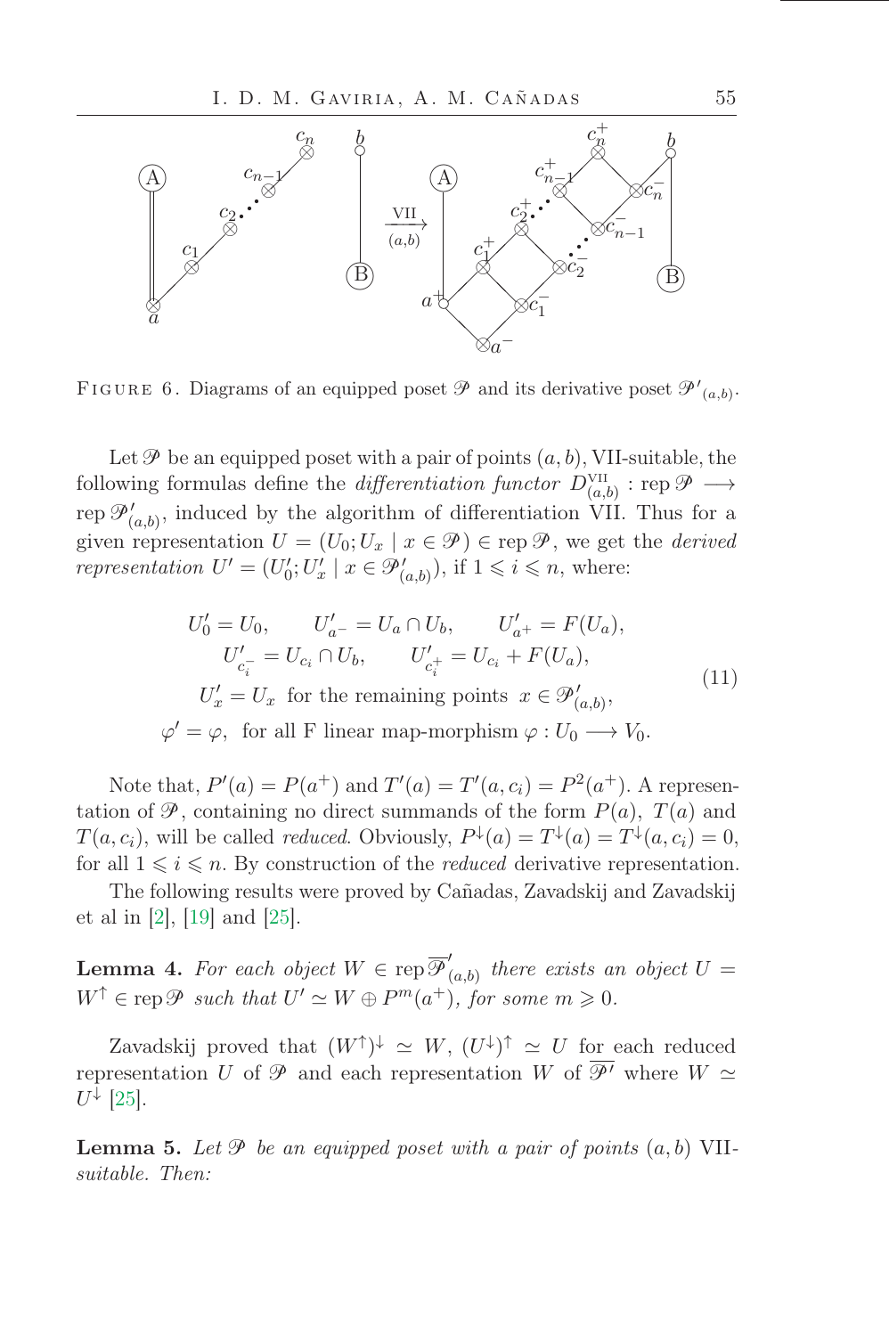FIGURE 6. Diagrams of an equipped poset $\mathscr{P}$ and its derivative poset $\mathscr{P}'_{(a,b)}$.

Let $\mathscr{P}$ be an equipped poset with a pair of points $(a, b)$, VII-suitable, the following formulas define the *differentiation functor* $D^{\text{VII}}_{(a,b)} : \text{rep}\,\mathscr{P} \longrightarrow \text{rep}\,\mathscr{P}'_{(a,b)}$, induced by the algorithm of differentiation VII. Thus for a given representation $U = (U_0; U_x \mid x \in \mathscr{P}) \in \text{rep}\,\mathscr{P}$, we get the *derived representation* $U' = (U'_0; U'_x \mid x \in \mathscr{P}'_{(a,b)})$, if $1 \leqslant i \leqslant n$, where:

$$
\begin{gathered}
U'_0 = U_0, \qquad U'_{a^-} = U_a \cap U_b, \qquad U'_{a^+} = F(U_a), \\
U'_{c_i^-} = U_{c_i} \cap U_b, \qquad U'_{c_i^+} = U_{c_i} + F(U_a), \\
U'_x = U_x \text{ for the remaining points } x \in \mathscr{P}'_{(a,b)}, \\
\varphi' = \varphi, \text{ for all F linear map-morphism } \varphi : U_0 \longrightarrow V_0.
\end{gathered} \tag{11}
$$

Note that, $P'(a) = P(a^+)$ and $T'(a) = T'(a, c_i) = P^2(a^+)$. A representation of $\mathscr{P}$, containing no direct summands of the form $P(a)$, $T(a)$ and $T(a, c_i)$, will be called *reduced*. Obviously, $P^{\downarrow}(a) = T^{\downarrow}(a) = T^{\downarrow}(a, c_i) = 0$, for all $1 \leqslant i \leqslant n$. By construction of the *reduced* derivative representation.

The following results were proved by Cañadas, Zavadskij and Zavadskij et al in [2], [19] and [25].

**Lemma 4.** *For each object $W \in \text{rep}\,\overline{\mathscr{P}}'_{(a,b)}$ there exists an object $U = W^{\uparrow} \in \text{rep}\,\mathscr{P}$ such that $U' \simeq W \oplus P^m(a^+)$, for some $m \geqslant 0$.*

Zavadskij proved that $(W^{\uparrow})^{\downarrow} \simeq W$, $(U^{\downarrow})^{\uparrow} \simeq U$ for each reduced representation $U$ of $\mathscr{P}$ and each representation $W$ of $\overline{\mathscr{P}'}$ where $W \simeq U^{\downarrow}$ [25].

**Lemma 5.** *Let $\mathscr{P}$ be an equipped poset with a pair of points $(a, b)$ VII-suitable. Then:*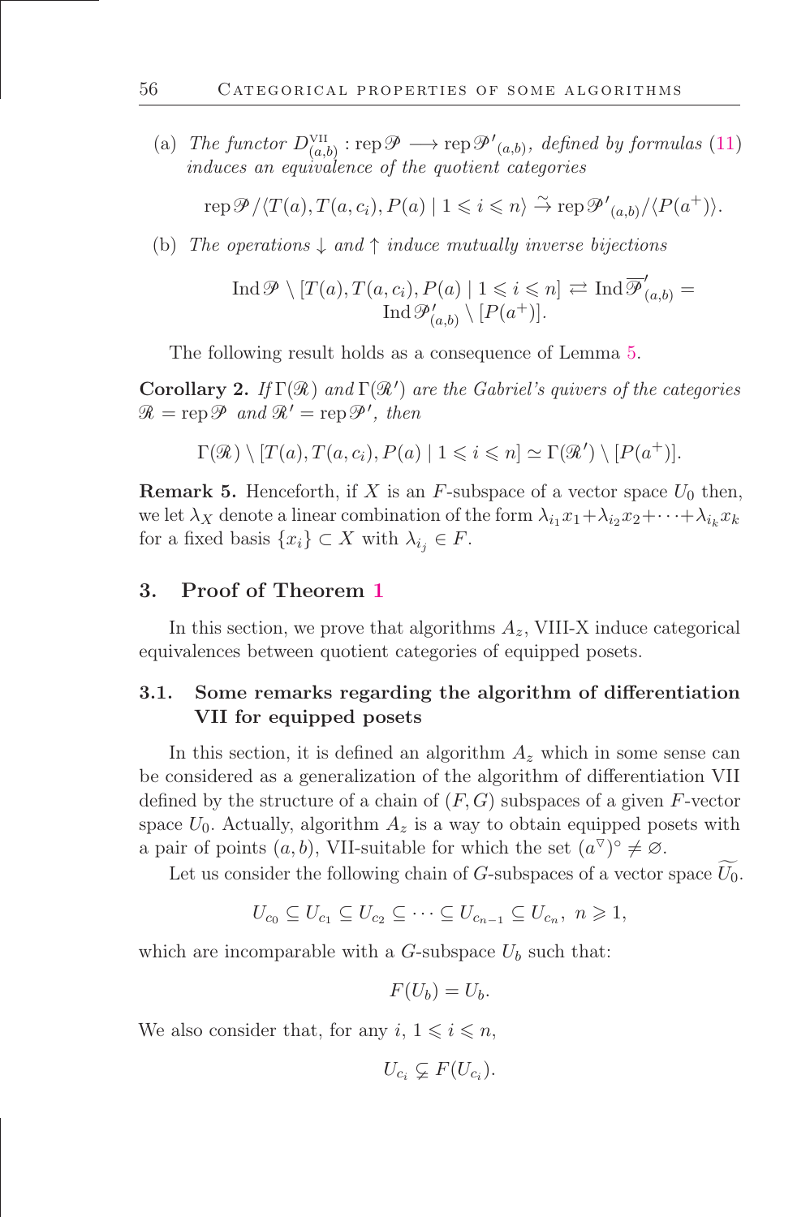(a) *The functor* $D^{\mathrm{VII}}_{(a,b)} : \operatorname{rep}\mathscr{P} \longrightarrow \operatorname{rep}\mathscr{P}'_{(a,b)}$*, defined by formulas* (11) *induces an equivalence of the quotient categories*

$$\operatorname{rep}\mathscr{P}/\langle T(a), T(a,c_i), P(a) \mid 1 \leqslant i \leqslant n\rangle \xrightarrow{\sim} \operatorname{rep}\mathscr{P}'_{(a,b)}/\langle P(a^+)\rangle.$$

(b) *The operations* $\downarrow$ *and* $\uparrow$ *induce mutually inverse bijections*

$$\operatorname{Ind}\mathscr{P} \setminus [T(a), T(a,c_i), P(a) \mid 1 \leqslant i \leqslant n] \rightleftarrows \operatorname{Ind}\overline{\mathscr{P}}'_{(a,b)} = \operatorname{Ind}\mathscr{P}'_{(a,b)} \setminus [P(a^+)].$$

The following result holds as a consequence of Lemma 5.

**Corollary 2.** *If* $\Gamma(\mathscr{R})$ *and* $\Gamma(\mathscr{R}')$ *are the Gabriel's quivers of the categories* $\mathscr{R} = \operatorname{rep}\mathscr{P}$ *and* $\mathscr{R}' = \operatorname{rep}\mathscr{P}'$*, then*

$$\Gamma(\mathscr{R}) \setminus [T(a), T(a,c_i), P(a) \mid 1 \leqslant i \leqslant n] \simeq \Gamma(\mathscr{R}') \setminus [P(a^+)].$$

**Remark 5.** Henceforth, if $X$ is an $F$-subspace of a vector space $U_0$ then, we let $\lambda_X$ denote a linear combination of the form $\lambda_{i_1}x_1 + \lambda_{i_2}x_2 + \cdots + \lambda_{i_k}x_k$ for a fixed basis $\{x_i\} \subset X$ with $\lambda_{i_j} \in F$.

## 3. Proof of Theorem 1

In this section, we prove that algorithms $A_z$, VIII-X induce categorical equivalences between quotient categories of equipped posets.

### 3.1. Some remarks regarding the algorithm of differentiation VII for equipped posets

In this section, it is defined an algorithm $A_z$ which in some sense can be considered as a generalization of the algorithm of differentiation VII defined by the structure of a chain of $(F, G)$ subspaces of a given $F$-vector space $U_0$. Actually, algorithm $A_z$ is a way to obtain equipped posets with a pair of points $(a, b)$, VII-suitable for which the set $(a^{\triangledown})^{\circ} \neq \varnothing$.

Let us consider the following chain of $G$-subspaces of a vector space $\widetilde{U_0}$.

$$U_{c_0} \subseteq U_{c_1} \subseteq U_{c_2} \subseteq \cdots \subseteq U_{c_{n-1}} \subseteq U_{c_n},\ n \geqslant 1,$$

which are incomparable with a $G$-subspace $U_b$ such that:

$$F(U_b) = U_b.$$

We also consider that, for any $i$, $1 \leqslant i \leqslant n$,

$$U_{c_i} \subsetneq F(U_{c_i}).$$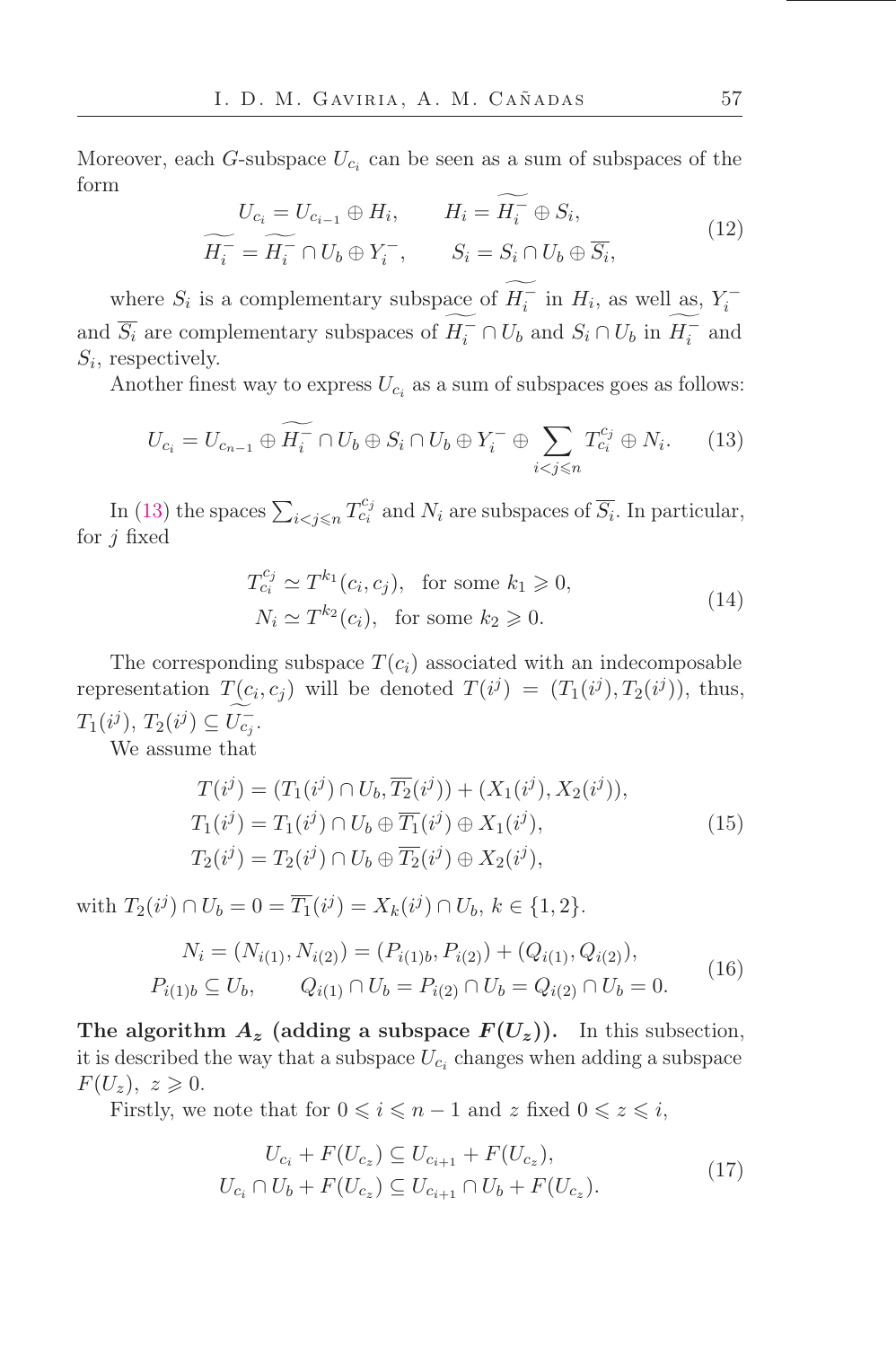Moreover, each $G$-subspace $U_{c_i}$ can be seen as a sum of subspaces of the form

$$
\begin{aligned}
U_{c_i} &= U_{c_{i-1}} \oplus H_i, \qquad H_i = \widetilde{H_i^-} \oplus S_i,\\
\widetilde{H_i^-} &= \widetilde{H_i^-} \cap U_b \oplus Y_i^-, \qquad S_i = S_i \cap U_b \oplus \overline{S_i},
\end{aligned} \tag{12}
$$

where $S_i$ is a complementary subspace of $\widetilde{H_i^-}$ in $H_i$, as well as, $Y_i^-$ and $\overline{S_i}$ are complementary subspaces of $\widetilde{H_i^-} \cap U_b$ and $S_i \cap U_b$ in $\widetilde{H_i^-}$ and $S_i$, respectively.

Another finest way to express $U_{c_i}$ as a sum of subspaces goes as follows:

$$
U_{c_i} = U_{c_{n-1}} \oplus \widetilde{H_i^-} \cap U_b \oplus S_i \cap U_b \oplus Y_i^- \oplus \sum_{i<j\leqslant n} T_{c_i}^{c_j} \oplus N_i. \tag{13}
$$

In (13) the spaces $\sum_{i<j\leqslant n} T_{c_i}^{c_j}$ and $N_i$ are subspaces of $\overline{S_i}$. In particular, for $j$ fixed

$$
\begin{aligned}
T_{c_i}^{c_j} &\simeq T^{k_1}(c_i, c_j), \quad \text{for some } k_1 \geqslant 0,\\
N_i &\simeq T^{k_2}(c_i), \quad \text{for some } k_2 \geqslant 0.
\end{aligned} \tag{14}
$$

The corresponding subspace $T(c_i)$ associated with an indecomposable representation $T(c_i, c_j)$ will be denoted $T(i^j) = (T_1(i^j), T_2(i^j))$, thus, $T_1(i^j),\, T_2(i^j) \subseteq \widetilde{U_{c_j}^-}$.

We assume that

$$
\begin{aligned}
T(i^j) &= (T_1(i^j) \cap U_b, \overline{T_2}(i^j)) + (X_1(i^j), X_2(i^j)),\\
T_1(i^j) &= T_1(i^j) \cap U_b \oplus \overline{T_1}(i^j) \oplus X_1(i^j),\\
T_2(i^j) &= T_2(i^j) \cap U_b \oplus \overline{T_2}(i^j) \oplus X_2(i^j),
\end{aligned} \tag{15}
$$

with $T_2(i^j) \cap U_b = 0 = \overline{T_1}(i^j) = X_k(i^j) \cap U_b$, $k \in \{1, 2\}$.

$$
\begin{aligned}
N_i &= (N_{i(1)}, N_{i(2)}) = (P_{i(1)b}, P_{i(2)}) + (Q_{i(1)}, Q_{i(2)}),\\
P_{i(1)b} &\subseteq U_b, \qquad Q_{i(1)} \cap U_b = P_{i(2)} \cap U_b = Q_{i(2)} \cap U_b = 0.
\end{aligned} \tag{16}
$$

**The algorithm $A_z$ (adding a subspace $F(U_z)$).** In this subsection, it is described the way that a subspace $U_{c_i}$ changes when adding a subspace $F(U_z)$, $z \geqslant 0$.

Firstly, we note that for $0 \leqslant i \leqslant n-1$ and $z$ fixed $0 \leqslant z \leqslant i$,

$$
\begin{aligned}
U_{c_i} + F(U_{c_z}) &\subseteq U_{c_{i+1}} + F(U_{c_z}),\\
U_{c_i} \cap U_b + F(U_{c_z}) &\subseteq U_{c_{i+1}} \cap U_b + F(U_{c_z}).
\end{aligned} \tag{17}
$$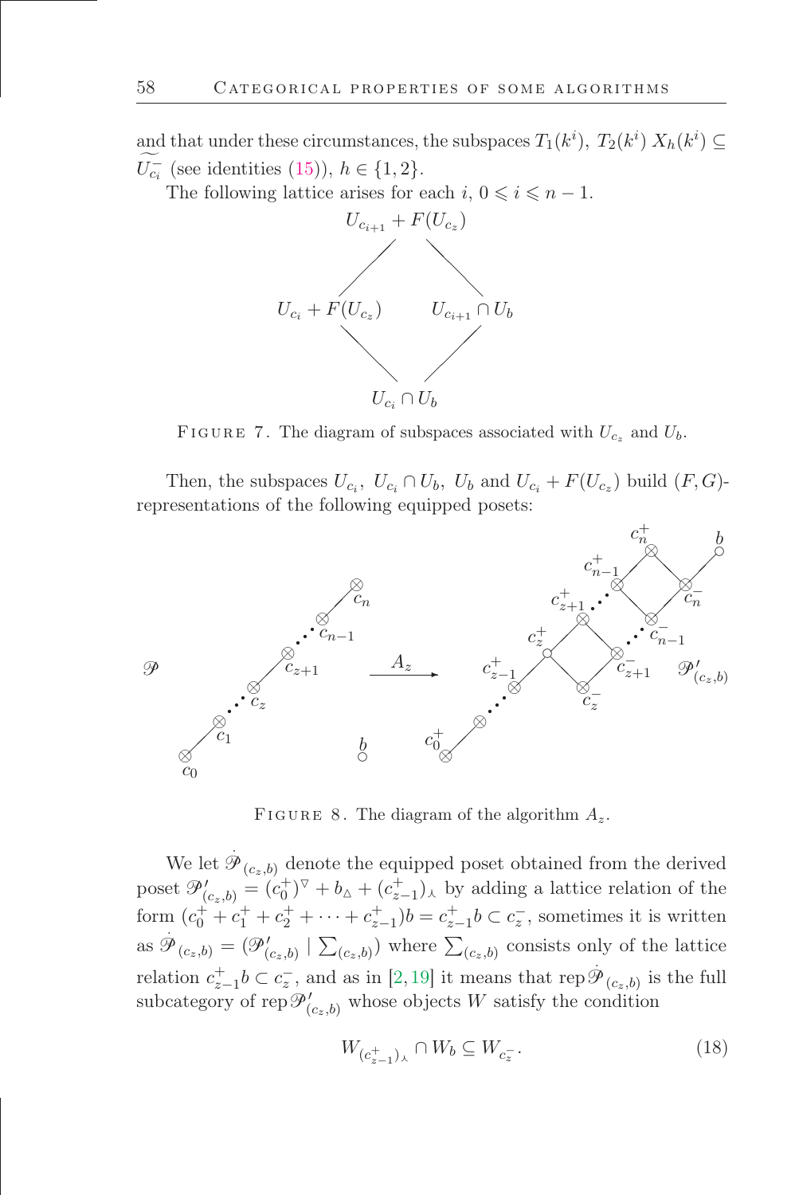and that under these circumstances, the subspaces $T_1(k^i),\ T_2(k^i)\ X_h(k^i) \subseteq \widetilde{U^-_{c_i}}$ (see identities (15)), $h \in \{1, 2\}$.

The following lattice arises for each $i$, $0 \leqslant i \leqslant n-1$.

$$U_{c_{i+1}} + F(U_{c_z})$$

$$U_{c_i} + F(U_{c_z}) \qquad U_{c_{i+1}} \cap U_b$$

$$U_{c_i} \cap U_b$$

Figure 7. The diagram of subspaces associated with $U_{c_z}$ and $U_b$.

Then, the subspaces $U_{c_i},\ U_{c_i} \cap U_b,\ U_b$ and $U_{c_i} + F(U_{c_z})$ build $(F, G)$-representations of the following equipped posets:

Figure 8. The diagram of the algorithm $A_z$.

We let $\dot{\mathscr{P}}_{(c_z,b)}$ denote the equipped poset obtained from the derived poset $\mathscr{P}'_{(c_z,b)} = (c_0^+)^{\triangledown} + b_{\vartriangle} + (c_{z-1}^+)_{\curlywedge}$ by adding a lattice relation of the form $(c_0^+ + c_1^+ + c_2^+ + \cdots + c_{z-1}^+)b = c_{z-1}^+ b \subset c_z^-$, sometimes it is written as $\dot{\mathscr{P}}_{(c_z,b)} = (\mathscr{P}'_{(c_z,b)} \mid \sum_{(c_z,b)})$ where $\sum_{(c_z,b)}$ consists only of the lattice relation $c_{z-1}^+ b \subset c_z^-$, and as in [2,19] it means that $\operatorname{rep} \dot{\mathscr{P}}_{(c_z,b)}$ is the full subcategory of $\operatorname{rep} \mathscr{P}'_{(c_z,b)}$ whose objects $W$ satisfy the condition

$$W_{(c_{z-1}^+)_{\curlywedge}} \cap W_b \subseteq W_{c_z^-}. \tag{18}$$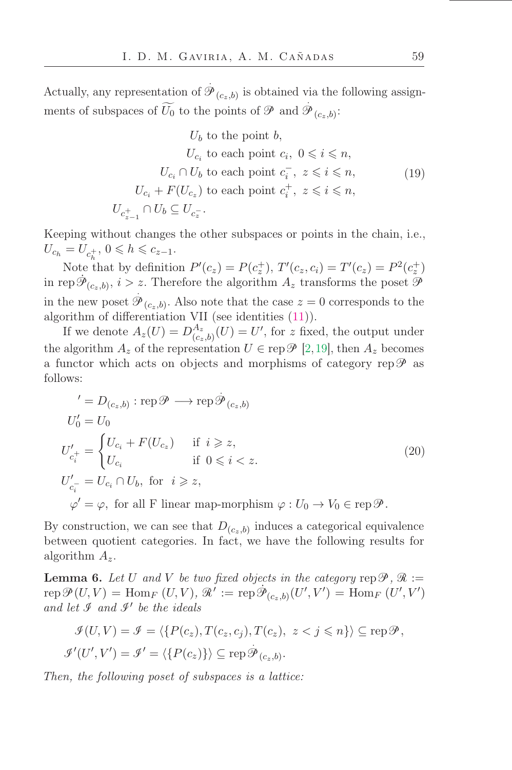Actually, any representation of $\dot{\mathscr{P}}_{(c_z,b)}$ is obtained via the following assignments of subspaces of $\widetilde{U_0}$ to the points of $\mathscr{P}$ and $\dot{\mathscr{P}}_{(c_z,b)}$:

$$
\begin{aligned}
&U_b \text{ to the point } b,\\
&U_{c_i} \text{ to each point } c_i,\ 0 \leqslant i \leqslant n,\\
&U_{c_i} \cap U_b \text{ to each point } c_i^-,\ z \leqslant i \leqslant n,\\
&U_{c_i} + F(U_{c_z}) \text{ to each point } c_i^+,\ z \leqslant i \leqslant n,\\
&U_{c_{z-1}^+} \cap U_b \subseteq U_{c_z^-}.
\end{aligned}
\tag{19}
$$

Keeping without changes the other subspaces or points in the chain, i.e., $U_{c_h} = U_{c_h^+}$, $0 \leqslant h \leqslant c_{z-1}$.

Note that by definition $P'(c_z) = P(c_z^+)$, $T'(c_z, c_i) = T'(c_z) = P^2(c_z^+)$ in $\operatorname{rep}\dot{\mathscr{P}}_{(c_z,b)}$, $i > z$. Therefore the algorithm $A_z$ transforms the poset $\mathscr{P}$ in the new poset $\dot{\mathscr{P}}_{(c_z,b)}$. Also note that the case $z = 0$ corresponds to the algorithm of differentiation VII (see identities (11)).

If we denote $A_z(U) = D^{A_z}_{(c_z,b)}(U) = U'$, for $z$ fixed, the output under the algorithm $A_z$ of the representation $U \in \operatorname{rep}\mathscr{P}$ [2,19], then $A_z$ becomes a functor which acts on objects and morphisms of category $\operatorname{rep}\mathscr{P}$ as follows:

$$
\begin{aligned}
&{}' = D_{(c_z,b)} : \operatorname{rep}\mathscr{P} \longrightarrow \operatorname{rep}\dot{\mathscr{P}}_{(c_z,b)}\\
&U_0' = U_0\\
&U'_{c_i^+} = \begin{cases} U_{c_i} + F(U_{c_z}) & \text{if } i \geqslant z,\\ U_{c_i} & \text{if } 0 \leqslant i < z. \end{cases}\\
&U'_{c_i^-} = U_{c_i} \cap U_b, \text{ for } i \geqslant z,\\
&\quad \varphi' = \varphi, \text{ for all F linear map-morphism } \varphi : U_0 \to V_0 \in \operatorname{rep}\mathscr{P}.
\end{aligned}
\tag{20}
$$

By construction, we can see that $D_{(c_z,b)}$ induces a categorical equivalence between quotient categories. In fact, we have the following results for algorithm $A_z$.

**Lemma 6.** *Let $U$ and $V$ be two fixed objects in the category $\operatorname{rep}\mathscr{P}$, $\mathscr{R} := \operatorname{rep}\mathscr{P}(U,V) = \operatorname{Hom}_F(U,V)$, $\mathscr{R}' := \operatorname{rep}\dot{\mathscr{P}}_{(c_z,b)}(U',V') = \operatorname{Hom}_F(U',V')$ and let $\mathscr{I}$ and $\mathscr{I}'$ be the ideals*

$$
\begin{aligned}
&\mathscr{I}(U,V) = \mathscr{I} = \langle \{P(c_z), T(c_z,c_j), T(c_z),\ z < j \leqslant n\} \rangle \subseteq \operatorname{rep}\mathscr{P},\\
&\mathscr{I}'(U',V') = \mathscr{I}' = \langle \{P(c_z)\} \rangle \subseteq \operatorname{rep}\dot{\mathscr{P}}_{(c_z,b)}.
\end{aligned}
$$

*Then, the following poset of subspaces is a lattice:*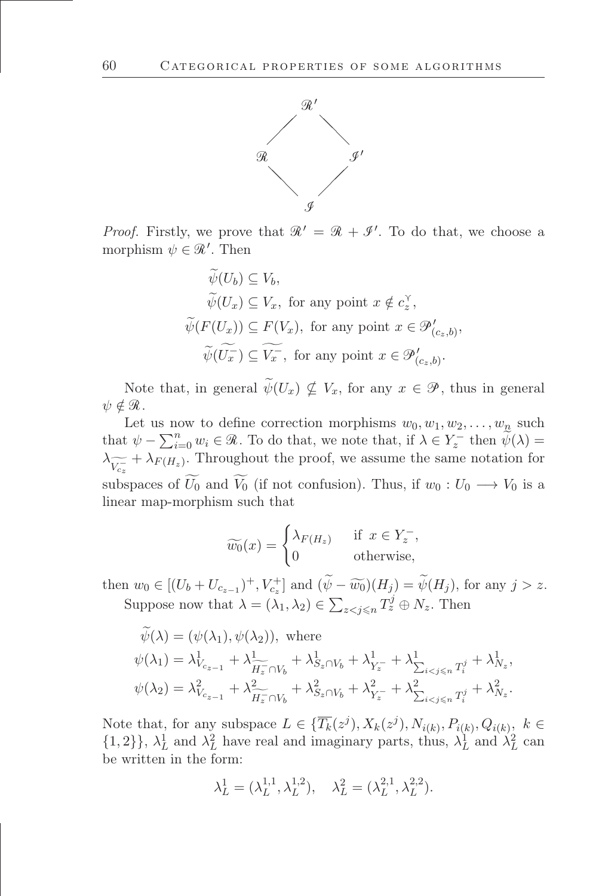$$
\begin{array}{ccc}
 & \mathscr{R}' & \\
 \diagup & & \diagdown \\
\mathscr{R} & & \mathscr{I}' \\
 \diagdown & & \diagup \\
 & \mathscr{I} &
\end{array}
$$

*Proof.* Firstly, we prove that $\mathscr{R}' = \mathscr{R} + \mathscr{I}'$. To do that, we choose a morphism $\psi \in \mathscr{R}'$. Then

$$
\begin{aligned}
\widetilde{\psi}(U_b) &\subseteq V_b, \\
\widetilde{\psi}(U_x) &\subseteq V_x, \text{ for any point } x \notin c_z^{\curlyvee}, \\
\widetilde{\psi}(F(U_x)) &\subseteq F(V_x), \text{ for any point } x \in \mathscr{P}'_{(c_z,b)}, \\
\widetilde{\psi}(\widetilde{U_x^-}) &\subseteq \widetilde{V_x^-}, \text{ for any point } x \in \mathscr{P}'_{(c_z,b)}.
\end{aligned}
$$

Note that, in general $\widetilde{\psi}(U_x) \nsubseteq V_x$, for any $x \in \mathscr{P}$, thus in general $\psi \notin \mathscr{R}$.

Let us now to define correction morphisms $w_0, w_1, w_2, \ldots, w_{\underline{n}}$ such that $\psi - \sum_{i=0}^{n} w_i \in \mathscr{R}$. To do that, we note that, if $\lambda \in Y_z^-$ then $\widetilde{\psi}(\lambda) = \lambda_{\widetilde{V_{c_z}^-}} + \lambda_{F(H_z)}$. Throughout the proof, we assume the same notation for subspaces of $\widetilde{U_0}$ and $\widetilde{V_0}$ (if not confusion). Thus, if $w_0 : U_0 \longrightarrow V_0$ is a linear map-morphism such that

$$
\widetilde{w_0}(x) = \begin{cases} \lambda_{F(H_z)} & \text{if } x \in Y_z^-, \\ 0 & \text{otherwise,} \end{cases}
$$

then $w_0 \in [(U_b + U_{c_{z-1}})^+, V_{c_z}^+]$ and $(\widetilde{\psi} - \widetilde{w_0})(H_j) = \widetilde{\psi}(H_j)$, for any $j > z$.

Suppose now that $\lambda = (\lambda_1, \lambda_2) \in \sum_{z<j\leqslant n} T_z^j \oplus N_z$. Then

$$
\begin{aligned}
&\widetilde{\psi}(\lambda) = (\psi(\lambda_1), \psi(\lambda_2)), \text{ where} \\
&\psi(\lambda_1) = \lambda^1_{V_{c_{z-1}}} + \lambda^1_{\widetilde{H_z^-}\cap V_b} + \lambda^1_{S_z\cap V_b} + \lambda^1_{Y_z^-} + \lambda^1_{\sum_{i<j\leqslant n} T_i^j} + \lambda^1_{N_z}, \\
&\psi(\lambda_2) = \lambda^2_{V_{c_{z-1}}} + \lambda^2_{\widetilde{H_z^-}\cap V_b} + \lambda^2_{S_z\cap V_b} + \lambda^2_{Y_z^-} + \lambda^2_{\sum_{i<j\leqslant n} T_i^j} + \lambda^2_{N_z}.
\end{aligned}
$$

Note that, for any subspace $L \in \{\overline{T_k}(z^j), X_k(z^j), N_{i(k)}, P_{i(k)}, Q_{i(k)},\ k \in \{1,2\}\}$, $\lambda_L^1$ and $\lambda_L^2$ have real and imaginary parts, thus, $\lambda_L^1$ and $\lambda_L^2$ can be written in the form:

$$
\lambda_L^1 = (\lambda_L^{1,1}, \lambda_L^{1,2}), \quad \lambda_L^2 = (\lambda_L^{2,1}, \lambda_L^{2,2}).
$$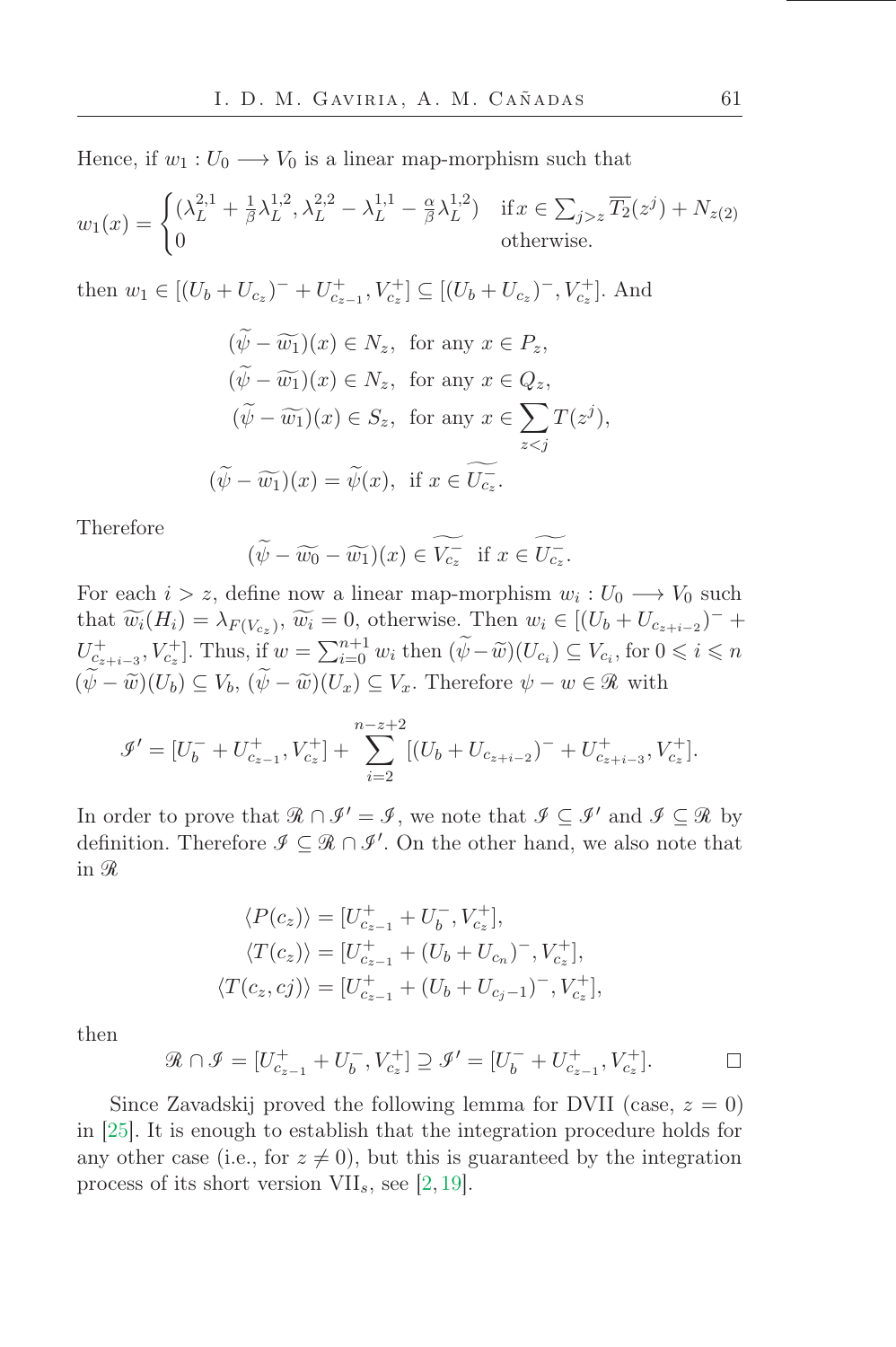Hence, if $w_1 : U_0 \longrightarrow V_0$ is a linear map-morphism such that

$$w_1(x) = \begin{cases} (\lambda_L^{2,1} + \frac{1}{\beta}\lambda_L^{1,2}, \lambda_L^{2,2} - \lambda_L^{1,1} - \frac{\alpha}{\beta}\lambda_L^{1,2}) & \text{if } x \in \sum_{j>z} \overline{T_2}(z^j) + N_{z(2)} \\ 0 & \text{otherwise.} \end{cases}$$

then $w_1 \in [(U_b + U_{c_z})^- + U_{c_{z-1}}^+, V_{c_z}^+] \subseteq [(U_b + U_{c_z})^-, V_{c_z}^+]$. And

$$\begin{aligned} (\widetilde{\psi} - \widetilde{w_1})(x) &\in N_z, \text{ for any } x \in P_z, \\ (\widetilde{\psi} - \widetilde{w_1})(x) &\in N_z, \text{ for any } x \in Q_z, \\ (\widetilde{\psi} - \widetilde{w_1})(x) &\in S_z, \text{ for any } x \in \sum_{z<j} T(z^j), \\ (\widetilde{\psi} - \widetilde{w_1})(x) &= \widetilde{\psi}(x), \text{ if } x \in \widetilde{U_{c_z}^-}. \end{aligned}$$

Therefore

$$(\widetilde{\psi} - \widetilde{w_0} - \widetilde{w_1})(x) \in \widetilde{V_{c_z}^-} \text{ if } x \in \widetilde{U_{c_z}^-}.$$

For each $i > z$, define now a linear map-morphism $w_i : U_0 \longrightarrow V_0$ such that $\widetilde{w_i}(H_i) = \lambda_{F(V_{c_z})}$, $\widetilde{w_i} = 0$, otherwise. Then $w_i \in [(U_b + U_{c_{z+i-2}})^- + U_{c_{z+i-3}}^+, V_{c_z}^+]$. Thus, if $w = \sum_{i=0}^{n+1} w_i$ then $(\widetilde{\psi} - \widetilde{w})(U_{c_i}) \subseteq V_{c_i}$, for $0 \leqslant i \leqslant n$ $(\widetilde{\psi} - \widetilde{w})(U_b) \subseteq V_b$, $(\widetilde{\psi} - \widetilde{w})(U_x) \subseteq V_x$. Therefore $\psi - w \in \mathscr{R}$ with

$$\mathscr{I}' = [U_b^- + U_{c_{z-1}}^+, V_{c_z}^+] + \sum_{i=2}^{n-z+2} [(U_b + U_{c_{z+i-2}})^- + U_{c_{z+i-3}}^+, V_{c_z}^+].$$

In order to prove that $\mathscr{R} \cap \mathscr{I}' = \mathscr{I}$, we note that $\mathscr{I} \subseteq \mathscr{I}'$ and $\mathscr{I} \subseteq \mathscr{R}$ by definition. Therefore $\mathscr{I} \subseteq \mathscr{R} \cap \mathscr{I}'$. On the other hand, we also note that in $\mathscr{R}$

$$\begin{aligned} \langle P(c_z) \rangle &= [U_{c_{z-1}}^+ + U_b^-, V_{c_z}^+], \\ \langle T(c_z) \rangle &= [U_{c_{z-1}}^+ + (U_b + U_{c_n})^-, V_{c_z}^+], \\ \langle T(c_z, cj) \rangle &= [U_{c_{z-1}}^+ + (U_b + U_{c_j - 1})^-, V_{c_z}^+], \end{aligned}$$

then

$$\mathscr{R} \cap \mathscr{I} = [U_{c_{z-1}}^+ + U_b^-, V_{c_z}^+] \supseteq \mathscr{I}' = [U_b^- + U_{c_{z-1}}^+, V_{c_z}^+]. \qquad \square$$

Since Zavadskij proved the following lemma for DVII (case, $z = 0$) in [25]. It is enough to establish that the integration procedure holds for any other case (i.e., for $z \neq 0$), but this is guaranteed by the integration process of its short version VII$_s$, see [2, 19].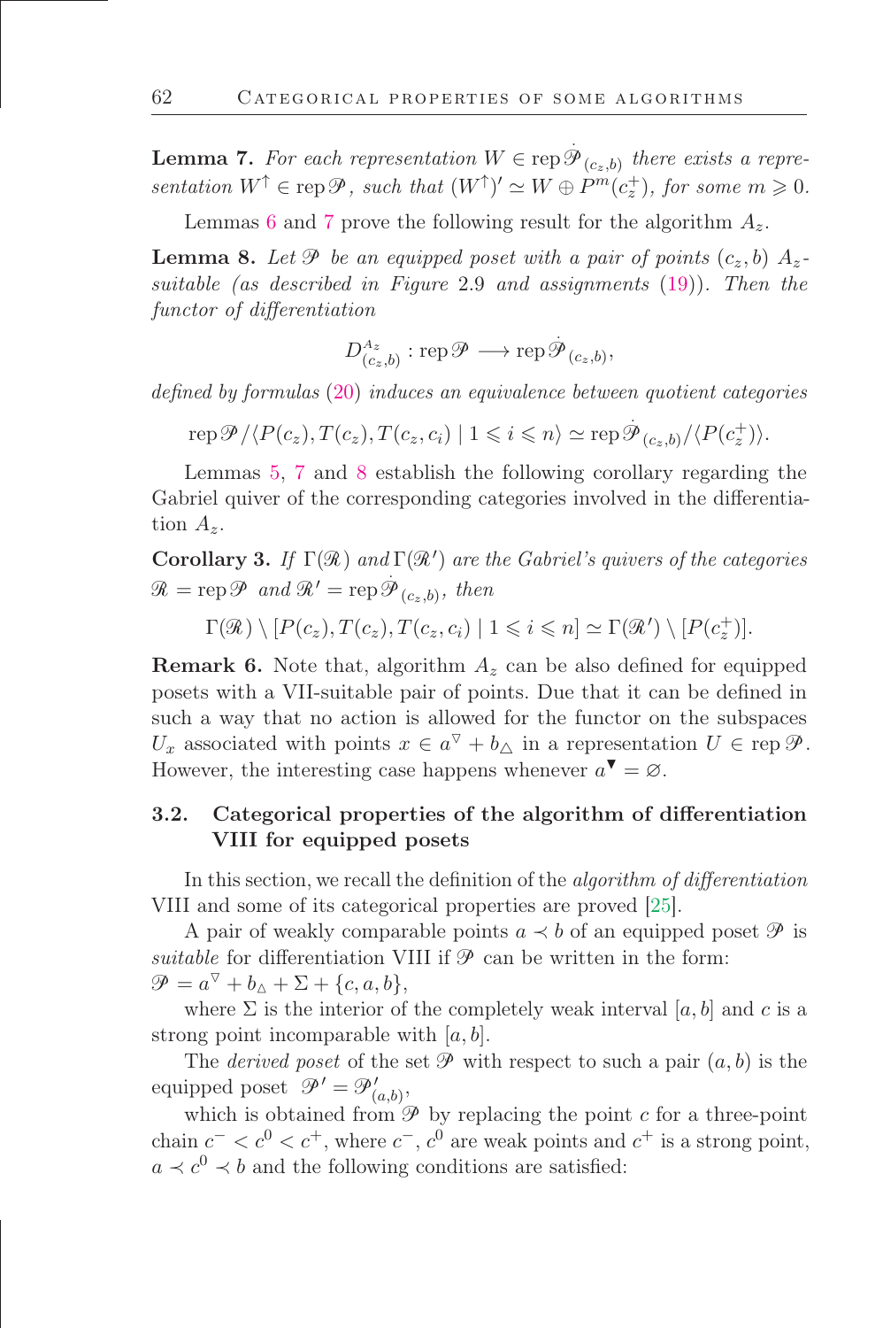**Lemma 7.** *For each representation $W \in \operatorname{rep} \dot{\mathscr{P}}_{(c_z,b)}$ there exists a representation $W^{\uparrow} \in \operatorname{rep} \mathscr{P}$, such that $(W^{\uparrow})' \simeq W \oplus P^m(c_z^+)$, for some $m \geqslant 0$.*

Lemmas 6 and 7 prove the following result for the algorithm $A_z$.

**Lemma 8.** *Let $\mathscr{P}$ be an equipped poset with a pair of points $(c_z, b)$ $A_z$-suitable (as described in Figure* 2.9 *and assignments* (19)*). Then the functor of differentiation*

$$D^{A_z}_{(c_z,b)} : \operatorname{rep} \mathscr{P} \longrightarrow \operatorname{rep} \dot{\mathscr{P}}_{(c_z,b)},$$

*defined by formulas* (20) *induces an equivalence between quotient categories*

$$\operatorname{rep} \mathscr{P} / \langle P(c_z), T(c_z), T(c_z, c_i) \mid 1 \leqslant i \leqslant n \rangle \simeq \operatorname{rep} \dot{\mathscr{P}}_{(c_z,b)} / \langle P(c_z^+) \rangle.$$

Lemmas 5, 7 and 8 establish the following corollary regarding the Gabriel quiver of the corresponding categories involved in the differentiation $A_z$.

**Corollary 3.** *If $\Gamma(\mathscr{R})$ and $\Gamma(\mathscr{R}')$ are the Gabriel's quivers of the categories $\mathscr{R} = \operatorname{rep} \mathscr{P}$ and $\mathscr{R}' = \operatorname{rep} \dot{\mathscr{P}}_{(c_z,b)}$, then*

$$\Gamma(\mathscr{R}) \setminus [P(c_z), T(c_z), T(c_z, c_i) \mid 1 \leqslant i \leqslant n] \simeq \Gamma(\mathscr{R}') \setminus [P(c_z^+)].$$

**Remark 6.** Note that, algorithm $A_z$ can be also defined for equipped posets with a VII-suitable pair of points. Due that it can be defined in such a way that no action is allowed for the functor on the subspaces $U_x$ associated with points $x \in a^{\triangledown} + b_{\vartriangle}$ in a representation $U \in \operatorname{rep} \mathscr{P}$. However, the interesting case happens whenever $a^{\blacktriangledown} = \varnothing$.

## 3.2. Categorical properties of the algorithm of differentiation VIII for equipped posets

In this section, we recall the definition of the *algorithm of differentiation* VIII and some of its categorical properties are proved [25].

A pair of weakly comparable points $a \prec b$ of an equipped poset $\mathscr{P}$ is *suitable* for differentiation VIII if $\mathscr{P}$ can be written in the form: $\mathscr{P} = a^{\triangledown} + b_{\vartriangle} + \Sigma + \{c, a, b\}$,

where $\Sigma$ is the interior of the completely weak interval $[a, b]$ and $c$ is a strong point incomparable with $[a, b]$.

The *derived poset* of the set $\mathscr{P}$ with respect to such a pair $(a, b)$ is the equipped poset $\mathscr{P}' = \mathscr{P}'_{(a,b)}$,

which is obtained from $\mathscr{P}$ by replacing the point $c$ for a three-point chain $c^- < c^0 < c^+$, where $c^-$, $c^0$ are weak points and $c^+$ is a strong point, $a \prec c^0 \prec b$ and the following conditions are satisfied: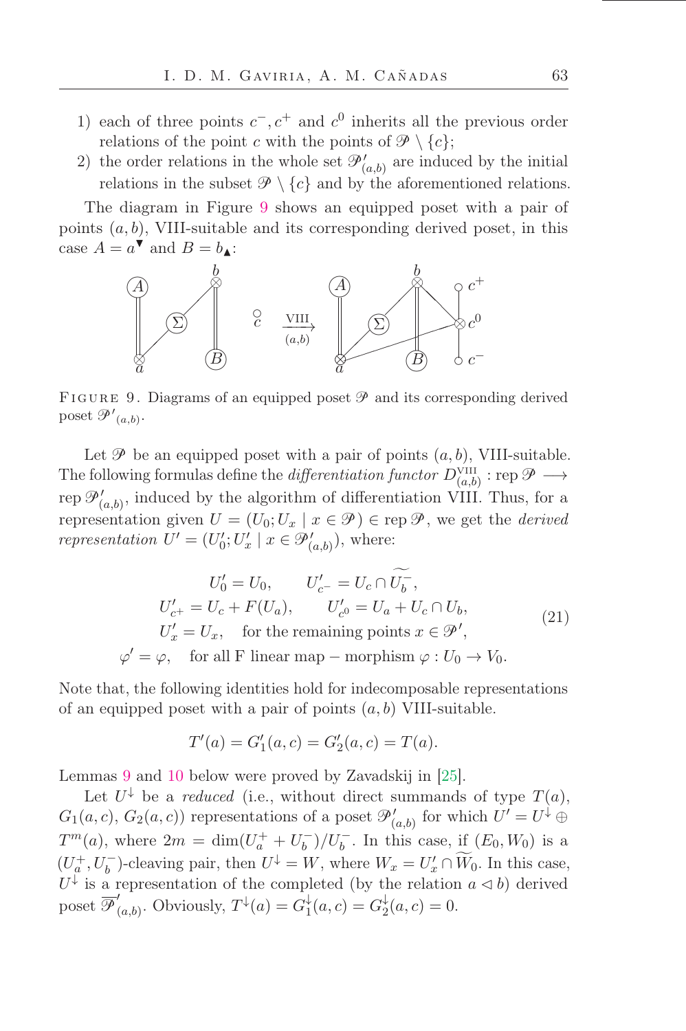1) each of three points $c^-, c^+$ and $c^0$ inherits all the previous order relations of the point $c$ with the points of $\mathscr{P} \setminus \{c\}$;
2) the order relations in the whole set $\mathscr{P}'_{(a,b)}$ are induced by the initial relations in the subset $\mathscr{P} \setminus \{c\}$ and by the aforementioned relations.

The diagram in Figure 9 shows an equipped poset with a pair of points $(a, b)$, VIII-suitable and its corresponding derived poset, in this case $A = a^{\blacktriangledown}$ and $B = b_{\blacktriangle}$:

FIGURE 9. Diagrams of an equipped poset $\mathscr{P}$ and its corresponding derived poset $\mathscr{P}'_{(a,b)}$.

Let $\mathscr{P}$ be an equipped poset with a pair of points $(a, b)$, VIII-suitable. The following formulas define the *differentiation functor* $D^{\text{VIII}}_{(a,b)} : \operatorname{rep} \mathscr{P} \longrightarrow \operatorname{rep} \mathscr{P}'_{(a,b)}$, induced by the algorithm of differentiation VIII. Thus, for a representation given $U = (U_0; U_x \mid x \in \mathscr{P}) \in \operatorname{rep} \mathscr{P}$, we get the *derived representation* $U' = (U'_0; U'_x \mid x \in \mathscr{P}'_{(a,b)})$, where:

$$
\begin{gathered}
U'_0 = U_0, \qquad U'_{c^-} = U_c \cap \widetilde{U_b^-}, \\
U'_{c^+} = U_c + F(U_a), \qquad U'_{c^0} = U_a + U_c \cap U_b, \\
U'_x = U_x, \quad \text{for the remaining points } x \in \mathscr{P}', \\
\varphi' = \varphi, \quad \text{for all F linear map} - \text{morphism } \varphi : U_0 \to V_0.
\end{gathered}
\tag{21}
$$

Note that, the following identities hold for indecomposable representations of an equipped poset with a pair of points $(a, b)$ VIII-suitable.

$$
T'(a) = G'_1(a, c) = G'_2(a, c) = T(a).
$$

Lemmas 9 and 10 below were proved by Zavadskij in [25].

Let $U^{\downarrow}$ be a *reduced* (i.e., without direct summands of type $T(a)$, $G_1(a, c)$, $G_2(a, c)$) representations of a poset $\mathscr{P}'_{(a,b)}$ for which $U' = U^{\downarrow} \oplus T^m(a)$, where $2m = \dim(U_a^+ + U_b^-)/U_b^-$. In this case, if $(E_0, W_0)$ is a $(U_a^+, U_b^-)$-cleaving pair, then $U^{\downarrow} = W$, where $W_x = U'_x \cap \widetilde{W_0}$. In this case, $U^{\downarrow}$ is a representation of the completed (by the relation $a \lhd b$) derived poset $\overline{\mathscr{P}}'_{(a,b)}$. Obviously, $T^{\downarrow}(a) = G_1^{\downarrow}(a, c) = G_2^{\downarrow}(a, c) = 0$.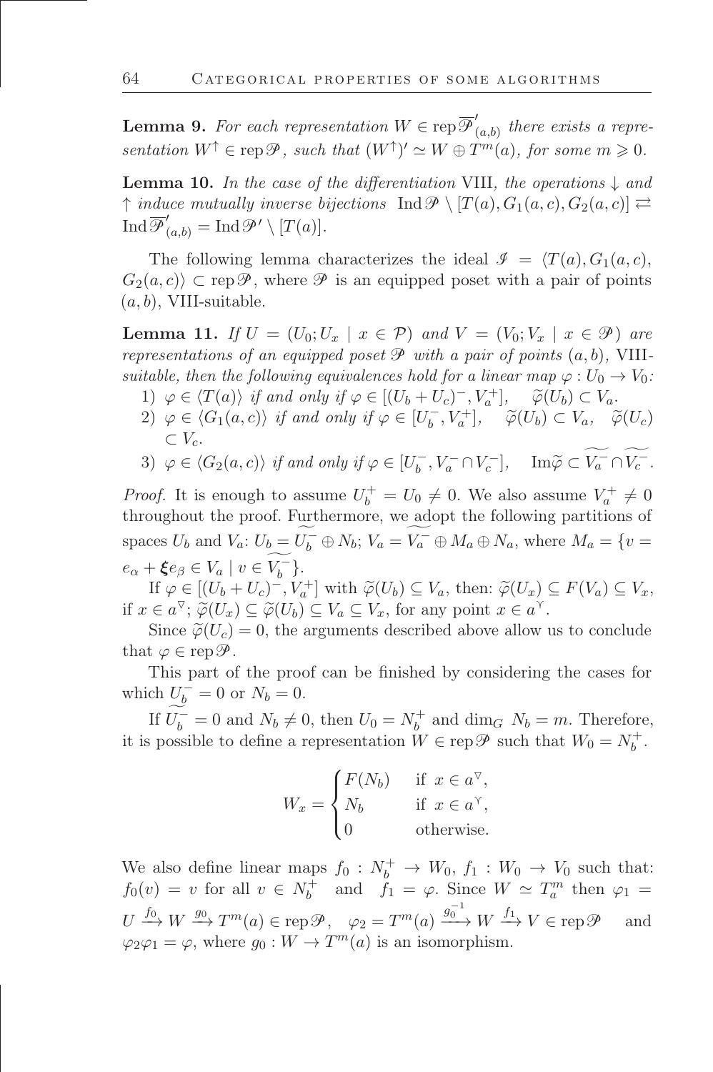**Lemma 9.** *For each representation $W \in \operatorname{rep} \overline{\mathscr{P}}'_{(a,b)}$ there exists a representation $W^{\uparrow} \in \operatorname{rep} \mathscr{P}$, such that $(W^{\uparrow})' \simeq W \oplus T^m(a)$, for some $m \geqslant 0$.*

**Lemma 10.** *In the case of the differentiation* VIII*, the operations $\downarrow$ and $\uparrow$ induce mutually inverse bijections $\operatorname{Ind} \mathscr{P} \setminus [T(a), G_1(a,c), G_2(a,c)] \rightleftarrows \operatorname{Ind} \overline{\mathscr{P}}'_{(a,b)} = \operatorname{Ind} \mathscr{P}' \setminus [T(a)]$.*

The following lemma characterizes the ideal $\mathscr{I} = \langle T(a), G_1(a,c), G_2(a,c) \rangle \subset \operatorname{rep} \mathscr{P}$, where $\mathscr{P}$ is an equipped poset with a pair of points $(a,b)$, VIII-suitable.

**Lemma 11.** *If $U = (U_0; U_x \mid x \in \mathcal{P})$ and $V = (V_0; V_x \mid x \in \mathscr{P})$ are representations of an equipped poset $\mathscr{P}$ with a pair of points $(a,b)$,* VIII*-suitable, then the following equivalences hold for a linear map $\varphi : U_0 \to V_0$:*

1) *$\varphi \in \langle T(a) \rangle$ if and only if $\varphi \in [(U_b + U_c)^-, V_a^+]$, $\quad \widetilde{\varphi}(U_b) \subset V_a$.*
2) *$\varphi \in \langle G_1(a,c) \rangle$ if and only if $\varphi \in [U_b^-, V_a^+]$, $\quad \widetilde{\varphi}(U_b) \subset V_a$, $\quad \widetilde{\varphi}(U_c) \subset V_c$.*
3) *$\varphi \in \langle G_2(a,c) \rangle$ if and only if $\varphi \in [U_b^-, V_a^- \cap V_c^-]$, $\quad \operatorname{Im} \widetilde{\varphi} \subset \widetilde{V_a^- \cap V_c^-}$.*

*Proof.* It is enough to assume $U_b^+ = U_0 \neq 0$. We also assume $V_a^+ \neq 0$ throughout the proof. Furthermore, we adopt the following partitions of spaces $U_b$ and $V_a$: $U_b = \widetilde{U_b^-} \oplus N_b$; $V_a = \widetilde{V_a^-} \oplus M_a \oplus N_a$, where $M_a = \{v = e_\alpha + \boldsymbol{\xi} e_\beta \in V_a \mid v \in \widetilde{V_b^-}\}$.

If $\varphi \in [(U_b + U_c)^-, V_a^+]$ with $\widetilde{\varphi}(U_b) \subseteq V_a$, then: $\widetilde{\varphi}(U_x) \subseteq F(V_a) \subseteq V_x$, if $x \in a^\triangledown$; $\widetilde{\varphi}(U_x) \subseteq \widetilde{\varphi}(U_b) \subseteq V_a \subseteq V_x$, for any point $x \in a^\curlyvee$.

Since $\widetilde{\varphi}(U_c) = 0$, the arguments described above allow us to conclude that $\varphi \in \operatorname{rep} \mathscr{P}$.

This part of the proof can be finished by considering the cases for which $\widetilde{U_b^-} = 0$ or $N_b = 0$.

If $\widetilde{U_b^-} = 0$ and $N_b \neq 0$, then $U_0 = N_b^+$ and $\dim_G N_b = m$. Therefore, it is possible to define a representation $W \in \operatorname{rep} \mathscr{P}$ such that $W_0 = N_b^+$.

$$
W_x = \begin{cases} F(N_b) & \text{if } x \in a^\triangledown, \\ N_b & \text{if } x \in a^\curlyvee, \\ 0 & \text{otherwise.} \end{cases}
$$

We also define linear maps $f_0 : N_b^+ \to W_0$, $f_1 : W_0 \to V_0$ such that: $f_0(v) = v$ for all $v \in N_b^+$ and $f_1 = \varphi$. Since $W \simeq T_a^m$ then $\varphi_1 = U \xrightarrow{f_0} W \xrightarrow{g_0} T^m(a) \in \operatorname{rep} \mathscr{P}$, $\quad \varphi_2 = T^m(a) \xrightarrow{g_0^{-1}} W \xrightarrow{f_1} V \in \operatorname{rep} \mathscr{P}$ and $\varphi_2 \varphi_1 = \varphi$, where $g_0 : W \to T^m(a)$ is an isomorphism.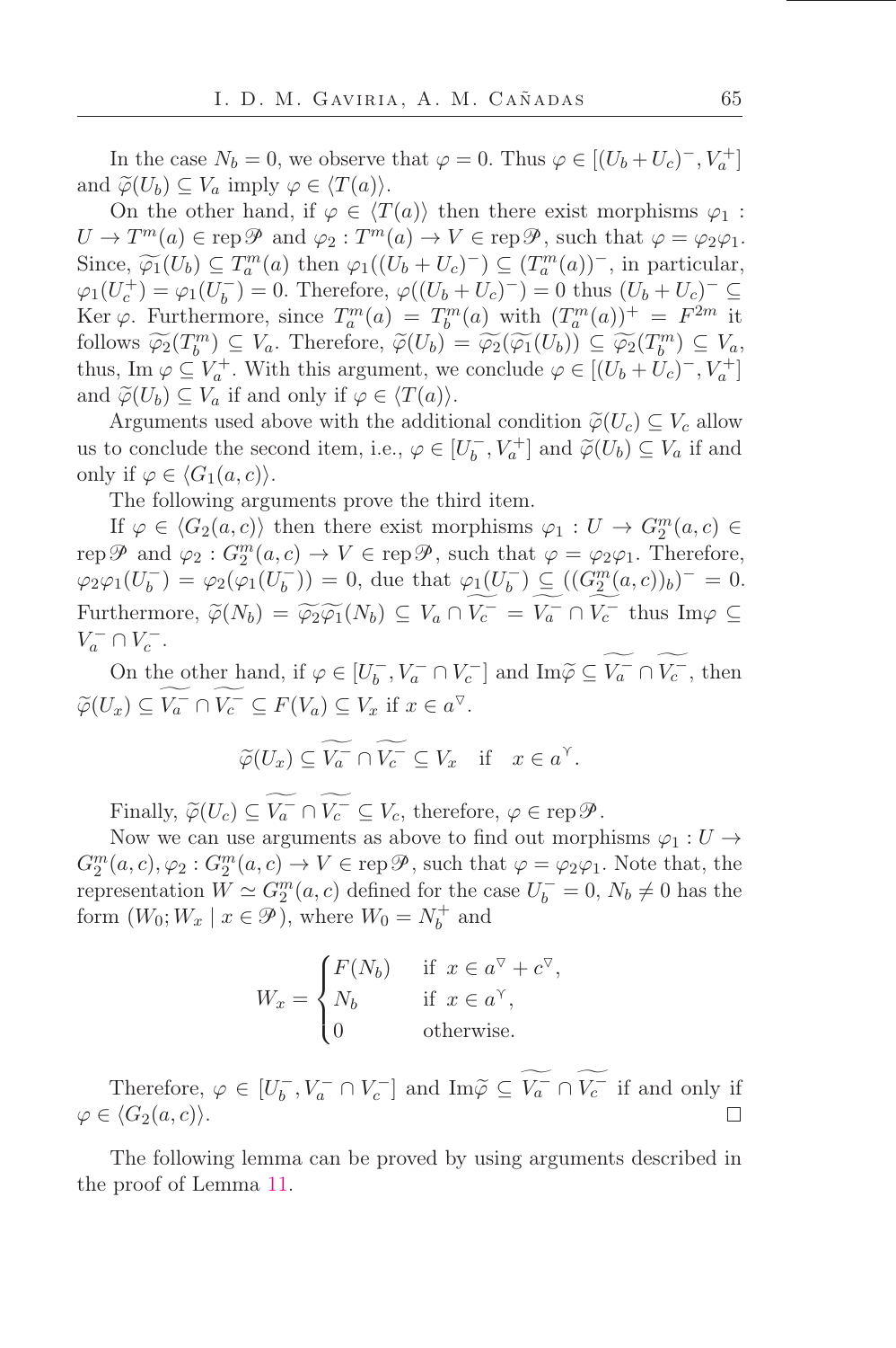In the case $N_b = 0$, we observe that $\varphi = 0$. Thus $\varphi \in [(U_b + U_c)^-, V_a^+]$ and $\widetilde{\varphi}(U_b) \subseteq V_a$ imply $\varphi \in \langle T(a)\rangle$.

On the other hand, if $\varphi \in \langle T(a)\rangle$ then there exist morphisms $\varphi_1 : U \to T^m(a) \in \operatorname{rep}\mathscr{P}$ and $\varphi_2 : T^m(a) \to V \in \operatorname{rep}\mathscr{P}$, such that $\varphi = \varphi_2\varphi_1$. Since, $\widetilde{\varphi_1}(U_b) \subseteq T_a^m(a)$ then $\varphi_1((U_b + U_c)^-) \subseteq (T_a^m(a))^-$, in particular, $\varphi_1(U_c^+) = \varphi_1(U_b^-) = 0$. Therefore, $\varphi((U_b + U_c)^-) = 0$ thus $(U_b + U_c)^- \subseteq \operatorname{Ker}\varphi$. Furthermore, since $T_a^m(a) = T_b^m(a)$ with $(T_a^m(a))^+ = F^{2m}$ it follows $\widetilde{\varphi_2}(T_b^m) \subseteq V_a$. Therefore, $\widetilde{\varphi}(U_b) = \widetilde{\varphi_2}(\widetilde{\varphi_1}(U_b)) \subseteq \widetilde{\varphi_2}(T_b^m) \subseteq V_a$, thus, $\operatorname{Im}\varphi \subseteq V_a^+$. With this argument, we conclude $\varphi \in [(U_b + U_c)^-, V_a^+]$ and $\widetilde{\varphi}(U_b) \subseteq V_a$ if and only if $\varphi \in \langle T(a)\rangle$.

Arguments used above with the additional condition $\widetilde{\varphi}(U_c) \subseteq V_c$ allow us to conclude the second item, i.e., $\varphi \in [U_b^-, V_a^+]$ and $\widetilde{\varphi}(U_b) \subseteq V_a$ if and only if $\varphi \in \langle G_1(a,c)\rangle$.

The following arguments prove the third item.

If $\varphi \in \langle G_2(a,c)\rangle$ then there exist morphisms $\varphi_1 : U \to G_2^m(a,c) \in \operatorname{rep}\mathscr{P}$ and $\varphi_2 : G_2^m(a,c) \to V \in \operatorname{rep}\mathscr{P}$, such that $\varphi = \varphi_2\varphi_1$. Therefore, $\varphi_2\varphi_1(U_b^-) = \varphi_2(\varphi_1(U_b^-)) = 0$, due that $\varphi_1(U_b^-) \subseteq ((G_2^m(a,c))_b)^- = 0$. Furthermore, $\widetilde{\varphi}(N_b) = \widetilde{\varphi_2}\widetilde{\varphi_1}(N_b) \subseteq V_a \cap \widetilde{V_c^-} = \widetilde{V_a^-} \cap \widetilde{V_c^-}$ thus $\operatorname{Im}\varphi \subseteq V_a^- \cap V_c^-$.

On the other hand, if $\varphi \in [U_b^-, V_a^- \cap V_c^-]$ and $\operatorname{Im}\widetilde{\varphi} \subseteq \widetilde{V_a^-} \cap \widetilde{V_c^-}$, then $\widetilde{\varphi}(U_x) \subseteq \widetilde{V_a^-} \cap \widetilde{V_c^-} \subseteq F(V_a) \subseteq V_x$ if $x \in a^{\triangledown}$.

$$\widetilde{\varphi}(U_x) \subseteq \widetilde{V_a^-} \cap \widetilde{V_c^-} \subseteq V_x \quad \text{if} \quad x \in a^{\curlyvee}.$$

Finally, $\widetilde{\varphi}(U_c) \subseteq \widetilde{V_a^-} \cap \widetilde{V_c^-} \subseteq V_c$, therefore, $\varphi \in \operatorname{rep}\mathscr{P}$.

Now we can use arguments as above to find out morphisms $\varphi_1 : U \to G_2^m(a,c), \varphi_2 : G_2^m(a,c) \to V \in \operatorname{rep}\mathscr{P}$, such that $\varphi = \varphi_2\varphi_1$. Note that, the representation $W \simeq G_2^m(a,c)$ defined for the case $U_b^- = 0$, $N_b \neq 0$ has the form $(W_0; W_x \mid x \in \mathscr{P})$, where $W_0 = N_b^+$ and

$$W_x = \begin{cases} F(N_b) & \text{if } x \in a^{\triangledown} + c^{\triangledown}, \\ N_b & \text{if } x \in a^{\curlyvee}, \\ 0 & \text{otherwise.} \end{cases}$$

Therefore, $\varphi \in [U_b^-, V_a^- \cap V_c^-]$ and $\operatorname{Im}\widetilde{\varphi} \subseteq \widetilde{V_a^-} \cap \widetilde{V_c^-}$ if and only if $\varphi \in \langle G_2(a,c)\rangle$. □

The following lemma can be proved by using arguments described in the proof of Lemma 11.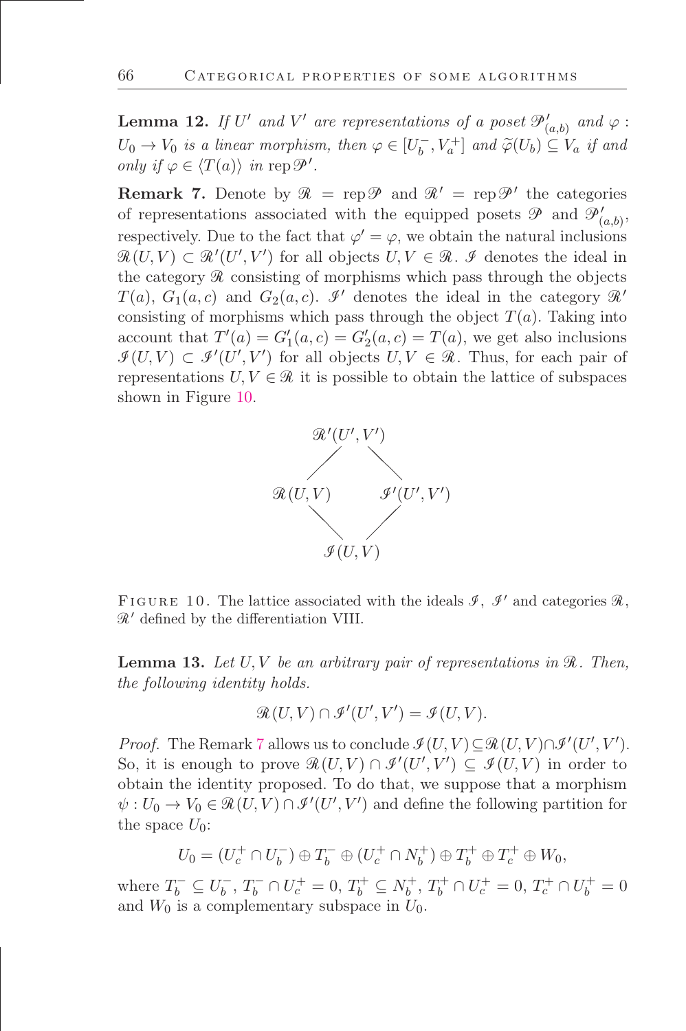**Lemma 12.** *If $U'$ and $V'$ are representations of a poset $\mathscr{P}'_{(a,b)}$ and $\varphi : U_0 \to V_0$ is a linear morphism, then $\varphi \in [U_b^-, V_a^+]$ and $\widetilde{\varphi}(U_b) \subseteq V_a$ if and only if $\varphi \in \langle T(a) \rangle$ in $\operatorname{rep} \mathscr{P}'$.*

**Remark 7.** Denote by $\mathscr{R} = \operatorname{rep} \mathscr{P}$ and $\mathscr{R}' = \operatorname{rep} \mathscr{P}'$ the categories of representations associated with the equipped posets $\mathscr{P}$ and $\mathscr{P}'_{(a,b)}$, respectively. Due to the fact that $\varphi' = \varphi$, we obtain the natural inclusions $\mathscr{R}(U, V) \subset \mathscr{R}'(U', V')$ for all objects $U, V \in \mathscr{R}$. $\mathscr{I}$ denotes the ideal in the category $\mathscr{R}$ consisting of morphisms which pass through the objects $T(a)$, $G_1(a,c)$ and $G_2(a,c)$. $\mathscr{I}'$ denotes the ideal in the category $\mathscr{R}'$ consisting of morphisms which pass through the object $T(a)$. Taking into account that $T'(a) = G_1'(a,c) = G_2'(a,c) = T(a)$, we get also inclusions $\mathscr{I}(U, V) \subset \mathscr{I}'(U', V')$ for all objects $U, V \in \mathscr{R}$. Thus, for each pair of representations $U, V \in \mathscr{R}$ it is possible to obtain the lattice of subspaces shown in Figure 10.

$$
\begin{array}{ccc}
 & \mathscr{R}'(U',V') & \\
\mathscr{R}(U,V) & & \mathscr{I}'(U',V') \\
 & \mathscr{I}(U,V) &
\end{array}
$$

FIGURE 10. The lattice associated with the ideals $\mathscr{I}$, $\mathscr{I}'$ and categories $\mathscr{R}$, $\mathscr{R}'$ defined by the differentiation VIII.

**Lemma 13.** *Let $U, V$ be an arbitrary pair of representations in $\mathscr{R}$. Then, the following identity holds.*

$$\mathscr{R}(U, V) \cap \mathscr{I}'(U', V') = \mathscr{I}(U, V).$$

*Proof.* The Remark 7 allows us to conclude $\mathscr{I}(U, V) \subseteq \mathscr{R}(U, V) \cap \mathscr{I}'(U', V')$. So, it is enough to prove $\mathscr{R}(U, V) \cap \mathscr{I}'(U', V') \subseteq \mathscr{I}(U, V)$ in order to obtain the identity proposed. To do that, we suppose that a morphism $\psi : U_0 \to V_0 \in \mathscr{R}(U, V) \cap \mathscr{I}'(U', V')$ and define the following partition for the space $U_0$:

$$U_0 = (U_c^+ \cap U_b^-) \oplus T_b^- \oplus (U_c^+ \cap N_b^+) \oplus T_b^+ \oplus T_c^+ \oplus W_0,$$

where $T_b^- \subseteq U_b^-$, $T_b^- \cap U_c^+ = 0$, $T_b^+ \subseteq N_b^+$, $T_b^+ \cap U_c^+ = 0$, $T_c^+ \cap U_b^+ = 0$ and $W_0$ is a complementary subspace in $U_0$.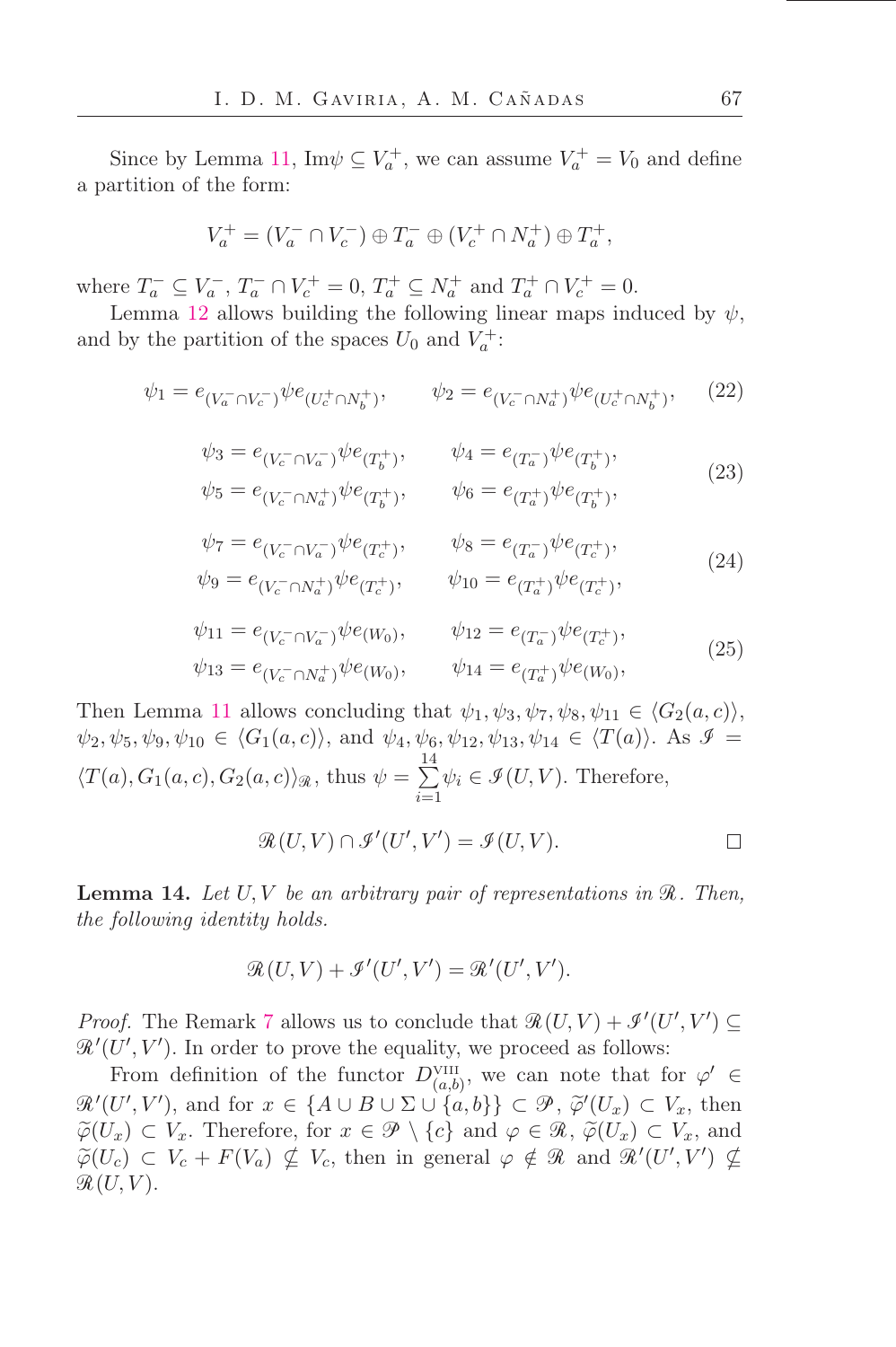Since by Lemma 11, $\mathrm{Im}\psi \subseteq V_a^+$, we can assume $V_a^+ = V_0$ and define a partition of the form:

$$V_a^+ = (V_a^- \cap V_c^-) \oplus T_a^- \oplus (V_c^+ \cap N_a^+) \oplus T_a^+,$$

where $T_a^- \subseteq V_a^-$, $T_a^- \cap V_c^+ = 0$, $T_a^+ \subseteq N_a^+$ and $T_a^+ \cap V_c^+ = 0$.

Lemma 12 allows building the following linear maps induced by $\psi$, and by the partition of the spaces $U_0$ and $V_a^+$:

$$\psi_1 = e_{(V_a^- \cap V_c^-)}\psi e_{(U_c^+ \cap N_b^+)}, \qquad \psi_2 = e_{(V_c^- \cap N_a^+)}\psi e_{(U_c^+ \cap N_b^+)}, \tag{22}$$

$$\begin{aligned} \psi_3 &= e_{(V_c^- \cap V_a^-)}\psi e_{(T_b^+)}, & \psi_4 &= e_{(T_a^-)}\psi e_{(T_b^+)}, \\ \psi_5 &= e_{(V_c^- \cap N_a^+)}\psi e_{(T_b^+)}, & \psi_6 &= e_{(T_a^+)}\psi e_{(T_b^+)}, \end{aligned} \tag{23}$$

$$\begin{aligned} \psi_7 &= e_{(V_c^- \cap V_a^-)}\psi e_{(T_c^+)}, & \psi_8 &= e_{(T_a^-)}\psi e_{(T_c^+)}, \\ \psi_9 &= e_{(V_c^- \cap N_a^+)}\psi e_{(T_c^+)}, & \psi_{10} &= e_{(T_a^+)}\psi e_{(T_c^+)}, \end{aligned} \tag{24}$$

$$\begin{aligned} \psi_{11} &= e_{(V_c^- \cap V_a^-)}\psi e_{(W_0)}, & \psi_{12} &= e_{(T_a^-)}\psi e_{(T_c^+)}, \\ \psi_{13} &= e_{(V_c^- \cap N_a^+)}\psi e_{(W_0)}, & \psi_{14} &= e_{(T_a^+)}\psi e_{(W_0)}, \end{aligned} \tag{25}$$

Then Lemma 11 allows concluding that $\psi_1, \psi_3, \psi_7, \psi_8, \psi_{11} \in \langle G_2(a,c)\rangle$, $\psi_2, \psi_5, \psi_9, \psi_{10} \in \langle G_1(a,c)\rangle$, and $\psi_4, \psi_6, \psi_{12}, \psi_{13}, \psi_{14} \in \langle T(a)\rangle$. As $\mathscr{I} = \langle T(a), G_1(a,c), G_2(a,c)\rangle_{\mathscr{R}}$, thus $\psi = \sum_{i=1}^{14} \psi_i \in \mathscr{I}(U,V)$. Therefore,

$$\mathscr{R}(U,V) \cap \mathscr{I}'(U',V') = \mathscr{I}(U,V). \qquad \square$$

**Lemma 14.** *Let $U, V$ be an arbitrary pair of representations in $\mathscr{R}$. Then, the following identity holds.*

$$\mathscr{R}(U,V) + \mathscr{I}'(U',V') = \mathscr{R}'(U',V').$$

*Proof.* The Remark 7 allows us to conclude that $\mathscr{R}(U,V) + \mathscr{I}'(U',V') \subseteq \mathscr{R}'(U',V')$. In order to prove the equality, we proceed as follows:

From definition of the functor $D^{\mathrm{VIII}}_{(a,b)}$, we can note that for $\varphi' \in \mathscr{R}'(U',V')$, and for $x \in \{A \cup B \cup \Sigma \cup \{a,b\}\} \subset \mathscr{P}$, $\widetilde{\varphi}'(U_x) \subset V_x$, then $\widetilde{\varphi}(U_x) \subset V_x$. Therefore, for $x \in \mathscr{P} \setminus \{c\}$ and $\varphi \in \mathscr{R}$, $\widetilde{\varphi}(U_x) \subset V_x$, and $\widetilde{\varphi}(U_c) \subset V_c + F(V_a) \nsubseteq V_c$, then in general $\varphi \notin \mathscr{R}$ and $\mathscr{R}'(U',V') \nsubseteq \mathscr{R}(U,V)$.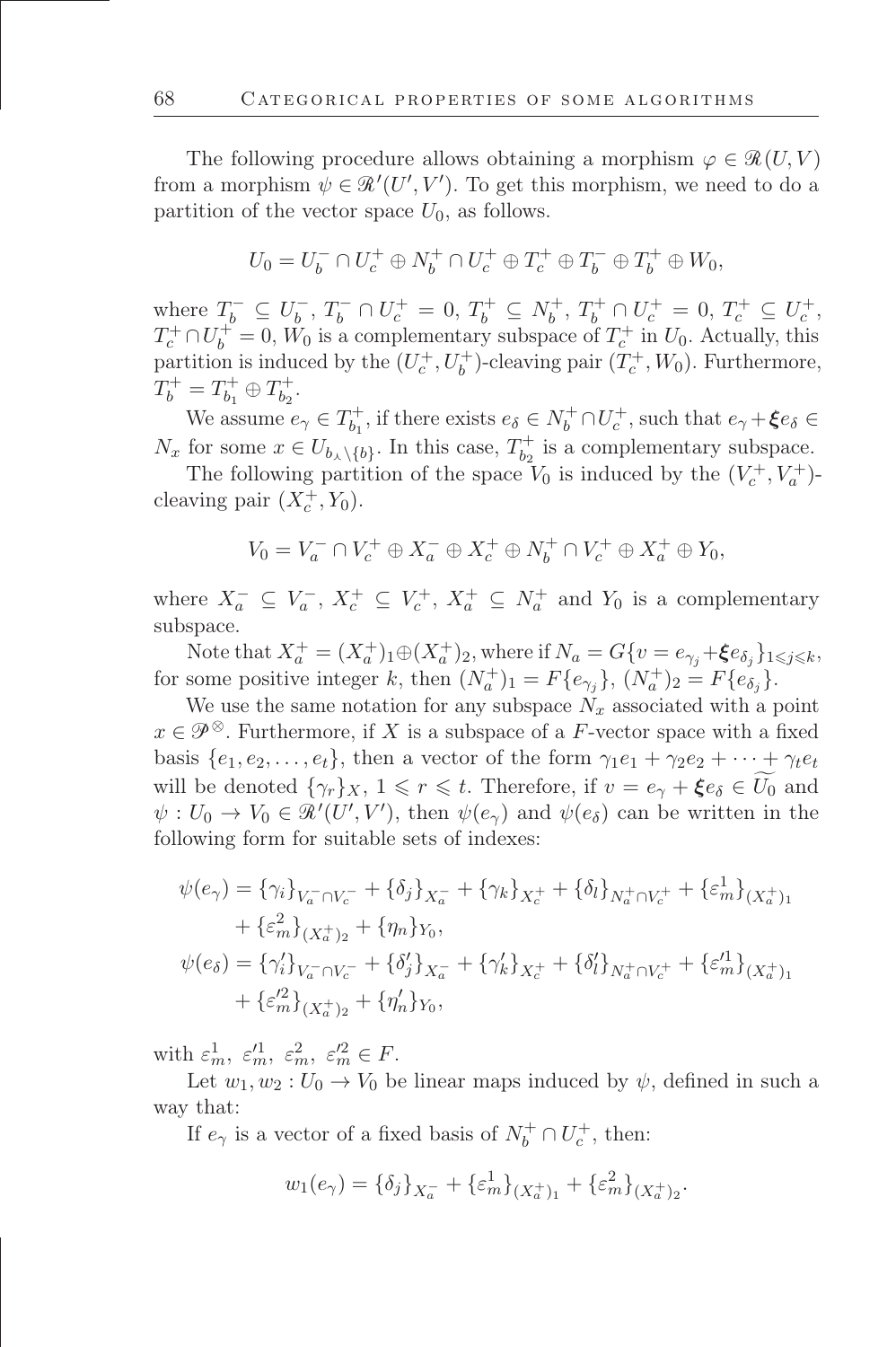The following procedure allows obtaining a morphism $\varphi \in \mathscr{R}(U, V)$ from a morphism $\psi \in \mathscr{R}'(U', V')$. To get this morphism, we need to do a partition of the vector space $U_0$, as follows.

$$U_0 = U_b^- \cap U_c^+ \oplus N_b^+ \cap U_c^+ \oplus T_c^+ \oplus T_b^- \oplus T_b^+ \oplus W_0,$$

where $T_b^- \subseteq U_b^-$, $T_b^- \cap U_c^+ = 0$, $T_b^+ \subseteq N_b^+$, $T_b^+ \cap U_c^+ = 0$, $T_c^+ \subseteq U_c^+$, $T_c^+ \cap U_b^+ = 0$, $W_0$ is a complementary subspace of $T_c^+$ in $U_0$. Actually, this partition is induced by the $(U_c^+, U_b^+)$-cleaving pair $(T_c^+, W_0)$. Furthermore, $T_b^+ = T_{b_1}^+ \oplus T_{b_2}^+$.

We assume $e_\gamma \in T_{b_1}^+$, if there exists $e_\delta \in N_b^+ \cap U_c^+$, such that $e_\gamma + \boldsymbol{\xi} e_\delta \in N_x$ for some $x \in U_{b_\lambda \setminus \{b\}}$. In this case, $T_{b_2}^+$ is a complementary subspace.

The following partition of the space $V_0$ is induced by the $(V_c^+, V_a^+)$-cleaving pair $(X_c^+, Y_0)$.

$$V_0 = V_a^- \cap V_c^+ \oplus X_a^- \oplus X_c^+ \oplus N_b^+ \cap V_c^+ \oplus X_a^+ \oplus Y_0,$$

where $X_a^- \subseteq V_a^-$, $X_c^+ \subseteq V_c^+$, $X_a^+ \subseteq N_a^+$ and $Y_0$ is a complementary subspace.

Note that $X_a^+ = (X_a^+)_1 \oplus (X_a^+)_2$, where if $N_a = G\{v = e_{\gamma_j} + \boldsymbol{\xi} e_{\delta_j}\}_{1 \leqslant j \leqslant k}$, for some positive integer $k$, then $(N_a^+)_1 = F\{e_{\gamma_j}\}$, $(N_a^+)_2 = F\{e_{\delta_j}\}$.

We use the same notation for any subspace $N_x$ associated with a point $x \in \mathscr{P}^{\otimes}$. Furthermore, if $X$ is a subspace of a $F$-vector space with a fixed basis $\{e_1, e_2, \ldots, e_t\}$, then a vector of the form $\gamma_1 e_1 + \gamma_2 e_2 + \cdots + \gamma_t e_t$ will be denoted $\{\gamma_r\}_X$, $1 \leqslant r \leqslant t$. Therefore, if $v = e_\gamma + \boldsymbol{\xi} e_\delta \in \widetilde{U_0}$ and $\psi : U_0 \to V_0 \in \mathscr{R}'(U', V')$, then $\psi(e_\gamma)$ and $\psi(e_\delta)$ can be written in the following form for suitable sets of indexes:

$$\begin{aligned}
\psi(e_\gamma) &= \{\gamma_i\}_{V_a^- \cap V_c^-} + \{\delta_j\}_{X_a^-} + \{\gamma_k\}_{X_c^+} + \{\delta_l\}_{N_a^+ \cap V_c^+} + \{\varepsilon_m^1\}_{(X_a^+)_1} \\
&\quad + \{\varepsilon_m^2\}_{(X_a^+)_2} + \{\eta_n\}_{Y_0}, \\
\psi(e_\delta) &= \{\gamma_i'\}_{V_a^- \cap V_c^-} + \{\delta_j'\}_{X_a^-} + \{\gamma_k'\}_{X_c^+} + \{\delta_l'\}_{N_a^+ \cap V_c^+} + \{\varepsilon_m'^1\}_{(X_a^+)_1} \\
&\quad + \{\varepsilon_m'^2\}_{(X_a^+)_2} + \{\eta_n'\}_{Y_0},
\end{aligned}$$

with $\varepsilon_m^1,\ \varepsilon_m'^1,\ \varepsilon_m^2,\ \varepsilon_m'^2 \in F$.

Let $w_1, w_2 : U_0 \to V_0$ be linear maps induced by $\psi$, defined in such a way that:

If $e_\gamma$ is a vector of a fixed basis of $N_b^+ \cap U_c^+$, then:

$$w_1(e_\gamma) = \{\delta_j\}_{X_a^-} + \{\varepsilon_m^1\}_{(X_a^+)_1} + \{\varepsilon_m^2\}_{(X_a^+)_2}.$$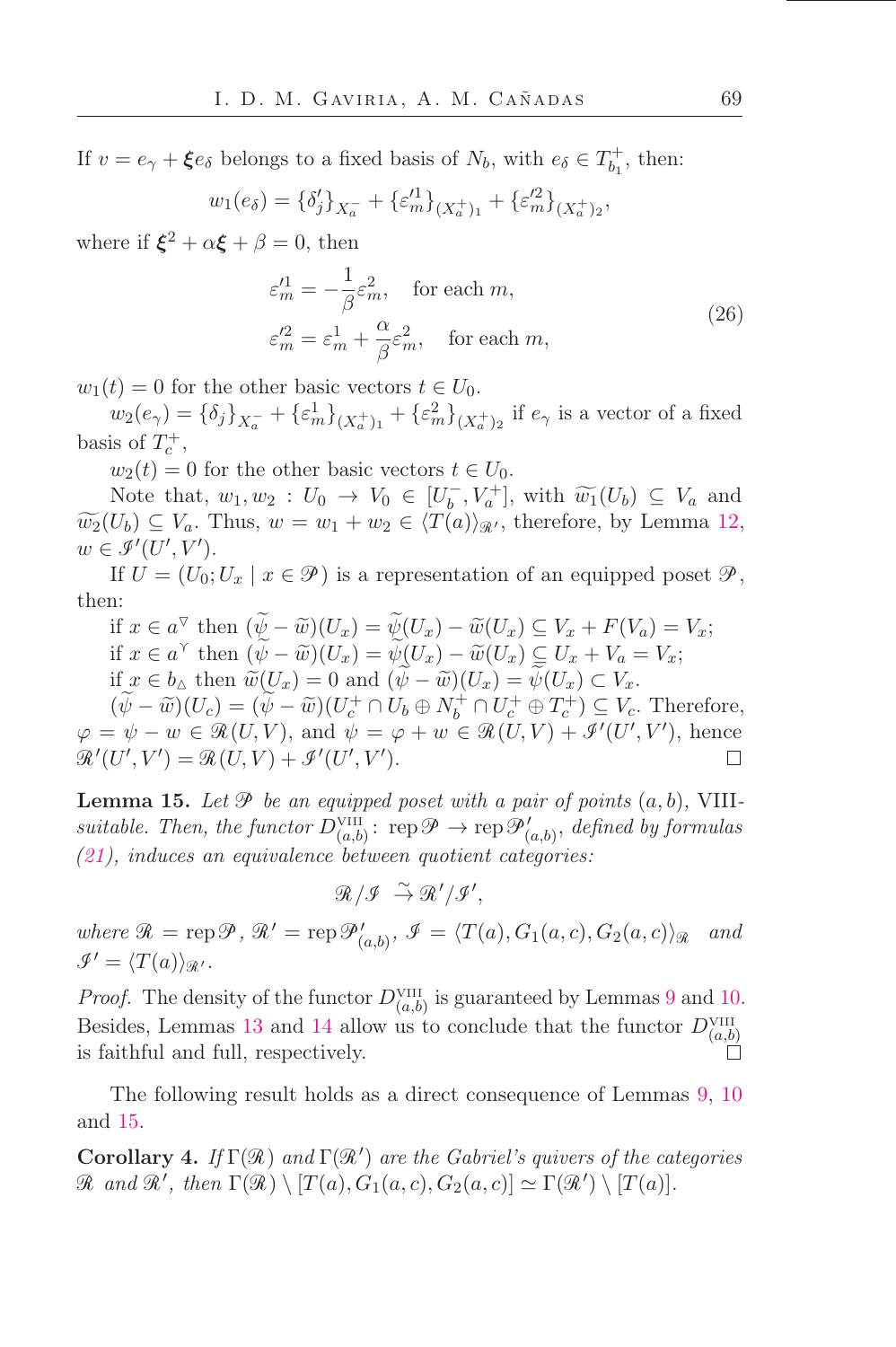If $v = e_\gamma + \boldsymbol{\xi} e_\delta$ belongs to a fixed basis of $N_b$, with $e_\delta \in T^+_{b_1}$, then:

$$w_1(e_\delta) = \{\delta'_j\}_{X_a^-} + \{\varepsilon'^1_m\}_{(X_a^+)_1} + \{\varepsilon'^2_m\}_{(X_a^+)_2},$$

where if $\boldsymbol{\xi}^2 + \alpha\boldsymbol{\xi} + \beta = 0$, then

$$\begin{aligned} \varepsilon'^1_m &= -\frac{1}{\beta}\varepsilon^2_m, \quad \text{for each } m, \\ \varepsilon'^2_m &= \varepsilon^1_m + \frac{\alpha}{\beta}\varepsilon^2_m, \quad \text{for each } m, \end{aligned} \tag{26}$$

$w_1(t) = 0$ for the other basic vectors $t \in U_0$.

$w_2(e_\gamma) = \{\delta_j\}_{X_a^-} + \{\varepsilon^1_m\}_{(X_a^+)_1} + \{\varepsilon^2_m\}_{(X_a^+)_2}$ if $e_\gamma$ is a vector of a fixed basis of $T_c^+$,

$w_2(t) = 0$ for the other basic vectors $t \in U_0$.

Note that, $w_1, w_2 : U_0 \to V_0 \in [U_b^-, V_a^+]$, with $\widetilde{w_1}(U_b) \subseteq V_a$ and $\widetilde{w_2}(U_b) \subseteq V_a$. Thus, $w = w_1 + w_2 \in \langle T(a) \rangle_{\mathscr{R}'}$, therefore, by Lemma 12, $w \in \mathscr{I}'(U', V')$.

If $U = (U_0; U_x \mid x \in \mathscr{P})$ is a representation of an equipped poset $\mathscr{P}$, then:

if $x \in a^\triangledown$ then $(\widetilde{\psi} - \widetilde{w})(U_x) = \widetilde{\psi}(U_x) - \widetilde{w}(U_x) \subseteq V_x + F(V_a) = V_x$;

if $x \in a^\curlyvee$ then $(\widetilde{\psi} - \widetilde{w})(U_x) = \widetilde{\psi}(U_x) - \widetilde{w}(U_x) \subseteq U_x + V_a = V_x$;

if $x \in b_\vartriangle$ then $\widetilde{w}(U_x) = 0$ and $(\widetilde{\psi} - \widetilde{w})(U_x) = \widetilde{\psi}(U_x) \subset V_x$.

$(\widetilde{\psi} - \widetilde{w})(U_c) = (\widetilde{\psi} - \widetilde{w})(U_c^+ \cap U_b \oplus N_b^+ \cap U_c^+ \oplus T_c^+) \subseteq V_c$. Therefore, $\varphi = \psi - w \in \mathscr{R}(U, V)$, and $\psi = \varphi + w \in \mathscr{R}(U, V) + \mathscr{I}'(U', V')$, hence $\mathscr{R}'(U', V') = \mathscr{R}(U, V) + \mathscr{I}'(U', V')$. ◻

**Lemma 15.** *Let $\mathscr{P}$ be an equipped poset with a pair of points $(a, b)$, VIII-suitable. Then, the functor $D^{\mathrm{VIII}}_{(a,b)} \colon \operatorname{rep}\mathscr{P} \to \operatorname{rep}\mathscr{P}'_{(a,b)}$, defined by formulas (21), induces an equivalence between quotient categories:*

$$\mathscr{R}/\mathscr{I} \xrightarrow{\sim} \mathscr{R}'/\mathscr{I}',$$

*where $\mathscr{R} = \operatorname{rep}\mathscr{P}$, $\mathscr{R}' = \operatorname{rep}\mathscr{P}'_{(a,b)}$, $\mathscr{I} = \langle T(a), G_1(a,c), G_2(a,c) \rangle_{\mathscr{R}}$ and $\mathscr{I}' = \langle T(a) \rangle_{\mathscr{R}'}$.*

*Proof.* The density of the functor $D^{\mathrm{VIII}}_{(a,b)}$ is guaranteed by Lemmas 9 and 10. Besides, Lemmas 13 and 14 allow us to conclude that the functor $D^{\mathrm{VIII}}_{(a,b)}$ is faithful and full, respectively. ◻

The following result holds as a direct consequence of Lemmas 9, 10 and 15.

**Corollary 4.** *If $\Gamma(\mathscr{R})$ and $\Gamma(\mathscr{R}')$ are the Gabriel's quivers of the categories $\mathscr{R}$ and $\mathscr{R}'$, then $\Gamma(\mathscr{R}) \setminus [T(a), G_1(a,c), G_2(a,c)] \simeq \Gamma(\mathscr{R}') \setminus [T(a)]$.*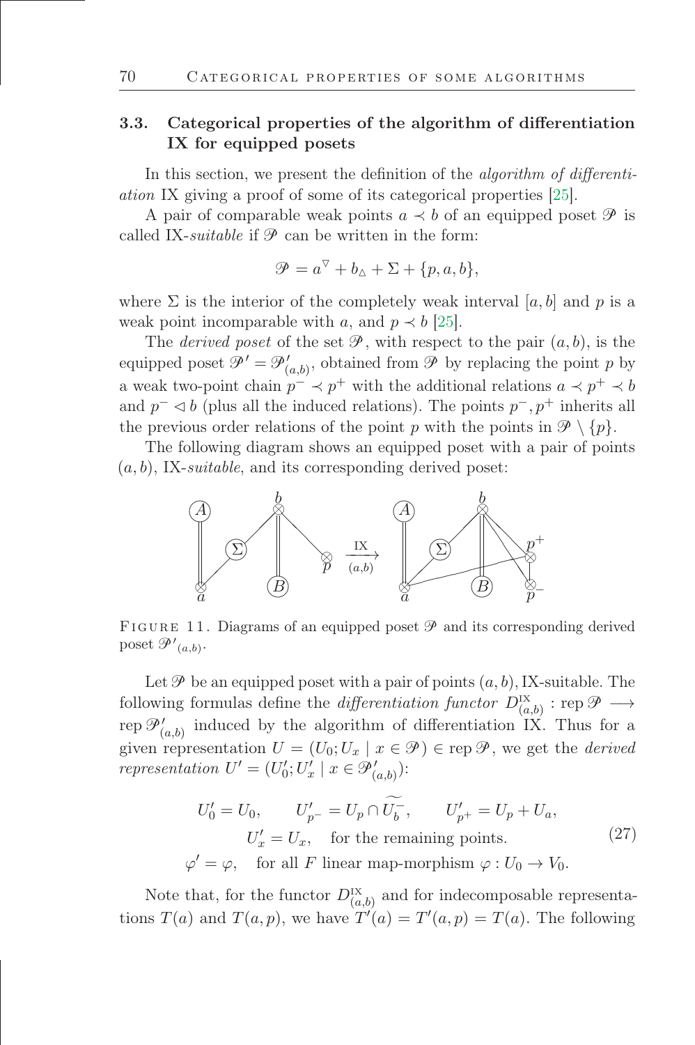## 3.3. Categorical properties of the algorithm of differentiation IX for equipped posets

In this section, we present the definition of the *algorithm of differentiation* IX giving a proof of some of its categorical properties [25].

A pair of comparable weak points $a \prec b$ of an equipped poset $\mathscr{P}$ is called IX-*suitable* if $\mathscr{P}$ can be written in the form:

$$\mathscr{P} = a^{\triangledown} + b_{\vartriangle} + \Sigma + \{p, a, b\},$$

where $\Sigma$ is the interior of the completely weak interval $[a, b]$ and $p$ is a weak point incomparable with $a$, and $p \prec b$ [25].

The *derived poset* of the set $\mathscr{P}$, with respect to the pair $(a, b)$, is the equipped poset $\mathscr{P}' = \mathscr{P}'_{(a,b)}$, obtained from $\mathscr{P}$ by replacing the point $p$ by a weak two-point chain $p^- \prec p^+$ with the additional relations $a \prec p^+ \prec b$ and $p^- \lhd b$ (plus all the induced relations). The points $p^-, p^+$ inherits all the previous order relations of the point $p$ with the points in $\mathscr{P} \setminus \{p\}$.

The following diagram shows an equipped poset with a pair of points $(a, b)$, IX-*suitable*, and its corresponding derived poset:

FIGURE 11. Diagrams of an equipped poset $\mathscr{P}$ and its corresponding derived poset $\mathscr{P}'_{(a,b)}$.

Let $\mathscr{P}$ be an equipped poset with a pair of points $(a, b)$, IX-suitable. The following formulas define the *differentiation functor* $D^{\mathrm{IX}}_{(a,b)} : \operatorname{rep} \mathscr{P} \longrightarrow \operatorname{rep} \mathscr{P}'_{(a,b)}$ induced by the algorithm of differentiation IX. Thus for a given representation $U = (U_0; U_x \mid x \in \mathscr{P}) \in \operatorname{rep} \mathscr{P}$, we get the *derived representation* $U' = (U'_0; U'_x \mid x \in \mathscr{P}'_{(a,b)})$:

$$\begin{gathered} U'_0 = U_0, \qquad U'_{p^-} = U_p \cap \widetilde{U_b^-}, \qquad U'_{p^+} = U_p + U_a, \\ U'_x = U_x, \quad \text{for the remaining points.} \\ \varphi' = \varphi, \quad \text{for all } F \text{ linear map-morphism } \varphi : U_0 \to V_0. \end{gathered} \tag{27}$$

Note that, for the functor $D^{\mathrm{IX}}_{(a,b)}$ and for indecomposable representations $T(a)$ and $T(a, p)$, we have $T'(a) = T'(a, p) = T(a)$. The following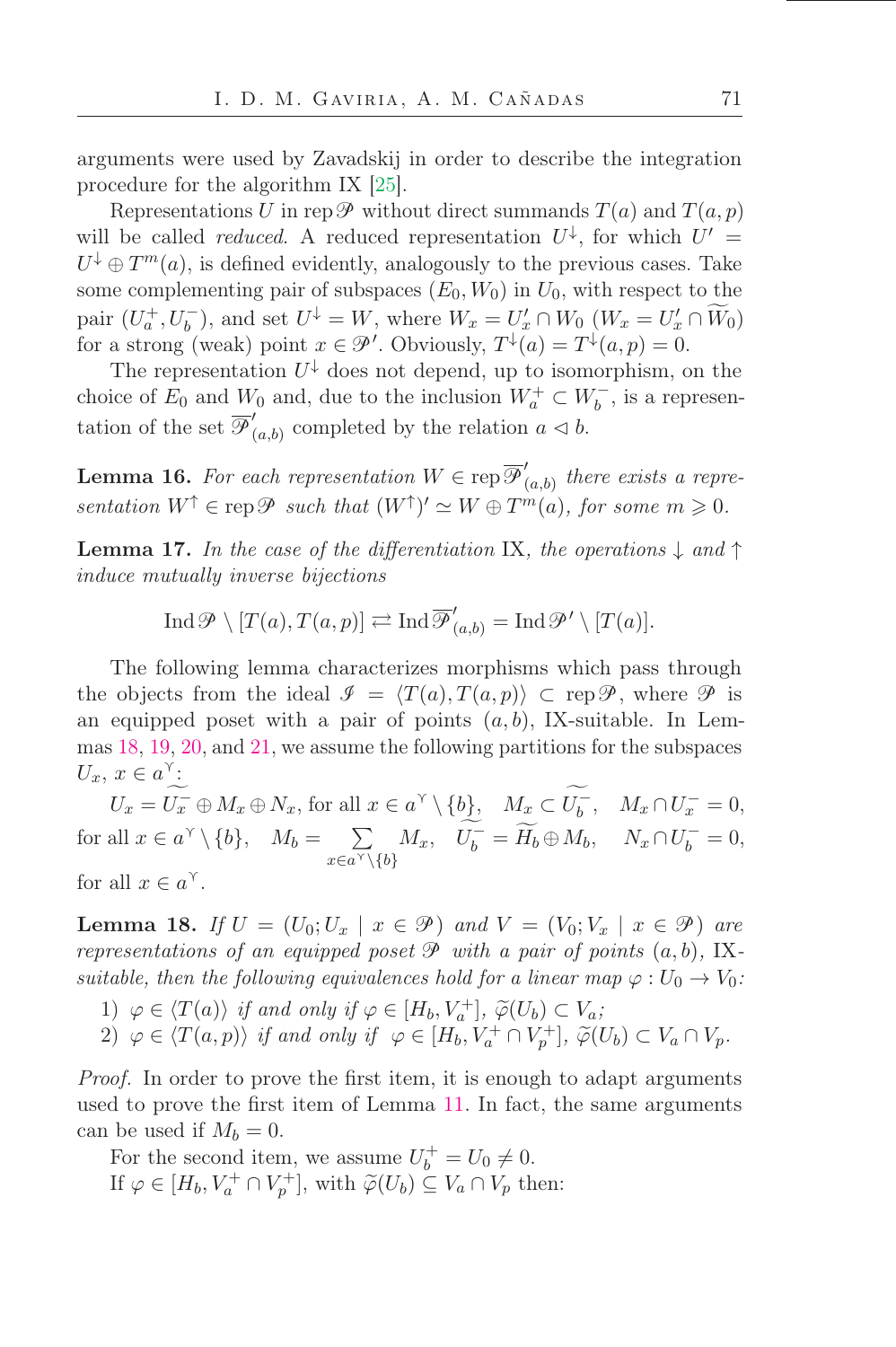arguments were used by Zavadskij in order to describe the integration procedure for the algorithm IX [25].

Representations $U$ in $\operatorname{rep}\mathscr{P}$ without direct summands $T(a)$ and $T(a,p)$ will be called *reduced*. A reduced representation $U^{\downarrow}$, for which $U' = U^{\downarrow} \oplus T^m(a)$, is defined evidently, analogously to the previous cases. Take some complementing pair of subspaces $(E_0, W_0)$ in $U_0$, with respect to the pair $(U_a^+, U_b^-)$, and set $U^{\downarrow} = W$, where $W_x = U'_x \cap W_0$ ($W_x = U'_x \cap \widetilde{W_0}$) for a strong (weak) point $x \in \mathscr{P}'$. Obviously, $T^{\downarrow}(a) = T^{\downarrow}(a,p) = 0$.

The representation $U^{\downarrow}$ does not depend, up to isomorphism, on the choice of $E_0$ and $W_0$ and, due to the inclusion $W_a^+ \subset W_b^-$, is a representation of the set $\overline{\mathscr{P}}'_{(a,b)}$ completed by the relation $a \lhd b$.

**Lemma 16.** *For each representation $W \in \operatorname{rep}\overline{\mathscr{P}}'_{(a,b)}$ there exists a representation $W^{\uparrow} \in \operatorname{rep}\mathscr{P}$ such that $(W^{\uparrow})' \simeq W \oplus T^m(a)$, for some $m \geqslant 0$.*

**Lemma 17.** *In the case of the differentiation* IX*, the operations $\downarrow$ and $\uparrow$ induce mutually inverse bijections*

$$\operatorname{Ind}\mathscr{P} \setminus [T(a), T(a,p)] \rightleftarrows \operatorname{Ind}\overline{\mathscr{P}}'_{(a,b)} = \operatorname{Ind}\mathscr{P}' \setminus [T(a)].$$

The following lemma characterizes morphisms which pass through the objects from the ideal $\mathscr{I} = \langle T(a), T(a,p)\rangle \subset \operatorname{rep}\mathscr{P}$, where $\mathscr{P}$ is an equipped poset with a pair of points $(a,b)$, IX-suitable. In Lemmas 18, 19, 20, and 21, we assume the following partitions for the subspaces $U_x$, $x \in a^{\curlyvee}$:

$U_x = \widetilde{U_x^-} \oplus M_x \oplus N_x$, for all $x \in a^{\curlyvee} \setminus \{b\}$, $\quad M_x \subset \widetilde{U_b^-}$, $\quad M_x \cap U_x^- = 0$, for all $x \in a^{\curlyvee} \setminus \{b\}$, $\quad M_b = \sum\limits_{x \in a^{\curlyvee}\setminus\{b\}} M_x$, $\quad \widetilde{U_b^-} = \widetilde{H_b} \oplus M_b$, $\quad N_x \cap U_b^- = 0$, for all $x \in a^{\curlyvee}$.

**Lemma 18.** *If $U = (U_0; U_x \mid x \in \mathscr{P})$ and $V = (V_0; V_x \mid x \in \mathscr{P})$ are representations of an equipped poset $\mathscr{P}$ with a pair of points $(a,b)$, IX-suitable, then the following equivalences hold for a linear map $\varphi : U_0 \to V_0$:*

1) $\varphi \in \langle T(a)\rangle$ *if and only if* $\varphi \in [H_b, V_a^+]$, $\widetilde{\varphi}(U_b) \subset V_a$;
2) $\varphi \in \langle T(a,p)\rangle$ *if and only if* $\varphi \in [H_b, V_a^+ \cap V_p^+]$, $\widetilde{\varphi}(U_b) \subset V_a \cap V_p$.

*Proof.* In order to prove the first item, it is enough to adapt arguments used to prove the first item of Lemma 11. In fact, the same arguments can be used if $M_b = 0$.

For the second item, we assume $U_b^+ = U_0 \neq 0$.

If $\varphi \in [H_b, V_a^+ \cap V_p^+]$, with $\widetilde{\varphi}(U_b) \subseteq V_a \cap V_p$ then: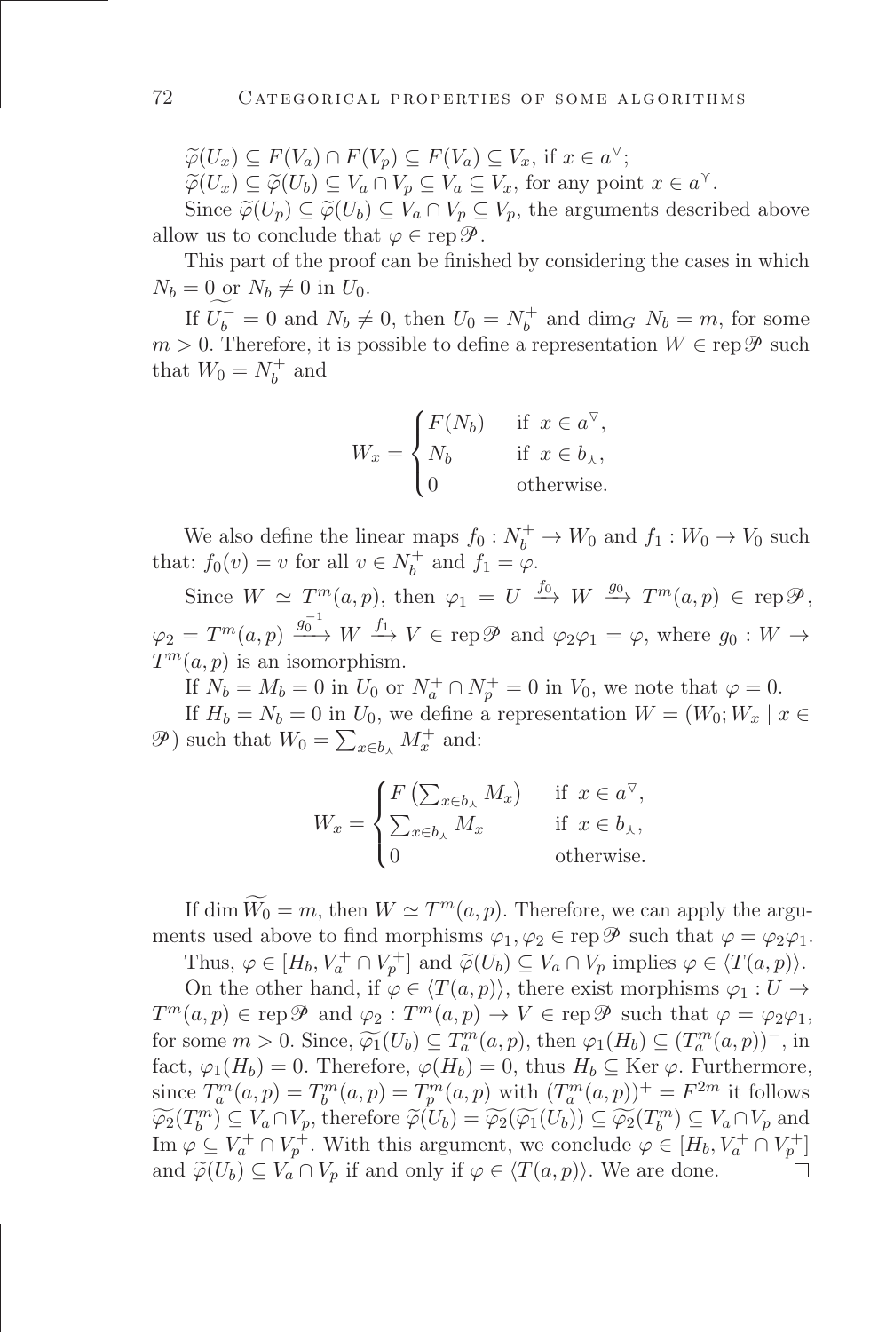$\widetilde{\varphi}(U_x) \subseteq F(V_a) \cap F(V_p) \subseteq F(V_a) \subseteq V_x$, if $x \in a^{\triangledown}$;

$\widetilde{\varphi}(U_x) \subseteq \widetilde{\varphi}(U_b) \subseteq V_a \cap V_p \subseteq V_a \subseteq V_x$, for any point $x \in a^{\curlyvee}$.

Since $\widetilde{\varphi}(U_p) \subseteq \widetilde{\varphi}(U_b) \subseteq V_a \cap V_p \subseteq V_p$, the arguments described above allow us to conclude that $\varphi \in \operatorname{rep} \mathscr{P}$.

This part of the proof can be finished by considering the cases in which $N_b = 0$ or $N_b \neq 0$ in $U_0$.

If $\widetilde{U_b^-} = 0$ and $N_b \neq 0$, then $U_0 = N_b^+$ and $\dim_G N_b = m$, for some $m > 0$. Therefore, it is possible to define a representation $W \in \operatorname{rep} \mathscr{P}$ such that $W_0 = N_b^+$ and

$$W_x = \begin{cases} F(N_b) & \text{if } x \in a^{\triangledown}, \\ N_b & \text{if } x \in b_{\curlywedge}, \\ 0 & \text{otherwise.} \end{cases}$$

We also define the linear maps $f_0 : N_b^+ \to W_0$ and $f_1 : W_0 \to V_0$ such that: $f_0(v) = v$ for all $v \in N_b^+$ and $f_1 = \varphi$.

Since $W \simeq T^m(a,p)$, then $\varphi_1 = U \xrightarrow{f_0} W \xrightarrow{g_0} T^m(a,p) \in \operatorname{rep} \mathscr{P}$, $\varphi_2 = T^m(a,p) \xrightarrow{g_0^{-1}} W \xrightarrow{f_1} V \in \operatorname{rep} \mathscr{P}$ and $\varphi_2\varphi_1 = \varphi$, where $g_0 : W \to T^m(a,p)$ is an isomorphism.

If $N_b = M_b = 0$ in $U_0$ or $N_a^+ \cap N_p^+ = 0$ in $V_0$, we note that $\varphi = 0$.

If $H_b = N_b = 0$ in $U_0$, we define a representation $W = (W_0; W_x \mid x \in \mathscr{P})$ such that $W_0 = \sum_{x \in b_{\curlywedge}} M_x^+$ and:

$$W_x = \begin{cases} F\left(\sum_{x \in b_{\curlywedge}} M_x\right) & \text{if } x \in a^{\triangledown}, \\ \sum_{x \in b_{\curlywedge}} M_x & \text{if } x \in b_{\curlywedge}, \\ 0 & \text{otherwise.} \end{cases}$$

If $\dim \widetilde{W_0} = m$, then $W \simeq T^m(a,p)$. Therefore, we can apply the arguments used above to find morphisms $\varphi_1, \varphi_2 \in \operatorname{rep} \mathscr{P}$ such that $\varphi = \varphi_2\varphi_1$.

Thus, $\varphi \in [H_b, V_a^+ \cap V_p^+]$ and $\widetilde{\varphi}(U_b) \subseteq V_a \cap V_p$ implies $\varphi \in \langle T(a,p) \rangle$.

On the other hand, if $\varphi \in \langle T(a,p) \rangle$, there exist morphisms $\varphi_1 : U \to T^m(a,p) \in \operatorname{rep} \mathscr{P}$ and $\varphi_2 : T^m(a,p) \to V \in \operatorname{rep} \mathscr{P}$ such that $\varphi = \varphi_2\varphi_1$, for some $m > 0$. Since, $\widetilde{\varphi_1}(U_b) \subseteq T_a^m(a,p)$, then $\varphi_1(H_b) \subseteq (T_a^m(a,p))^-$, in fact, $\varphi_1(H_b) = 0$. Therefore, $\varphi(H_b) = 0$, thus $H_b \subseteq \operatorname{Ker} \varphi$. Furthermore, since $T_a^m(a,p) = T_b^m(a,p) = T_p^m(a,p)$ with $(T_a^m(a,p))^+ = F^{2m}$ it follows $\widetilde{\varphi_2}(T_b^m) \subseteq V_a \cap V_p$, therefore $\widetilde{\varphi}(U_b) = \widetilde{\varphi_2}(\widetilde{\varphi_1}(U_b)) \subseteq \widetilde{\varphi_2}(T_b^m) \subseteq V_a \cap V_p$ and $\operatorname{Im} \varphi \subseteq V_a^+ \cap V_p^+$. With this argument, we conclude $\varphi \in [H_b, V_a^+ \cap V_p^+]$ and $\widetilde{\varphi}(U_b) \subseteq V_a \cap V_p$ if and only if $\varphi \in \langle T(a,p) \rangle$. We are done. $\square$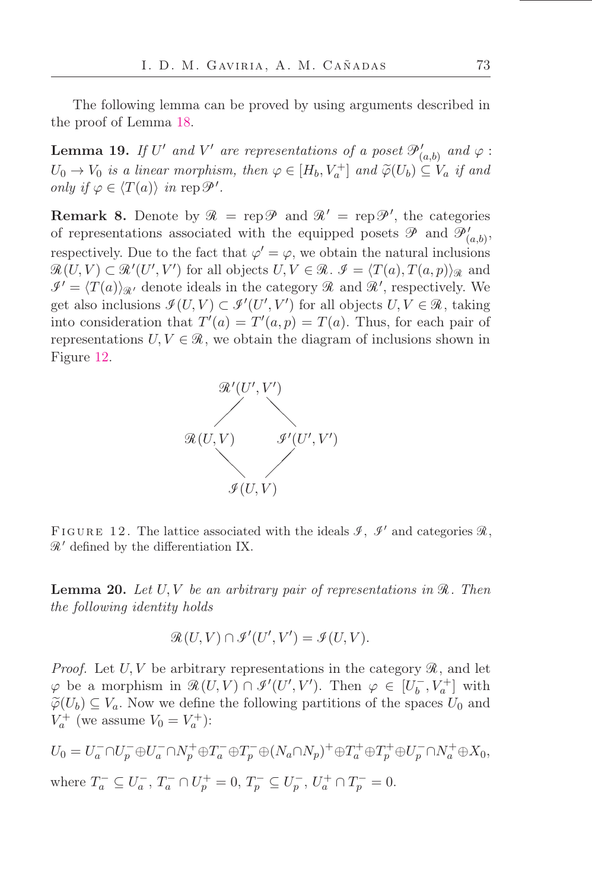The following lemma can be proved by using arguments described in the proof of Lemma 18.

**Lemma 19.** *If $U'$ and $V'$ are representations of a poset $\mathscr{P}'_{(a,b)}$ and $\varphi : U_0 \to V_0$ is a linear morphism, then $\varphi \in [H_b, V_a^+]$ and $\widetilde{\varphi}(U_b) \subseteq V_a$ if and only if $\varphi \in \langle T(a)\rangle$ in $\operatorname{rep}\mathscr{P}'$.*

**Remark 8.** Denote by $\mathscr{R} = \operatorname{rep}\mathscr{P}$ and $\mathscr{R}' = \operatorname{rep}\mathscr{P}'$, the categories of representations associated with the equipped posets $\mathscr{P}$ and $\mathscr{P}'_{(a,b)}$, respectively. Due to the fact that $\varphi' = \varphi$, we obtain the natural inclusions $\mathscr{R}(U,V) \subset \mathscr{R}'(U',V')$ for all objects $U, V \in \mathscr{R}$. $\mathscr{I} = \langle T(a), T(a,p)\rangle_{\mathscr{R}}$ and $\mathscr{I}' = \langle T(a)\rangle_{\mathscr{R}'}$ denote ideals in the category $\mathscr{R}$ and $\mathscr{R}'$, respectively. We get also inclusions $\mathscr{I}(U,V) \subset \mathscr{I}'(U',V')$ for all objects $U, V \in \mathscr{R}$, taking into consideration that $T'(a) = T'(a,p) = T(a)$. Thus, for each pair of representations $U, V \in \mathscr{R}$, we obtain the diagram of inclusions shown in Figure 12.

$$\begin{array}{ccc} & \mathscr{R}'(U',V') & \\ \diagup & & \diagdown \\ \mathscr{R}(U,V) & & \mathscr{I}'(U',V') \\ \diagdown & & \diagup \\ & \mathscr{I}(U,V) & \end{array}$$

Figure 12. The lattice associated with the ideals $\mathscr{I}$, $\mathscr{I}'$ and categories $\mathscr{R}$, $\mathscr{R}'$ defined by the differentiation IX.

**Lemma 20.** *Let $U, V$ be an arbitrary pair of representations in $\mathscr{R}$. Then the following identity holds*

$$\mathscr{R}(U,V) \cap \mathscr{I}'(U',V') = \mathscr{I}(U,V).$$

*Proof.* Let $U, V$ be arbitrary representations in the category $\mathscr{R}$, and let $\varphi$ be a morphism in $\mathscr{R}(U,V) \cap \mathscr{I}'(U',V')$. Then $\varphi \in [U_b^-, V_a^+]$ with $\widetilde{\varphi}(U_b) \subseteq V_a$. Now we define the following partitions of the spaces $U_0$ and $V_a^+$ (we assume $V_0 = V_a^+$):

$$U_0 = U_a^- \cap U_p^- \oplus U_a^- \cap N_p^+ \oplus T_a^- \oplus T_p^- \oplus (N_a \cap N_p)^+ \oplus T_a^+ \oplus T_p^+ \oplus U_p^- \cap N_a^+ \oplus X_0,$$

where $T_a^- \subseteq U_a^-$, $T_a^- \cap U_p^+ = 0$, $T_p^- \subseteq U_p^-$, $U_a^+ \cap T_p^- = 0$.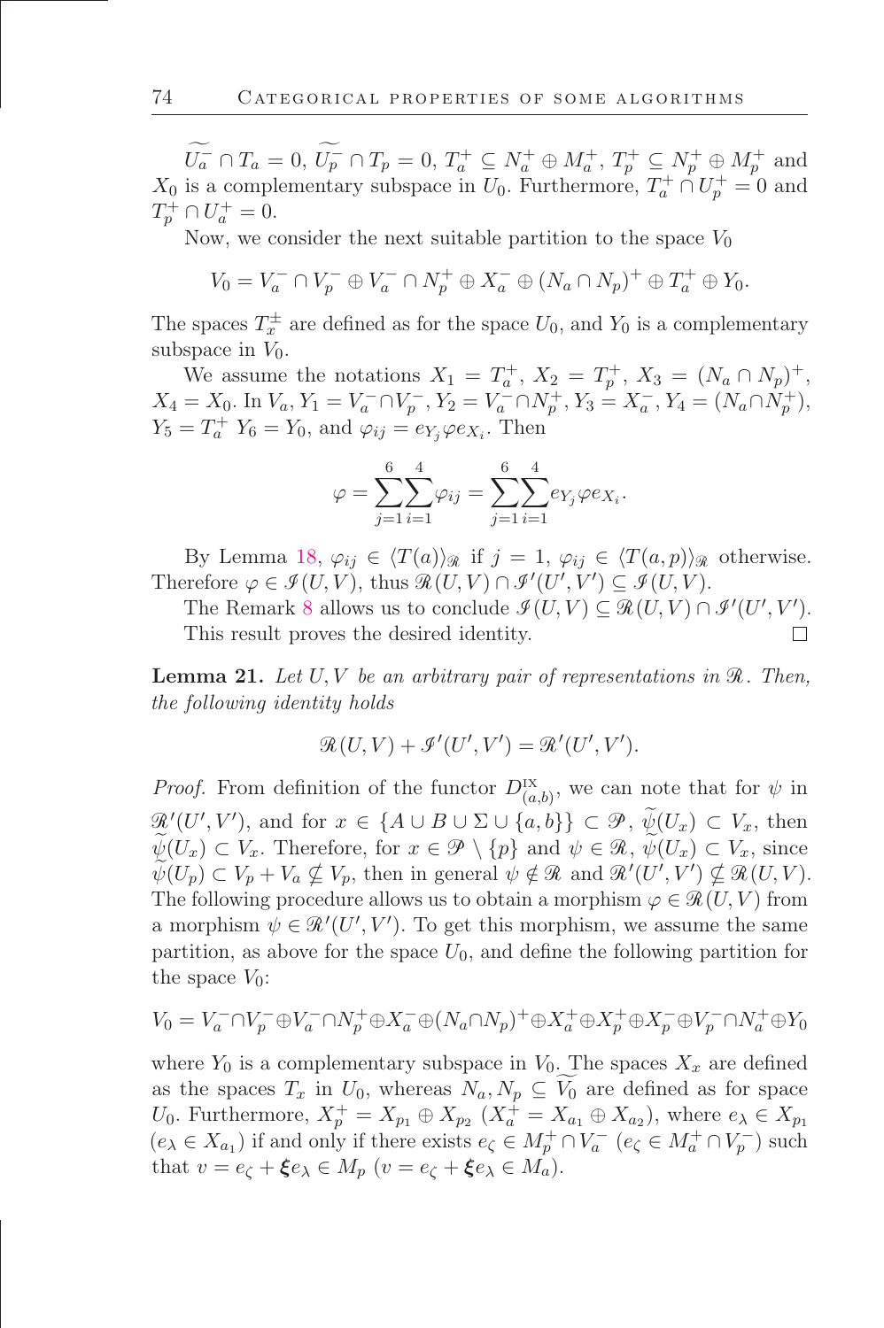$\widetilde{U_a^-} \cap T_a = 0$, $\widetilde{U_p^-} \cap T_p = 0$, $T_a^+ \subseteq N_a^+ \oplus M_a^+$, $T_p^+ \subseteq N_p^+ \oplus M_p^+$ and $X_0$ is a complementary subspace in $U_0$. Furthermore, $T_a^+ \cap U_p^+ = 0$ and $T_p^+ \cap U_a^+ = 0$.

Now, we consider the next suitable partition to the space $V_0$

$$V_0 = V_a^- \cap V_p^- \oplus V_a^- \cap N_p^+ \oplus X_a^- \oplus (N_a \cap N_p)^+ \oplus T_a^+ \oplus Y_0.$$

The spaces $T_x^{\pm}$ are defined as for the space $U_0$, and $Y_0$ is a complementary subspace in $V_0$.

We assume the notations $X_1 = T_a^+$, $X_2 = T_p^+$, $X_3 = (N_a \cap N_p)^+$, $X_4 = X_0$. In $V_a$, $Y_1 = V_a^- \cap V_p^-$, $Y_2 = V_a^- \cap N_p^+$, $Y_3 = X_a^-$, $Y_4 = (N_a \cap N_p^+)$, $Y_5 = T_a^+$ $Y_6 = Y_0$, and $\varphi_{ij} = e_{Y_j} \varphi e_{X_i}$. Then

$$\varphi = \sum_{j=1}^{6} \sum_{i=1}^{4} \varphi_{ij} = \sum_{j=1}^{6} \sum_{i=1}^{4} e_{Y_j} \varphi e_{X_i}.$$

By Lemma 18, $\varphi_{ij} \in \langle T(a) \rangle_{\mathscr{R}}$ if $j = 1$, $\varphi_{ij} \in \langle T(a,p) \rangle_{\mathscr{R}}$ otherwise. Therefore $\varphi \in \mathscr{I}(U,V)$, thus $\mathscr{R}(U,V) \cap \mathscr{I}'(U',V') \subseteq \mathscr{I}(U,V)$.

The Remark 8 allows us to conclude $\mathscr{I}(U,V) \subseteq \mathscr{R}(U,V) \cap \mathscr{I}'(U',V')$.

This result proves the desired identity. □

**Lemma 21.** *Let $U, V$ be an arbitrary pair of representations in $\mathscr{R}$. Then, the following identity holds*

$$\mathscr{R}(U,V) + \mathscr{I}'(U',V') = \mathscr{R}'(U',V').$$

*Proof.* From definition of the functor $D^{\mathrm{IX}}_{(a,b)}$, we can note that for $\psi$ in $\mathscr{R}'(U',V')$, and for $x \in \{A \cup B \cup \Sigma \cup \{a,b\}\} \subset \mathscr{P}$, $\widetilde{\psi}(U_x) \subset V_x$, then $\widetilde{\psi}(U_x) \subset V_x$. Therefore, for $x \in \mathscr{P} \setminus \{p\}$ and $\psi \in \mathscr{R}$, $\widetilde{\psi}(U_x) \subset V_x$, since $\widetilde{\psi}(U_p) \subset V_p + V_a \nsubseteq V_p$, then in general $\psi \notin \mathscr{R}$ and $\mathscr{R}'(U',V') \nsubseteq \mathscr{R}(U,V)$. The following procedure allows us to obtain a morphism $\varphi \in \mathscr{R}(U,V)$ from a morphism $\psi \in \mathscr{R}'(U',V')$. To get this morphism, we assume the same partition, as above for the space $U_0$, and define the following partition for the space $V_0$:

$$V_0 = V_a^- \cap V_p^- \oplus V_a^- \cap N_p^+ \oplus X_a^- \oplus (N_a \cap N_p)^+ \oplus X_a^+ \oplus X_p^+ \oplus X_p^- \oplus V_p^- \cap N_a^+ \oplus Y_0$$

where $Y_0$ is a complementary subspace in $V_0$. The spaces $X_x$ are defined as the spaces $T_x$ in $U_0$, whereas $N_a, N_p \subseteq \widetilde{V_0}$ are defined as for space $U_0$. Furthermore, $X_p^+ = X_{p_1} \oplus X_{p_2}$ ($X_a^+ = X_{a_1} \oplus X_{a_2}$), where $e_\lambda \in X_{p_1}$ ($e_\lambda \in X_{a_1}$) if and only if there exists $e_\zeta \in M_p^+ \cap V_a^-$ ($e_\zeta \in M_a^+ \cap V_p^-$) such that $v = e_\zeta + \boldsymbol{\xi} e_\lambda \in M_p$ ($v = e_\zeta + \boldsymbol{\xi} e_\lambda \in M_a$).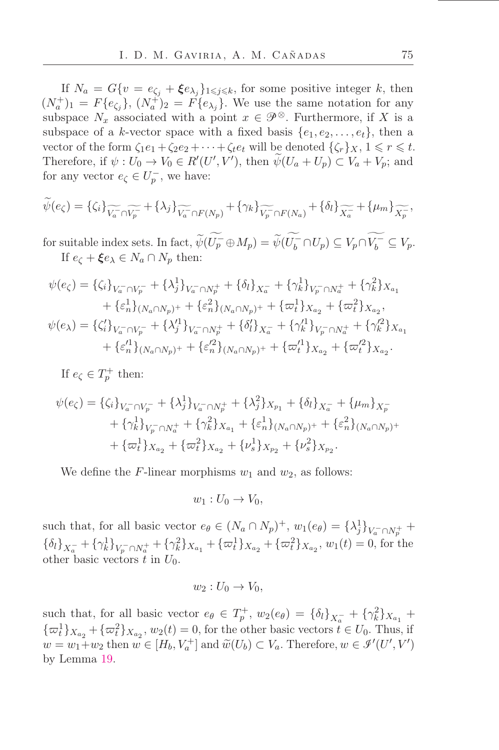If $N_a = G\{v = e_{\zeta_j} + \boldsymbol{\xi} e_{\lambda_j}\}_{1 \leqslant j \leqslant k}$, for some positive integer $k$, then $(N_a^+)_1 = F\{e_{\zeta_j}\}$, $(N_a^+)_2 = F\{e_{\lambda_j}\}$. We use the same notation for any subspace $N_x$ associated with a point $x \in \mathscr{P}^{\otimes}$. Furthermore, if $X$ is a subspace of a $k$-vector space with a fixed basis $\{e_1, e_2, \dots, e_t\}$, then a vector of the form $\zeta_1 e_1 + \zeta_2 e_2 + \dots + \zeta_t e_t$ will be denoted $\{\zeta_r\}_X$, $1 \leqslant r \leqslant t$. Therefore, if $\psi : U_0 \to V_0 \in R'(U', V')$, then $\widetilde{\psi}(U_a + U_p) \subset V_a + V_p$; and for any vector $e_\zeta \in U_p^-$, we have:

$$\widetilde{\psi}(e_\zeta) = \{\zeta_i\}_{\widetilde{V_a^-} \cap \widetilde{V_p^-}} + \{\lambda_j\}_{\widetilde{V_a^-} \cap F(N_p)} + \{\gamma_k\}_{\widetilde{V_p^-} \cap F(N_a)} + \{\delta_l\}_{\widetilde{X_a^-}} + \{\mu_m\}_{\widetilde{X_p^-}},$$

for suitable index sets. In fact, $\widetilde{\psi}(\widetilde{U_p^-} \oplus M_p) = \widetilde{\psi}(\widetilde{U_b^-} \cap U_p) \subseteq V_p \cap \widetilde{V_b^-} \subseteq V_p$.

If $e_\zeta + \boldsymbol{\xi} e_\lambda \in N_a \cap N_p$ then:

$$\begin{aligned}
\psi(e_\zeta) = {} & \{\zeta_i\}_{V_a^- \cap V_p^-} + \{\lambda_j^1\}_{V_a^- \cap N_p^+} + \{\delta_l\}_{X_a^-} + \{\gamma_k^1\}_{V_p^- \cap N_a^+} + \{\gamma_k^2\}_{X_{a_1}} \\
& + \{\varepsilon_n^1\}_{(N_a \cap N_p)^+} + \{\varepsilon_n^2\}_{(N_a \cap N_p)^+} + \{\varpi_t^1\}_{X_{a_2}} + \{\varpi_t^2\}_{X_{a_2}}, \\
\psi(e_\lambda) = {} & \{\zeta_i'\}_{V_a^- \cap V_p^-} + \{\lambda_j'^1\}_{V_a^- \cap N_p^+} + \{\delta_l'\}_{X_a^-} + \{\gamma_k'^1\}_{V_p^- \cap N_a^+} + \{\gamma_k'^2\}_{X_{a_1}} \\
& + \{\varepsilon_n'^1\}_{(N_a \cap N_p)^+} + \{\varepsilon_n'^2\}_{(N_a \cap N_p)^+} + \{\varpi_t'^1\}_{X_{a_2}} + \{\varpi_t'^2\}_{X_{a_2}}.
\end{aligned}$$

If $e_\zeta \in T_p^+$ then:

$$\begin{aligned}
\psi(e_\zeta) = {} & \{\zeta_i\}_{V_a^- \cap V_p^-} + \{\lambda_j^1\}_{V_a^- \cap N_p^+} + \{\lambda_j^2\}_{X_{p_1}} + \{\delta_l\}_{X_a^-} + \{\mu_m\}_{X_p^-} \\
& + \{\gamma_k^1\}_{V_p^- \cap N_a^+} + \{\gamma_k^2\}_{X_{a_1}} + \{\varepsilon_n^1\}_{(N_a \cap N_p)^+} + \{\varepsilon_n^2\}_{(N_a \cap N_p)^+} \\
& + \{\varpi_t^1\}_{X_{a_2}} + \{\varpi_t^2\}_{X_{a_2}} + \{\nu_s^1\}_{X_{p_2}} + \{\nu_s^2\}_{X_{p_2}}.
\end{aligned}$$

We define the $F$-linear morphisms $w_1$ and $w_2$, as follows:

$$w_1 : U_0 \to V_0,$$

such that, for all basic vector $e_\theta \in (N_a \cap N_p)^+$, $w_1(e_\theta) = \{\lambda_j^1\}_{V_a^- \cap N_p^+} + \{\delta_l\}_{X_a^-} + \{\gamma_k^1\}_{V_p^- \cap N_a^+} + \{\gamma_k^2\}_{X_{a_1}} + \{\varpi_t^1\}_{X_{a_2}} + \{\varpi_t^2\}_{X_{a_2}}$, $w_1(t) = 0$, for the other basic vectors $t$ in $U_0$.

$$w_2 : U_0 \to V_0,$$

such that, for all basic vector $e_\theta \in T_p^+$, $w_2(e_\theta) = \{\delta_l\}_{X_a^-} + \{\gamma_k^2\}_{X_{a_1}} + \{\varpi_t^1\}_{X_{a_2}} + \{\varpi_t^2\}_{X_{a_2}}$, $w_2(t) = 0$, for the other basic vectors $t \in U_0$. Thus, if $w = w_1 + w_2$ then $w \in [H_b, V_a^+]$ and $\widetilde{w}(U_b) \subset V_a$. Therefore, $w \in \mathscr{I}'(U', V')$ by Lemma 19.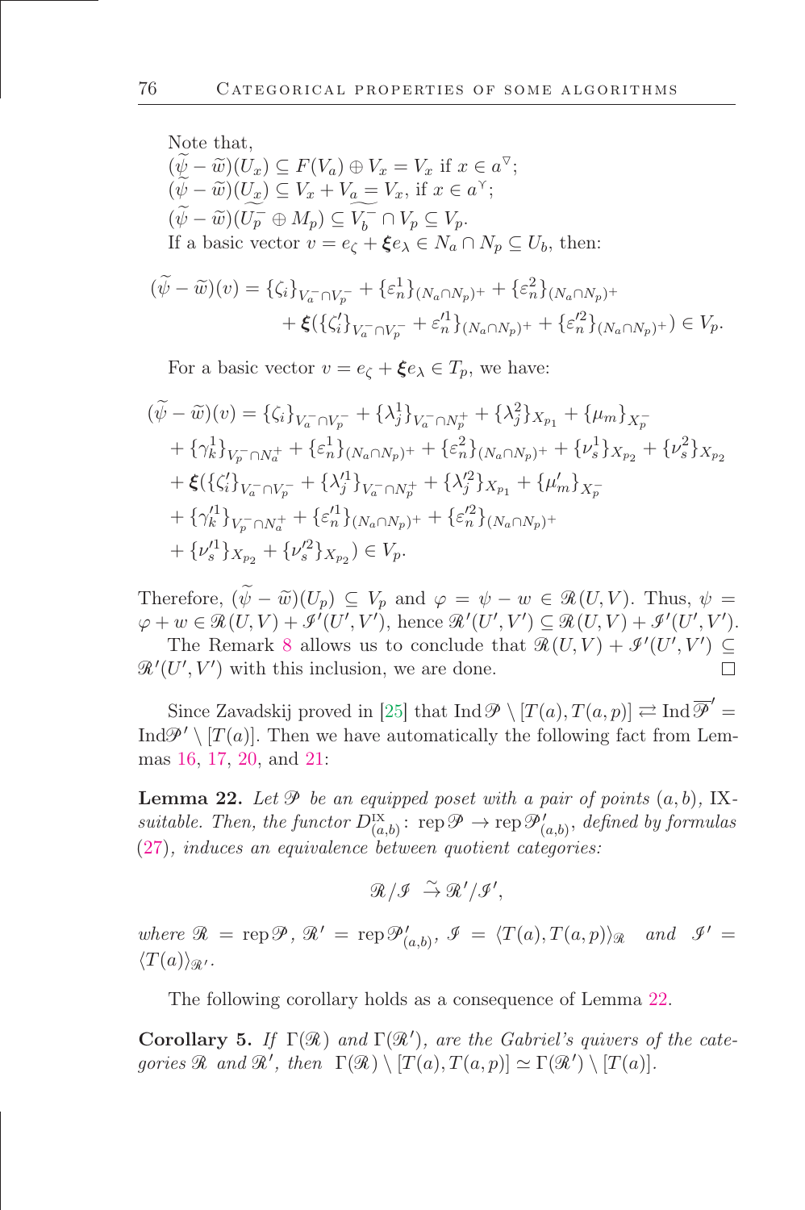Note that,
$(\widetilde{\psi}-\widetilde{w})(U_x) \subseteq F(V_a) \oplus V_x = V_x$ if $x \in a^{\triangledown}$;
$(\widetilde{\psi}-\widetilde{w})(\underline{U_x}) \subseteq V_x + \underline{V_a} = V_x$, if $x \in a^{\curlyvee}$;
$(\widetilde{\psi}-\widetilde{w})(\widetilde{U_p^-} \oplus M_p) \subseteq \widetilde{V_b^-} \cap V_p \subseteq V_p$.
If a basic vector $v = e_\zeta + \boldsymbol{\xi} e_\lambda \in N_a \cap N_p \subseteq U_b$, then:

$$
\begin{aligned}
(\widetilde{\psi}-\widetilde{w})(v) &= \{\zeta_i\}_{V_a^- \cap V_p^-} + \{\varepsilon_n^1\}_{(N_a \cap N_p)^+} + \{\varepsilon_n^2\}_{(N_a \cap N_p)^+} \\
&\quad + \boldsymbol{\xi}(\{\zeta_i'\}_{V_a^- \cap V_p^-} + \varepsilon_n'^1\}_{(N_a \cap N_p)^+} + \{\varepsilon_n'^2\}_{(N_a \cap N_p)^+}) \in V_p.
\end{aligned}
$$

For a basic vector $v = e_\zeta + \boldsymbol{\xi} e_\lambda \in T_p$, we have:

$$
\begin{aligned}
(\widetilde{\psi}-\widetilde{w})(v) &= \{\zeta_i\}_{V_a^- \cap V_p^-} + \{\lambda_j^1\}_{V_a^- \cap N_p^+} + \{\lambda_j^2\}_{X_{p_1}} + \{\mu_m\}_{X_p^-} \\
&\quad + \{\gamma_k^1\}_{V_p^- \cap N_a^+} + \{\varepsilon_n^1\}_{(N_a \cap N_p)^+} + \{\varepsilon_n^2\}_{(N_a \cap N_p)^+} + \{\nu_s^1\}_{X_{p_2}} + \{\nu_s^2\}_{X_{p_2}} \\
&\quad + \boldsymbol{\xi}(\{\zeta_i'\}_{V_a^- \cap V_p^-} + \{\lambda_j'^1\}_{V_a^- \cap N_p^+} + \{\lambda_j'^2\}_{X_{p_1}} + \{\mu_m'\}_{X_p^-} \\
&\quad + \{\gamma_k'^1\}_{V_p^- \cap N_a^+} + \{\varepsilon_n'^1\}_{(N_a \cap N_p)^+} + \{\varepsilon_n'^2\}_{(N_a \cap N_p)^+} \\
&\quad + \{\nu_s'^1\}_{X_{p_2}} + \{\nu_s'^2\}_{X_{p_2}}) \in V_p.
\end{aligned}
$$

Therefore, $(\widetilde{\psi}-\widetilde{w})(U_p) \subseteq V_p$ and $\varphi = \psi - w \in \mathscr{R}(U,V)$. Thus, $\psi = \varphi + w \in \mathscr{R}(U,V) + \mathscr{I}'(U',V')$, hence $\mathscr{R}'(U',V') \subseteq \mathscr{R}(U,V) + \mathscr{I}'(U',V')$.
The Remark 8 allows us to conclude that $\mathscr{R}(U,V) + \mathscr{I}'(U',V') \subseteq \mathscr{R}'(U',V')$ with this inclusion, we are done. □

Since Zavadskij proved in [25] that $\operatorname{Ind}\mathscr{P} \setminus [T(a), T(a,p)] \rightleftarrows \operatorname{Ind}\overline{\mathscr{P}}' = \operatorname{Ind}\mathscr{P}' \setminus [T(a)]$. Then we have automatically the following fact from Lemmas 16, 17, 20, and 21:

**Lemma 22.** *Let $\mathscr{P}$ be an equipped poset with a pair of points $(a,b)$, IX-suitable. Then, the functor $D^{\mathrm{IX}}_{(a,b)}\colon \operatorname{rep}\mathscr{P} \to \operatorname{rep}\mathscr{P}'_{(a,b)}$, defined by formulas (27), induces an equivalence between quotient categories:*

$$
\mathscr{R}/\mathscr{I} \ \tilde{\to}\ \mathscr{R}'/\mathscr{I}',
$$

*where $\mathscr{R} = \operatorname{rep}\mathscr{P}$, $\mathscr{R}' = \operatorname{rep}\mathscr{P}'_{(a,b)}$, $\mathscr{I} = \langle T(a), T(a,p)\rangle_{\mathscr{R}}$ and $\mathscr{I}' = \langle T(a)\rangle_{\mathscr{R}'}$.*

The following corollary holds as a consequence of Lemma 22.

**Corollary 5.** *If $\Gamma(\mathscr{R})$ and $\Gamma(\mathscr{R}')$, are the Gabriel's quivers of the categories $\mathscr{R}$ and $\mathscr{R}'$, then $\Gamma(\mathscr{R}) \setminus [T(a), T(a,p)] \simeq \Gamma(\mathscr{R}') \setminus [T(a)]$.*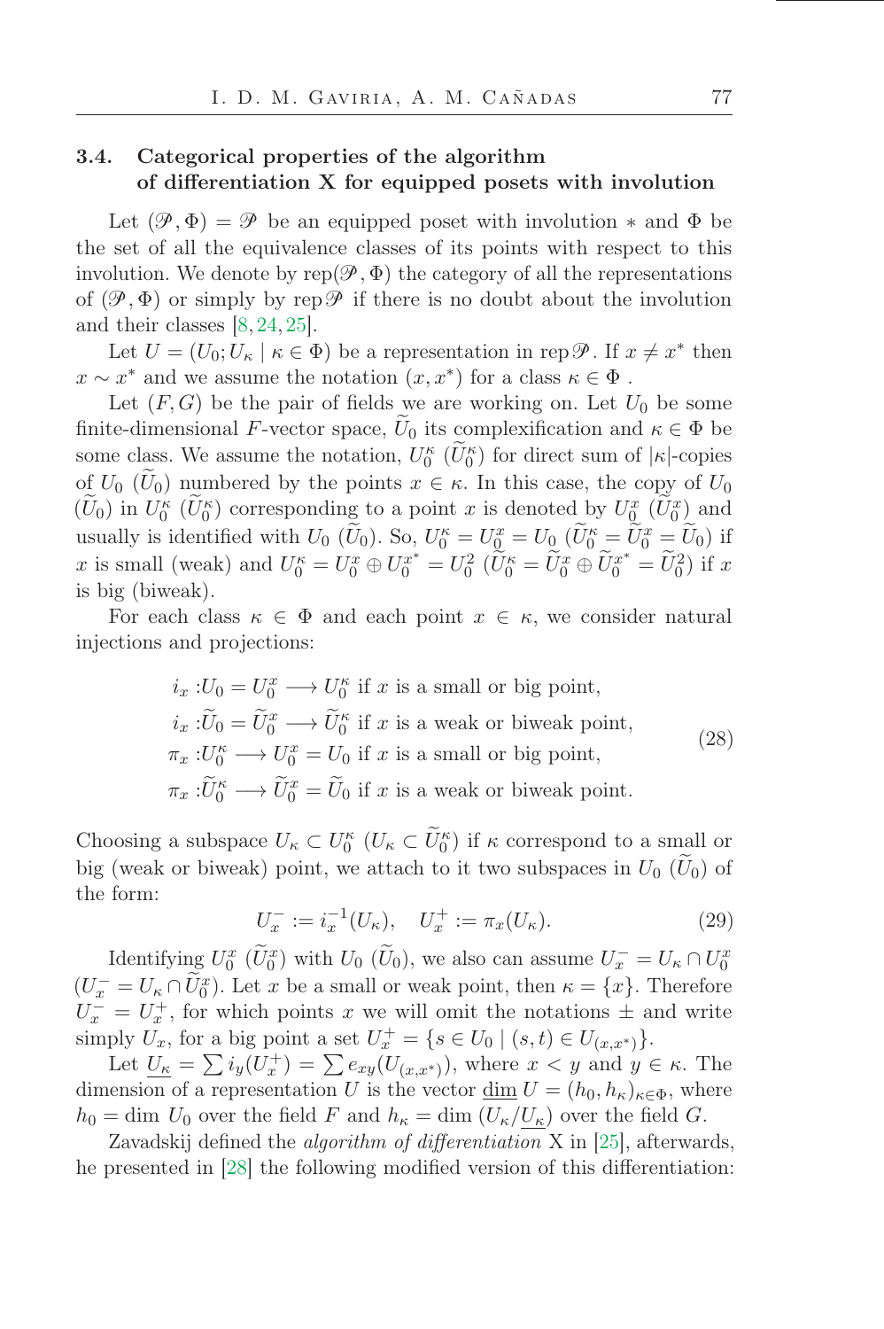### 3.4. Categorical properties of the algorithm of differentiation X for equipped posets with involution

Let $(\mathscr{P}, \Phi) = \mathscr{P}$ be an equipped poset with involution $*$ and $\Phi$ be the set of all the equivalence classes of its points with respect to this involution. We denote by $\operatorname{rep}(\mathscr{P}, \Phi)$ the category of all the representations of $(\mathscr{P}, \Phi)$ or simply by $\operatorname{rep}\mathscr{P}$ if there is no doubt about the involution and their classes [8, 24, 25].

Let $U = (U_0; U_\kappa \mid \kappa \in \Phi)$ be a representation in $\operatorname{rep}\mathscr{P}$. If $x \neq x^*$ then $x \sim x^*$ and we assume the notation $(x, x^*)$ for a class $\kappa \in \Phi$ .

Let $(F, G)$ be the pair of fields we are working on. Let $U_0$ be some finite-dimensional $F$-vector space, $\widetilde{U}_0$ its complexification and $\kappa \in \Phi$ be some class. We assume the notation, $U_0^\kappa$ $(\widetilde{U}_0^\kappa)$ for direct sum of $|\kappa|$-copies of $U_0$ $(\widetilde{U}_0)$ numbered by the points $x \in \kappa$. In this case, the copy of $U_0$ $(\widetilde{U}_0)$ in $U_0^\kappa$ $(\widetilde{U}_0^\kappa)$ corresponding to a point $x$ is denoted by $U_0^x$ $(\widetilde{U}_0^x)$ and usually is identified with $U_0$ $(\widetilde{U}_0)$. So, $U_0^\kappa = U_0^x = U_0$ $(\widetilde{U}_0^\kappa = \widetilde{U}_0^x = \widetilde{U}_0)$ if $x$ is small (weak) and $U_0^\kappa = U_0^x \oplus U_0^{x^*} = U_0^2$ $(\widetilde{U}_0^\kappa = \widetilde{U}_0^x \oplus \widetilde{U}_0^{x^*} = \widetilde{U}_0^2)$ if $x$ is big (biweak).

For each class $\kappa \in \Phi$ and each point $x \in \kappa$, we consider natural injections and projections:

$$
\begin{aligned}
i_x &: U_0 = U_0^x \longrightarrow U_0^\kappa \text{ if } x \text{ is a small or big point,}\\
i_x &: \widetilde{U}_0 = \widetilde{U}_0^x \longrightarrow \widetilde{U}_0^\kappa \text{ if } x \text{ is a weak or biweak point,}\\
\pi_x &: U_0^\kappa \longrightarrow U_0^x = U_0 \text{ if } x \text{ is a small or big point,}\\
\pi_x &: \widetilde{U}_0^\kappa \longrightarrow \widetilde{U}_0^x = \widetilde{U}_0 \text{ if } x \text{ is a weak or biweak point.}
\end{aligned} \tag{28}
$$

Choosing a subspace $U_\kappa \subset U_0^\kappa$ $(U_\kappa \subset \widetilde{U}_0^\kappa)$ if $\kappa$ correspond to a small or big (weak or biweak) point, we attach to it two subspaces in $U_0$ $(\widetilde{U}_0)$ of the form:

$$
U_x^- := i_x^{-1}(U_\kappa), \quad U_x^+ := \pi_x(U_\kappa). \tag{29}
$$

Identifying $U_0^x$ $(\widetilde{U}_0^x)$ with $U_0$ $(\widetilde{U}_0)$, we also can assume $U_x^- = U_\kappa \cap U_0^x$ $(U_x^- = U_\kappa \cap \widetilde{U}_0^x)$. Let $x$ be a small or weak point, then $\kappa = \{x\}$. Therefore $U_x^- = U_x^+$, for which points $x$ we will omit the notations $\pm$ and write simply $U_x$, for a big point a set $U_x^+ = \{s \in U_0 \mid (s, t) \in U_{(x,x^*)}\}$.

Let $\underline{U_\kappa} = \sum i_y(U_x^+) = \sum e_{xy}(U_{(x,x^*)})$, where $x < y$ and $y \in \kappa$. The dimension of a representation $U$ is the vector $\underline{\dim}\, U = (h_0, h_\kappa)_{\kappa \in \Phi}$, where $h_0 = \dim\, U_0$ over the field $F$ and $h_\kappa = \dim\, (U_\kappa / \underline{U_\kappa})$ over the field $G$.

Zavadskij defined the *algorithm of differentiation* X in [25], afterwards, he presented in [28] the following modified version of this differentiation: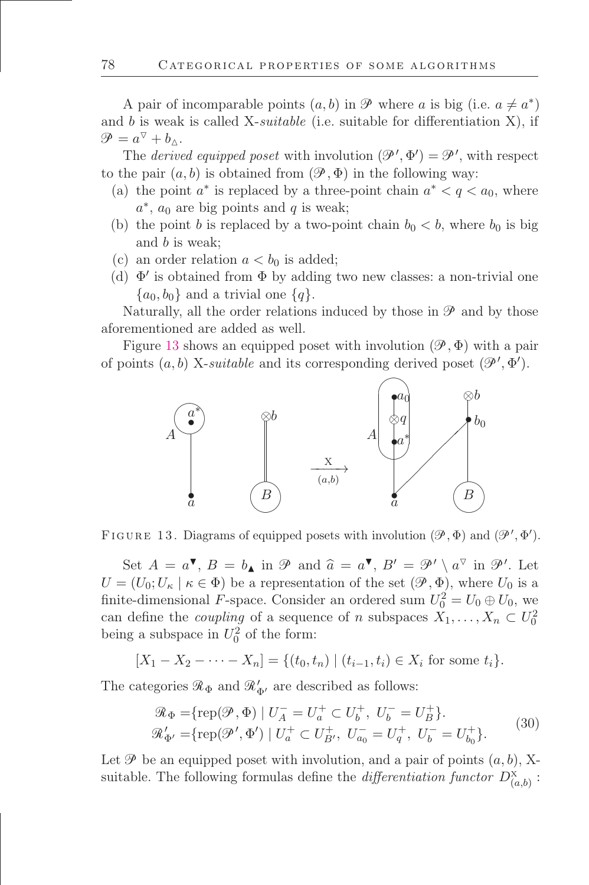A pair of incomparable points $(a, b)$ in $\mathscr{P}$ where $a$ is big (i.e. $a \neq a^*$) and $b$ is weak is called X-*suitable* (i.e. suitable for differentiation X), if $\mathscr{P} = a^{\triangledown} + b_{\vartriangle}$.

The *derived equipped poset* with involution $(\mathscr{P}', \Phi') = \mathscr{P}'$, with respect to the pair $(a, b)$ is obtained from $(\mathscr{P}, \Phi)$ in the following way:

(a) the point $a^*$ is replaced by a three-point chain $a^* < q < a_0$, where $a^*$, $a_0$ are big points and $q$ is weak;

(b) the point $b$ is replaced by a two-point chain $b_0 < b$, where $b_0$ is big and $b$ is weak;

(c) an order relation $a < b_0$ is added;

(d) $\Phi'$ is obtained from $\Phi$ by adding two new classes: a non-trivial one $\{a_0, b_0\}$ and a trivial one $\{q\}$.

Naturally, all the order relations induced by those in $\mathscr{P}$ and by those aforementioned are added as well.

Figure 13 shows an equipped poset with involution $(\mathscr{P}, \Phi)$ with a pair of points $(a, b)$ X-*suitable* and its corresponding derived poset $(\mathscr{P}', \Phi')$.

FIGURE 13. Diagrams of equipped posets with involution $(\mathscr{P}, \Phi)$ and $(\mathscr{P}', \Phi')$.

Set $A = a^{\blacktriangledown}$, $B = b_{\blacktriangle}$ in $\mathscr{P}$ and $\widehat{a} = a^{\blacktriangledown}$, $B' = \mathscr{P}' \setminus a^{\triangledown}$ in $\mathscr{P}'$. Let $U = (U_0; U_\kappa \mid \kappa \in \Phi)$ be a representation of the set $(\mathscr{P}, \Phi)$, where $U_0$ is a finite-dimensional $F$-space. Consider an ordered sum $U_0^2 = U_0 \oplus U_0$, we can define the *coupling* of a sequence of $n$ subspaces $X_1, \ldots, X_n \subset U_0^2$ being a subspace in $U_0^2$ of the form:

$$[X_1 - X_2 - \cdots - X_n] = \{(t_0, t_n) \mid (t_{i-1}, t_i) \in X_i \text{ for some } t_i\}.$$

The categories $\mathscr{R}_\Phi$ and $\mathscr{R}'_{\Phi'}$ are described as follows:

$$\begin{aligned}
\mathscr{R}_\Phi =& \{\mathrm{rep}(\mathscr{P}, \Phi) \mid U_A^- = U_a^+ \subset U_b^+,\ U_b^- = U_B^+\}. \\
\mathscr{R}'_{\Phi'} =& \{\mathrm{rep}(\mathscr{P}', \Phi') \mid U_a^+ \subset U_{B'}^+,\ U_{a_0}^- = U_q^+,\ U_b^- = U_{b_0}^+\}.
\end{aligned} \tag{30}$$

Let $\mathscr{P}$ be an equipped poset with involution, and a pair of points $(a, b)$, X-suitable. The following formulas define the *differentiation functor* $D_{(a,b)}^{\mathrm{X}}$ :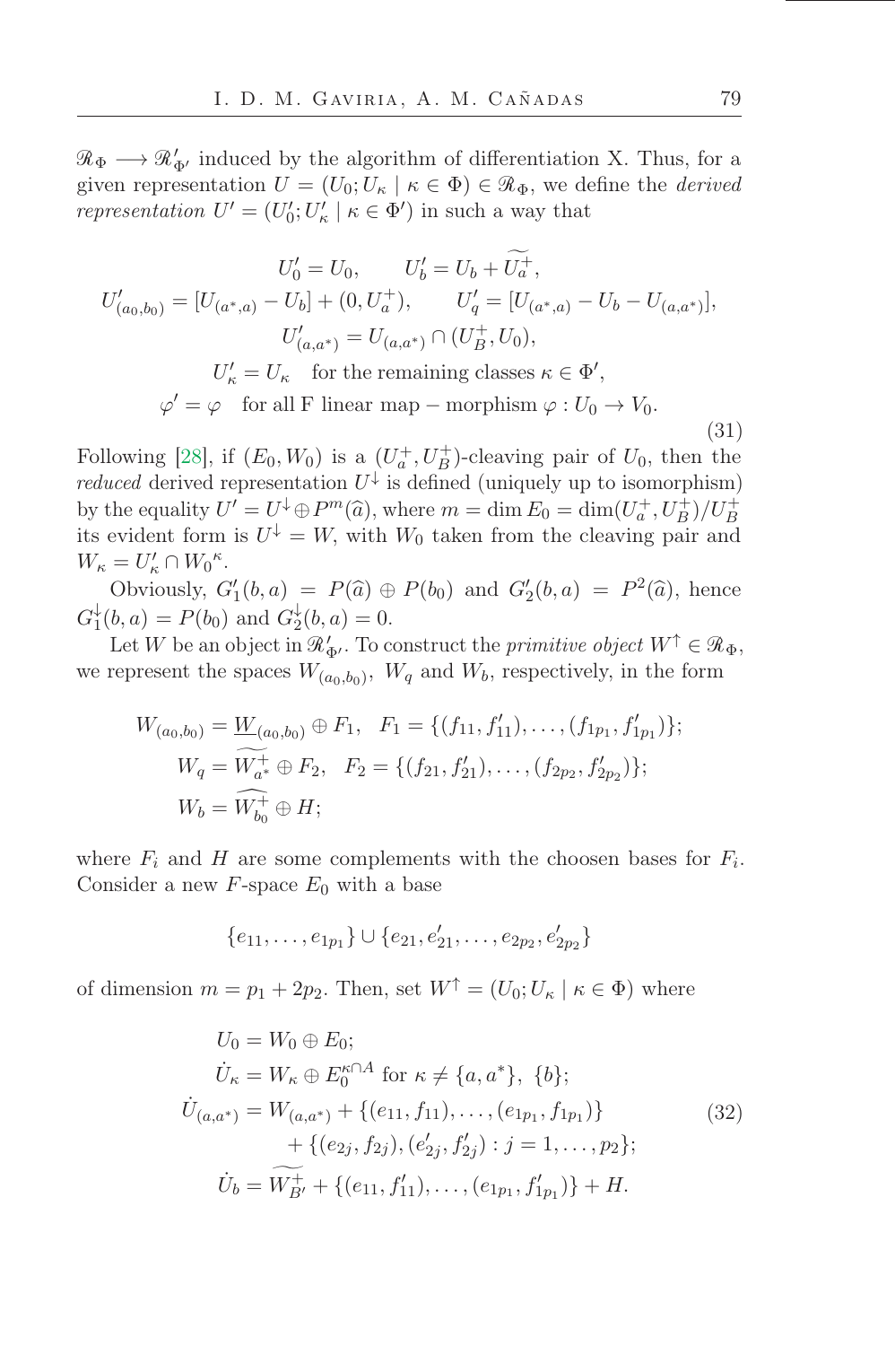$\mathscr{R}_\Phi \longrightarrow \mathscr{R}'_{\Phi'}$ induced by the algorithm of differentiation X. Thus, for a given representation $U = (U_0; U_\kappa \mid \kappa \in \Phi) \in \mathscr{R}_\Phi$, we define the *derived representation* $U' = (U'_0; U'_\kappa \mid \kappa \in \Phi')$ in such a way that

$$
\begin{gathered}
U'_0 = U_0, \qquad U'_b = U_b + \widetilde{U_a^+}, \\
U'_{(a_0,b_0)} = [U_{(a^*,a)} - U_b] + (0, U_a^+), \qquad U'_q = [U_{(a^*,a)} - U_b - U_{(a,a^*)}], \\
U'_{(a,a^*)} = U_{(a,a^*)} \cap (U_B^+, U_0), \\
U'_\kappa = U_\kappa \quad \text{for the remaining classes } \kappa \in \Phi', \\
\varphi' = \varphi \quad \text{for all F linear map} - \text{morphism } \varphi : U_0 \to V_0.
\end{gathered}
\tag{31}
$$

Following [28], if $(E_0, W_0)$ is a $(U_a^+, U_B^+)$-cleaving pair of $U_0$, then the *reduced* derived representation $U^\downarrow$ is defined (uniquely up to isomorphism) by the equality $U' = U^\downarrow \oplus P^m(\widehat{a})$, where $m = \dim E_0 = \dim(U_a^+, U_B^+)/U_B^+$ its evident form is $U^\downarrow = W$, with $W_0$ taken from the cleaving pair and $W_\kappa = U'_\kappa \cap W_0{}^\kappa$.

Obviously, $G'_1(b,a) = P(\widehat{a}) \oplus P(b_0)$ and $G'_2(b,a) = P^2(\widehat{a})$, hence $G^\downarrow_1(b,a) = P(b_0)$ and $G^\downarrow_2(b,a) = 0$.

Let $W$ be an object in $\mathscr{R}'_{\Phi'}$. To construct the *primitive object* $W^\uparrow \in \mathscr{R}_\Phi$, we represent the spaces $W_{(a_0,b_0)}$, $W_q$ and $W_b$, respectively, in the form

$$
\begin{gathered}
W_{(a_0,b_0)} = \underline{W}_{(a_0,b_0)} \oplus F_1, \quad F_1 = \{(f_{11}, f'_{11}), \ldots, (f_{1p_1}, f'_{1p_1})\}; \\
W_q = \widetilde{W_{a^*}^+} \oplus F_2, \quad F_2 = \{(f_{21}, f'_{21}), \ldots, (f_{2p_2}, f'_{2p_2})\}; \\
W_b = \widehat{W_{b_0}^+} \oplus H;
\end{gathered}
$$

where $F_i$ and $H$ are some complements with the choosen bases for $F_i$. Consider a new $F$-space $E_0$ with a base

$$
\{e_{11}, \ldots, e_{1p_1}\} \cup \{e_{21}, e'_{21}, \ldots, e_{2p_2}, e'_{2p_2}\}
$$

of dimension $m = p_1 + 2p_2$. Then, set $W^\uparrow = (U_0; U_\kappa \mid \kappa \in \Phi)$ where

$$
\begin{aligned}
U_0 &= W_0 \oplus E_0; \\
\dot{U}_\kappa &= W_\kappa \oplus E_0^{\kappa \cap A} \text{ for } \kappa \neq \{a, a^*\},\ \{b\}; \\
\dot{U}_{(a,a^*)} &= W_{(a,a^*)} + \{(e_{11}, f_{11}), \ldots, (e_{1p_1}, f_{1p_1})\} \\
&\quad + \{(e_{2j}, f_{2j}), (e'_{2j}, f'_{2j}) : j = 1, \ldots, p_2\}; \\
\dot{U}_b &= \widetilde{W_{B'}^+} + \{(e_{11}, f'_{11}), \ldots, (e_{1p_1}, f'_{1p_1})\} + H.
\end{aligned}
\tag{32}
$$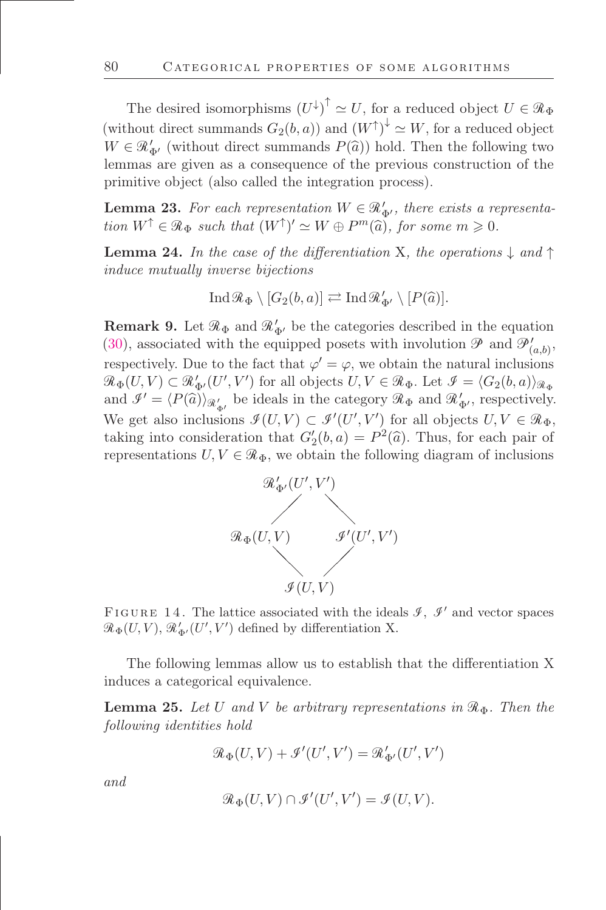The desired isomorphisms $(U^{\downarrow})^{\uparrow} \simeq U$, for a reduced object $U \in \mathscr{R}_\Phi$ (without direct summands $G_2(b,a)$) and $(W^{\uparrow})^{\downarrow} \simeq W$, for a reduced object $W \in \mathscr{R}'_{\Phi'}$ (without direct summands $P(\widehat{a})$) hold. Then the following two lemmas are given as a consequence of the previous construction of the primitive object (also called the integration process).

**Lemma 23.** *For each representation $W \in \mathscr{R}'_{\Phi'}$, there exists a representation $W^{\uparrow} \in \mathscr{R}_\Phi$ such that $(W^{\uparrow})' \simeq W \oplus P^m(\widehat{a})$, for some $m \geqslant 0$.*

**Lemma 24.** *In the case of the differentiation* X*, the operations $\downarrow$ and $\uparrow$ induce mutually inverse bijections*

$$\operatorname{Ind}\mathscr{R}_\Phi \setminus [G_2(b,a)] \rightleftarrows \operatorname{Ind}\mathscr{R}'_{\Phi'} \setminus [P(\widehat{a})].$$

**Remark 9.** Let $\mathscr{R}_\Phi$ and $\mathscr{R}'_{\Phi'}$ be the categories described in the equation (30), associated with the equipped posets with involution $\mathscr{P}$ and $\mathscr{P}'_{(a,b)}$, respectively. Due to the fact that $\varphi' = \varphi$, we obtain the natural inclusions $\mathscr{R}_\Phi(U,V) \subset \mathscr{R}'_{\Phi'}(U',V')$ for all objects $U,V \in \mathscr{R}_\Phi$. Let $\mathscr{I} = \langle G_2(b,a)\rangle_{\mathscr{R}_\Phi}$ and $\mathscr{I}' = \langle P(\widehat{a})\rangle_{\mathscr{R}'_{\Phi'}}$ be ideals in the category $\mathscr{R}_\Phi$ and $\mathscr{R}'_{\Phi'}$, respectively. We get also inclusions $\mathscr{I}(U,V) \subset \mathscr{I}'(U',V')$ for all objects $U,V \in \mathscr{R}_\Phi$, taking into consideration that $G'_2(b,a) = P^2(\widehat{a})$. Thus, for each pair of representations $U,V \in \mathscr{R}_\Phi$, we obtain the following diagram of inclusions

$$\begin{array}{ccc} & \mathscr{R}'_{\Phi'}(U',V') & \\ \diagup & & \diagdown \\ \mathscr{R}_\Phi(U,V) & & \mathscr{I}'(U',V') \\ \diagdown & & \diagup \\ & \mathscr{I}(U,V) & \end{array}$$

FIGURE 14. The lattice associated with the ideals $\mathscr{I}$, $\mathscr{I}'$ and vector spaces $\mathscr{R}_\Phi(U,V)$, $\mathscr{R}'_{\Phi'}(U',V')$ defined by differentiation X.

The following lemmas allow us to establish that the differentiation X induces a categorical equivalence.

**Lemma 25.** *Let $U$ and $V$ be arbitrary representations in $\mathscr{R}_\Phi$. Then the following identities hold*

$$\mathscr{R}_\Phi(U,V) + \mathscr{I}'(U',V') = \mathscr{R}'_{\Phi'}(U',V')$$

*and*

$$\mathscr{R}_\Phi(U,V) \cap \mathscr{I}'(U',V') = \mathscr{I}(U,V).$$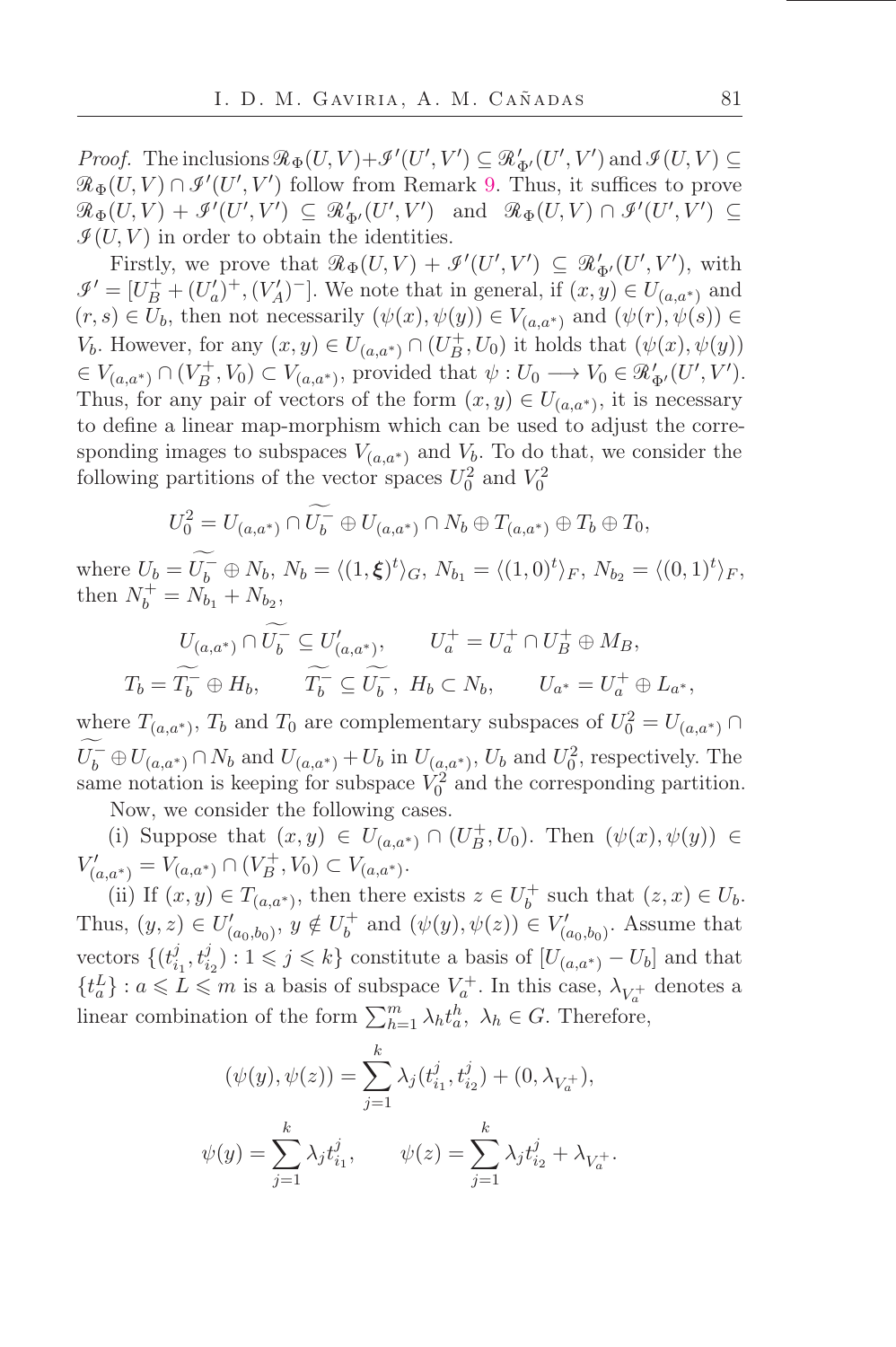*Proof.* The inclusions $\mathscr{R}_\Phi(U,V)+\mathscr{I}'(U',V') \subseteq \mathscr{R}'_{\Phi'}(U',V')$ and $\mathscr{I}(U,V) \subseteq \mathscr{R}_\Phi(U,V)\cap\mathscr{I}'(U',V')$ follow from Remark 9. Thus, it suffices to prove $\mathscr{R}_\Phi(U,V)+\mathscr{I}'(U',V') \subseteq \mathscr{R}'_{\Phi'}(U',V')$ and $\mathscr{R}_\Phi(U,V)\cap\mathscr{I}'(U',V') \subseteq \mathscr{I}(U,V)$ in order to obtain the identities.

Firstly, we prove that $\mathscr{R}_\Phi(U,V)+\mathscr{I}'(U',V') \subseteq \mathscr{R}'_{\Phi'}(U',V')$, with $\mathscr{I}' = [U_B^+ + (U'_a)^+, (V'_A)^-]$. We note that in general, if $(x,y)\in U_{(a,a^*)}$ and $(r,s)\in U_b$, then not necessarily $(\psi(x),\psi(y))\in V_{(a,a^*)}$ and $(\psi(r),\psi(s))\in V_b$. However, for any $(x,y)\in U_{(a,a^*)}\cap(U_B^+,U_0)$ it holds that $(\psi(x),\psi(y)) \in V_{(a,a^*)}\cap(V_B^+,V_0)\subset V_{(a,a^*)}$, provided that $\psi: U_0 \longrightarrow V_0 \in \mathscr{R}'_{\Phi'}(U',V')$. Thus, for any pair of vectors of the form $(x,y)\in U_{(a,a^*)}$, it is necessary to define a linear map-morphism which can be used to adjust the corresponding images to subspaces $V_{(a,a^*)}$ and $V_b$. To do that, we consider the following partitions of the vector spaces $U_0^2$ and $V_0^2$

$$U_0^2 = U_{(a,a^*)}\cap\widetilde{U_b^-}\oplus U_{(a,a^*)}\cap N_b \oplus T_{(a,a^*)}\oplus T_b\oplus T_0,$$

where $U_b=\widetilde{U_b^-}\oplus N_b$, $N_b=\langle(1,\boldsymbol{\xi})^t\rangle_G$, $N_{b_1}=\langle(1,0)^t\rangle_F$, $N_{b_2}=\langle(0,1)^t\rangle_F$, then $N_b^+=N_{b_1}+N_{b_2}$,

$$U_{(a,a^*)}\cap\widetilde{U_b^-}\subseteq U'_{(a,a^*)},\qquad U_a^+=U_a^+\cap U_B^+\oplus M_B,$$

$$T_b=\widetilde{T_b^-}\oplus H_b,\qquad \widetilde{T_b^-}\subseteq\widetilde{U_b^-},\ H_b\subset N_b,\qquad U_{a^*}=U_a^+\oplus L_{a^*},$$

where $T_{(a,a^*)}$, $T_b$ and $T_0$ are complementary subspaces of $U_0^2=U_{(a,a^*)}\cap\widetilde{U_b^-}\oplus U_{(a,a^*)}\cap N_b$ and $U_{(a,a^*)}+U_b$ in $U_{(a,a^*)}$, $U_b$ and $U_0^2$, respectively. The same notation is keeping for subspace $V_0^2$ and the corresponding partition.

Now, we consider the following cases.

(i) Suppose that $(x,y)\in U_{(a,a^*)}\cap(U_B^+,U_0)$. Then $(\psi(x),\psi(y))\in V'_{(a,a^*)}=V_{(a,a^*)}\cap(V_B^+,V_0)\subset V_{(a,a^*)}$.

(ii) If $(x,y)\in T_{(a,a^*)}$, then there exists $z\in U_b^+$ such that $(z,x)\in U_b$. Thus, $(y,z)\in U'_{(a_0,b_0)}$, $y\notin U_b^+$ and $(\psi(y),\psi(z))\in V'_{(a_0,b_0)}$. Assume that vectors $\{(t_{i_1}^j,t_{i_2}^j):1\leqslant j\leqslant k\}$ constitute a basis of $[U_{(a,a^*)}-U_b]$ and that $\{t_a^L\}: a\leqslant L\leqslant m$ is a basis of subspace $V_a^+$. In this case, $\lambda_{V_a^+}$ denotes a linear combination of the form $\sum_{h=1}^m\lambda_h t_a^h$, $\lambda_h\in G$. Therefore,

$$(\psi(y),\psi(z))=\sum_{j=1}^k\lambda_j(t_{i_1}^j,t_{i_2}^j)+(0,\lambda_{V_a^+}),$$

$$\psi(y)=\sum_{j=1}^k\lambda_j t_{i_1}^j,\qquad \psi(z)=\sum_{j=1}^k\lambda_j t_{i_2}^j+\lambda_{V_a^+}.$$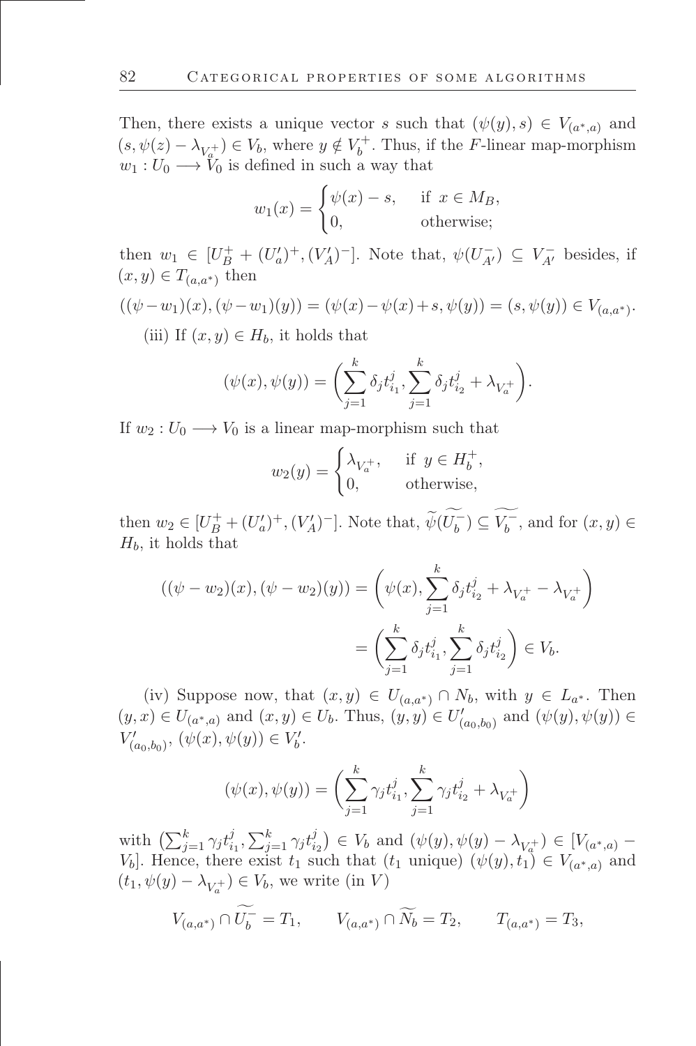Then, there exists a unique vector $s$ such that $(\psi(y), s) \in V_{(a^*,a)}$ and $(s, \psi(z) - \lambda_{V_a^+}) \in V_b$, where $y \notin V_b^+$. Thus, if the $F$-linear map-morphism $w_1 : U_0 \longrightarrow V_0$ is defined in such a way that

$$w_1(x) = \begin{cases} \psi(x) - s, & \text{if } x \in M_B, \\ 0, & \text{otherwise;} \end{cases}$$

then $w_1 \in [U_B^+ + (U_a')^+, (V_A')^-]$. Note that, $\psi(U_{A'}^-) \subseteq V_{A'}^-$ besides, if $(x, y) \in T_{(a,a^*)}$ then

$$((\psi - w_1)(x), (\psi - w_1)(y)) = (\psi(x) - \psi(x) + s, \psi(y)) = (s, \psi(y)) \in V_{(a,a^*)}.$$

(iii) If $(x, y) \in H_b$, it holds that

$$(\psi(x), \psi(y)) = \left( \sum_{j=1}^{k} \delta_j t_{i_1}^j, \sum_{j=1}^{k} \delta_j t_{i_2}^j + \lambda_{V_a^+} \right).$$

If $w_2 : U_0 \longrightarrow V_0$ is a linear map-morphism such that

$$w_2(y) = \begin{cases} \lambda_{V_a^+}, & \text{if } y \in H_b^+, \\ 0, & \text{otherwise,} \end{cases}$$

then $w_2 \in [U_B^+ + (U_a')^+, (V_A')^-]$. Note that, $\widetilde{\psi}(\widetilde{U_b^-}) \subseteq \widetilde{V_b^-}$, and for $(x, y) \in H_b$, it holds that

$$\begin{aligned} ((\psi - w_2)(x), (\psi - w_2)(y)) &= \left( \psi(x), \sum_{j=1}^{k} \delta_j t_{i_2}^j + \lambda_{V_a^+} - \lambda_{V_a^+} \right) \\ &= \left( \sum_{j=1}^{k} \delta_j t_{i_1}^j, \sum_{j=1}^{k} \delta_j t_{i_2}^j \right) \in V_b. \end{aligned}$$

(iv) Suppose now, that $(x, y) \in U_{(a,a^*)} \cap N_b$, with $y \in L_{a^*}$. Then $(y, x) \in U_{(a^*,a)}$ and $(x, y) \in U_b$. Thus, $(y, y) \in U'_{(a_0,b_0)}$ and $(\psi(y), \psi(y)) \in V'_{(a_0,b_0)}$, $(\psi(x), \psi(y)) \in V'_b$.

$$(\psi(x), \psi(y)) = \left( \sum_{j=1}^{k} \gamma_j t_{i_1}^j, \sum_{j=1}^{k} \gamma_j t_{i_2}^j + \lambda_{V_a^+} \right)$$

with $\left( \sum_{j=1}^{k} \gamma_j t_{i_1}^j, \sum_{j=1}^{k} \gamma_j t_{i_2}^j \right) \in V_b$ and $(\psi(y), \psi(y) - \lambda_{V_a^+}) \in [V_{(a^*,a)} - V_b]$. Hence, there exist $t_1$ such that ($t_1$ unique) $(\psi(y), t_1) \in V_{(a^*,a)}$ and $(t_1, \psi(y) - \lambda_{V_a^+}) \in V_b$, we write (in $V$)

$$V_{(a,a^*)} \cap \widetilde{U_b^-} = T_1, \qquad V_{(a,a^*)} \cap \widetilde{N_b} = T_2, \qquad T_{(a,a^*)} = T_3,$$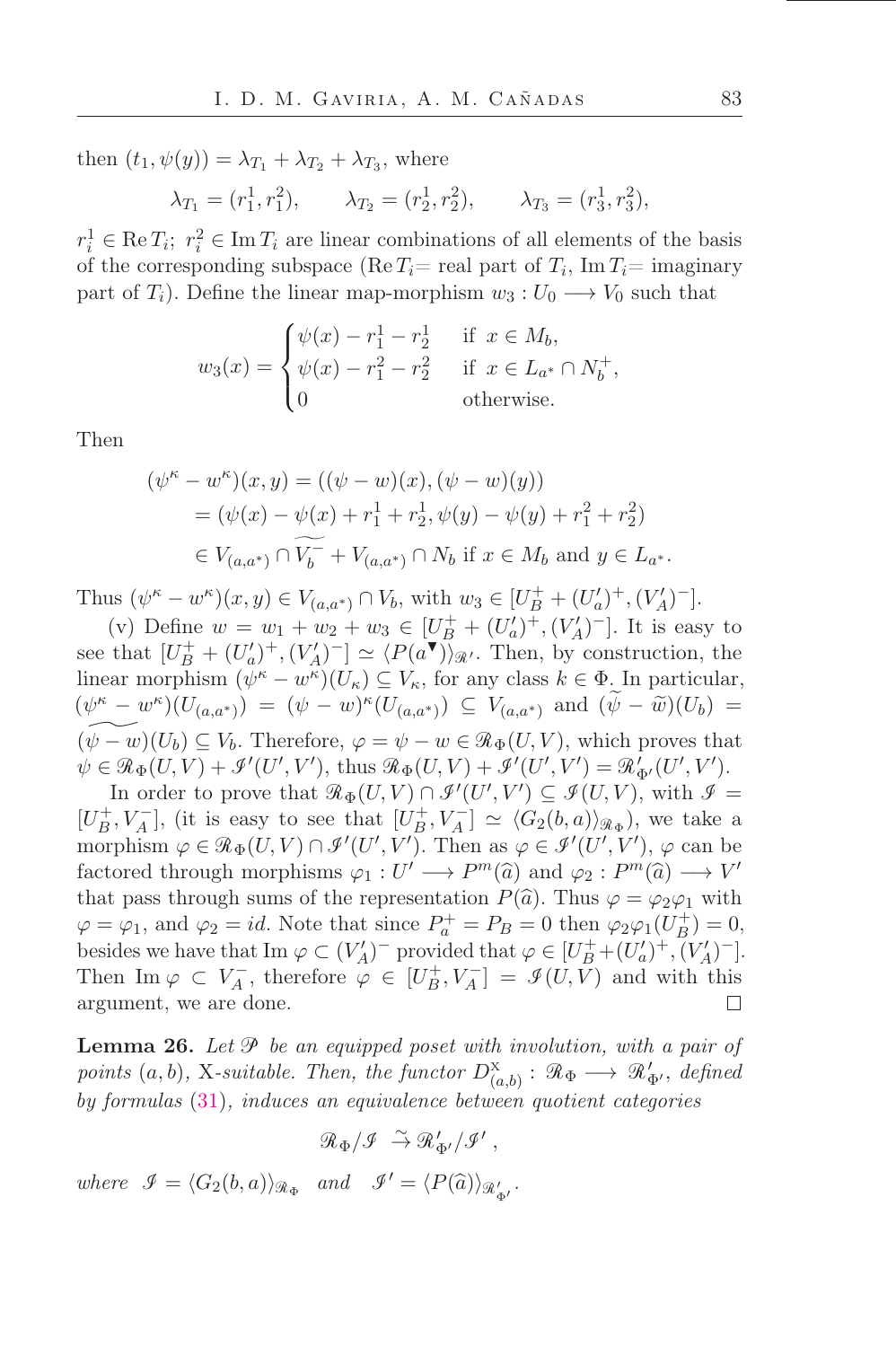then $(t_1, \psi(y)) = \lambda_{T_1} + \lambda_{T_2} + \lambda_{T_3}$, where

$$\lambda_{T_1} = (r_1^1, r_1^2), \qquad \lambda_{T_2} = (r_2^1, r_2^2), \qquad \lambda_{T_3} = (r_3^1, r_3^2),$$

$r_i^1 \in \operatorname{Re} T_i$; $r_i^2 \in \operatorname{Im} T_i$ are linear combinations of all elements of the basis of the corresponding subspace ($\operatorname{Re} T_i$= real part of $T_i$, $\operatorname{Im} T_i$= imaginary part of $T_i$). Define the linear map-morphism $w_3 : U_0 \longrightarrow V_0$ such that

$$w_3(x) = \begin{cases} \psi(x) - r_1^1 - r_2^1 & \text{if } x \in M_b, \\ \psi(x) - r_1^2 - r_2^2 & \text{if } x \in L_{a^*} \cap N_b^+, \\ 0 & \text{otherwise.} \end{cases}$$

Then

$$\begin{aligned}(\psi^\kappa - w^\kappa)(x,y) &= ((\psi - w)(x), (\psi - w)(y)) \\ &= (\psi(x) - \psi(x) + r_1^1 + r_2^1, \psi(y) - \psi(y) + r_1^2 + r_2^2) \\ &\in V_{(a,a^*)} \cap \widetilde{V_b^-} + V_{(a,a^*)} \cap N_b \text{ if } x \in M_b \text{ and } y \in L_{a^*}.\end{aligned}$$

Thus $(\psi^\kappa - w^\kappa)(x,y) \in V_{(a,a^*)} \cap V_b$, with $w_3 \in [U_B^+ + (U_a')^+, (V_A')^-]$.

(v) Define $w = w_1 + w_2 + w_3 \in [U_B^+ + (U_a')^+, (V_A')^-]$. It is easy to see that $[U_B^+ + (U_a')^+, (V_A')^-] \simeq \langle P(a^\blacktriangledown)\rangle_{\mathscr{R}'}$. Then, by construction, the linear morphism $(\psi^\kappa - w^\kappa)(U_\kappa) \subseteq V_\kappa$, for any class $k \in \Phi$. In particular, $(\psi^\kappa - w^\kappa)(U_{(a,a^*)}) = (\psi - w)^\kappa(U_{(a,a^*)}) \subseteq V_{(a,a^*)}$ and $(\widetilde{\psi} - \widetilde{w})(U_b) = \widetilde{(\psi - w)}(U_b) \subseteq V_b$. Therefore, $\varphi = \psi - w \in \mathscr{R}_\Phi(U,V)$, which proves that $\psi \in \mathscr{R}_\Phi(U,V) + \mathscr{I}'(U',V')$, thus $\mathscr{R}_\Phi(U,V) + \mathscr{I}'(U',V') = \mathscr{R}'_{\Phi'}(U',V')$.

In order to prove that $\mathscr{R}_\Phi(U,V) \cap \mathscr{I}'(U',V') \subseteq \mathscr{I}(U,V)$, with $\mathscr{I} = [U_B^+, V_A^-]$, (it is easy to see that $[U_B^+, V_A^-] \simeq \langle G_2(b,a)\rangle_{\mathscr{R}_\Phi}$), we take a morphism $\varphi \in \mathscr{R}_\Phi(U,V) \cap \mathscr{I}'(U',V')$. Then as $\varphi \in \mathscr{I}'(U',V')$, $\varphi$ can be factored through morphisms $\varphi_1 : U' \longrightarrow P^m(\widehat{a})$ and $\varphi_2 : P^m(\widehat{a}) \longrightarrow V'$ that pass through sums of the representation $P(\widehat{a})$. Thus $\varphi = \varphi_2\varphi_1$ with $\varphi = \varphi_1$, and $\varphi_2 = id$. Note that since $P_a^+ = P_B = 0$ then $\varphi_2\varphi_1(U_B^+) = 0$, besides we have that $\operatorname{Im} \varphi \subset (V_A')^-$ provided that $\varphi \in [U_B^+ + (U_a')^+, (V_A')^-]$. Then $\operatorname{Im} \varphi \subset V_A^-$, therefore $\varphi \in [U_B^+, V_A^-] = \mathscr{I}(U,V)$ and with this argument, we are done. $\square$

**Lemma 26.** *Let $\mathscr{P}$ be an equipped poset with involution, with a pair of points $(a,b)$, X-suitable. Then, the functor $D^{\mathrm{X}}_{(a,b)} : \mathscr{R}_\Phi \longrightarrow \mathscr{R}'_{\Phi'}$, defined by formulas (31), induces an equivalence between quotient categories*

$$\mathscr{R}_\Phi/\mathscr{I} \ \tilde{\to}\ \mathscr{R}'_{\Phi'}/\mathscr{I}' \,,$$

*where* $\mathscr{I} = \langle G_2(b,a)\rangle_{\mathscr{R}_\Phi}$ *and* $\mathscr{I}' = \langle P(\widehat{a})\rangle_{\mathscr{R}'_{\Phi'}}$.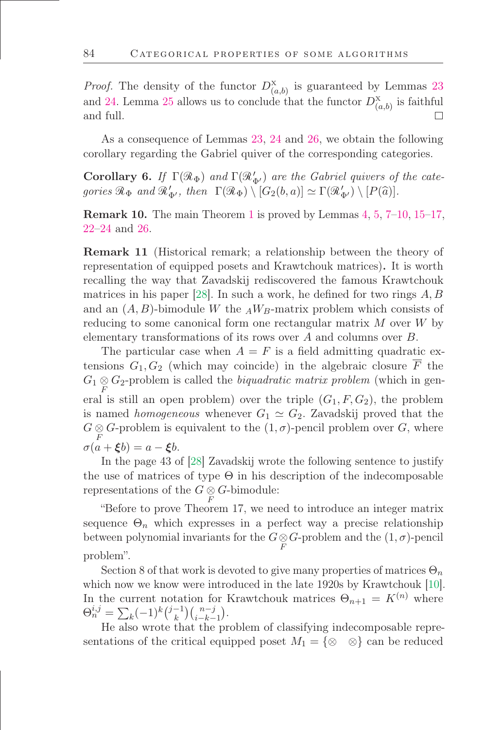*Proof.* The density of the functor $D^{\mathrm{X}}_{(a,b)}$ is guaranteed by Lemmas 23 and 24. Lemma 25 allows us to conclude that the functor $D^{\mathrm{X}}_{(a,b)}$ is faithful and full. □

As a consequence of Lemmas 23, 24 and 26, we obtain the following corollary regarding the Gabriel quiver of the corresponding categories.

**Corollary 6.** *If $\Gamma(\mathscr{R}_\Phi)$ and $\Gamma(\mathscr{R}'_{\Phi'})$ are the Gabriel quivers of the categories $\mathscr{R}_\Phi$ and $\mathscr{R}'_{\Phi'}$, then $\Gamma(\mathscr{R}_\Phi) \setminus [G_2(b,a)] \simeq \Gamma(\mathscr{R}'_{\Phi'}) \setminus [P(\widehat{a})]$.*

**Remark 10.** The main Theorem 1 is proved by Lemmas 4, 5, 7–10, 15–17, 22–24 and 26.

**Remark 11** (Historical remark; a relationship between the theory of representation of equipped posets and Krawtchouk matrices)**.** It is worth recalling the way that Zavadskij rediscovered the famous Krawtchouk matrices in his paper [28]. In such a work, he defined for two rings $A, B$ and an $(A,B)$-bimodule $W$ the ${}_AW_B$-matrix problem which consists of reducing to some canonical form one rectangular matrix $M$ over $W$ by elementary transformations of its rows over $A$ and columns over $B$.

The particular case when $A = F$ is a field admitting quadratic extensions $G_1, G_2$ (which may coincide) in the algebraic closure $\overline{F}$ the $G_1 \underset{F}{\otimes} G_2$-problem is called the *biquadratic matrix problem* (which in general is still an open problem) over the triple $(G_1, F, G_2)$, the problem is named *homogeneous* whenever $G_1 \simeq G_2$. Zavadskij proved that the $G \underset{F}{\otimes} G$-problem is equivalent to the $(1,\sigma)$-pencil problem over $G$, where $\sigma(a + \boldsymbol{\xi} b) = a - \boldsymbol{\xi} b$.

In the page 43 of [28] Zavadskij wrote the following sentence to justify the use of matrices of type $\Theta$ in his description of the indecomposable representations of the $G \underset{F}{\otimes} G$-bimodule:

"Before to prove Theorem 17, we need to introduce an integer matrix sequence $\Theta_n$ which expresses in a perfect way a precise relationship between polynomial invariants for the $G \underset{F}{\otimes} G$-problem and the $(1,\sigma)$-pencil problem".

Section 8 of that work is devoted to give many properties of matrices $\Theta_n$ which now we know were introduced in the late 1920s by Krawtchouk [10]. In the current notation for Krawtchouk matrices $\Theta_{n+1} = K^{(n)}$ where $\Theta_n^{i,j} = \sum_k (-1)^k \binom{j-1}{k}\binom{n-j}{i-k-1}$.

He also wrote that the problem of classifying indecomposable representations of the critical equipped poset $M_1 = \{\otimes \quad \otimes\}$ can be reduced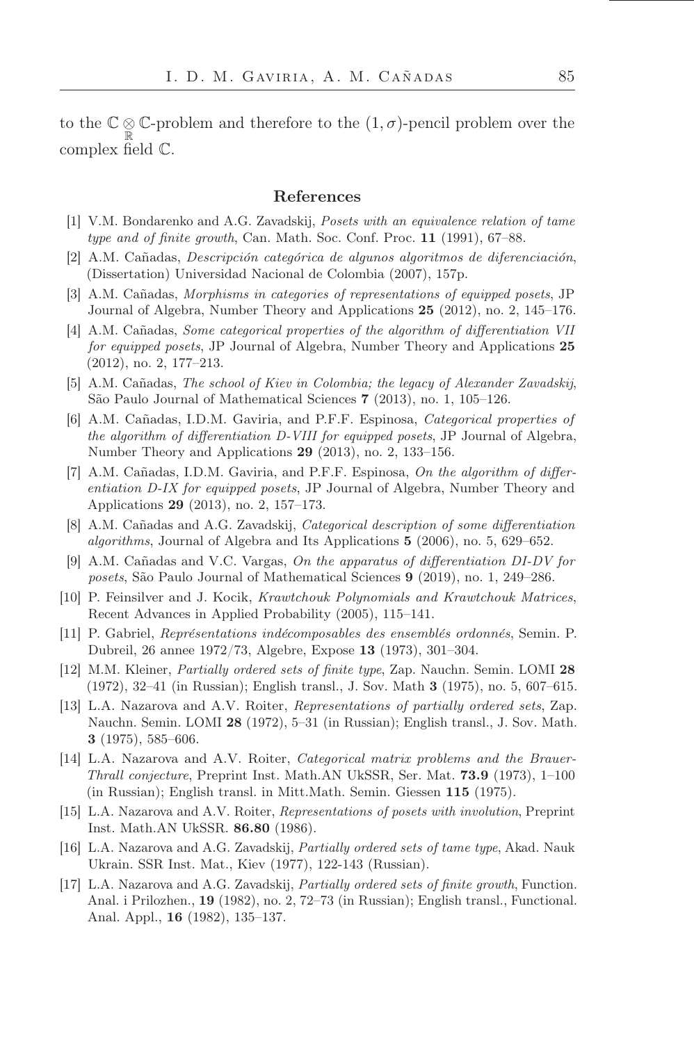to the $\mathbb{C} \underset{\mathbb{R}}{\otimes} \mathbb{C}$-problem and therefore to the $(1, \sigma)$-pencil problem over the complex field $\mathbb{C}$.

## References

[1] V.M. Bondarenko and A.G. Zavadskij, *Posets with an equivalence relation of tame type and of finite growth*, Can. Math. Soc. Conf. Proc. **11** (1991), 67–88.

[2] A.M. Cañadas, *Descripción categórica de algunos algoritmos de diferenciación*, (Dissertation) Universidad Nacional de Colombia (2007), 157p.

[3] A.M. Cañadas, *Morphisms in categories of representations of equipped posets*, JP Journal of Algebra, Number Theory and Applications **25** (2012), no. 2, 145–176.

[4] A.M. Cañadas, *Some categorical properties of the algorithm of differentiation VII for equipped posets*, JP Journal of Algebra, Number Theory and Applications **25** (2012), no. 2, 177–213.

[5] A.M. Cañadas, *The school of Kiev in Colombia; the legacy of Alexander Zavadskij*, São Paulo Journal of Mathematical Sciences **7** (2013), no. 1, 105–126.

[6] A.M. Cañadas, I.D.M. Gaviria, and P.F.F. Espinosa, *Categorical properties of the algorithm of differentiation D-VIII for equipped posets*, JP Journal of Algebra, Number Theory and Applications **29** (2013), no. 2, 133–156.

[7] A.M. Cañadas, I.D.M. Gaviria, and P.F.F. Espinosa, *On the algorithm of differentiation D-IX for equipped posets*, JP Journal of Algebra, Number Theory and Applications **29** (2013), no. 2, 157–173.

[8] A.M. Cañadas and A.G. Zavadskij, *Categorical description of some differentiation algorithms*, Journal of Algebra and Its Applications **5** (2006), no. 5, 629–652.

[9] A.M. Cañadas and V.C. Vargas, *On the apparatus of differentiation DI-DV for posets*, São Paulo Journal of Mathematical Sciences **9** (2019), no. 1, 249–286.

[10] P. Feinsilver and J. Kocik, *Krawtchouk Polynomials and Krawtchouk Matrices*, Recent Advances in Applied Probability (2005), 115–141.

[11] P. Gabriel, *Représentations indécomposables des ensemblés ordonnés*, Semin. P. Dubreil, 26 annee 1972/73, Algebre, Expose **13** (1973), 301–304.

[12] M.M. Kleiner, *Partially ordered sets of finite type*, Zap. Nauchn. Semin. LOMI **28** (1972), 32–41 (in Russian); English transl., J. Sov. Math **3** (1975), no. 5, 607–615.

[13] L.A. Nazarova and A.V. Roiter, *Representations of partially ordered sets*, Zap. Nauchn. Semin. LOMI **28** (1972), 5–31 (in Russian); English transl., J. Sov. Math. **3** (1975), 585–606.

[14] L.A. Nazarova and A.V. Roiter, *Categorical matrix problems and the Brauer-Thrall conjecture*, Preprint Inst. Math.AN UkSSR, Ser. Mat. **73.9** (1973), 1–100 (in Russian); English transl. in Mitt.Math. Semin. Giessen **115** (1975).

[15] L.A. Nazarova and A.V. Roiter, *Representations of posets with involution*, Preprint Inst. Math.AN UkSSR. **86.80** (1986).

[16] L.A. Nazarova and A.G. Zavadskij, *Partially ordered sets of tame type*, Akad. Nauk Ukrain. SSR Inst. Mat., Kiev (1977), 122-143 (Russian).

[17] L.A. Nazarova and A.G. Zavadskij, *Partially ordered sets of finite growth*, Function. Anal. i Prilozhen., **19** (1982), no. 2, 72–73 (in Russian); English transl., Functional. Anal. Appl., **16** (1982), 135–137.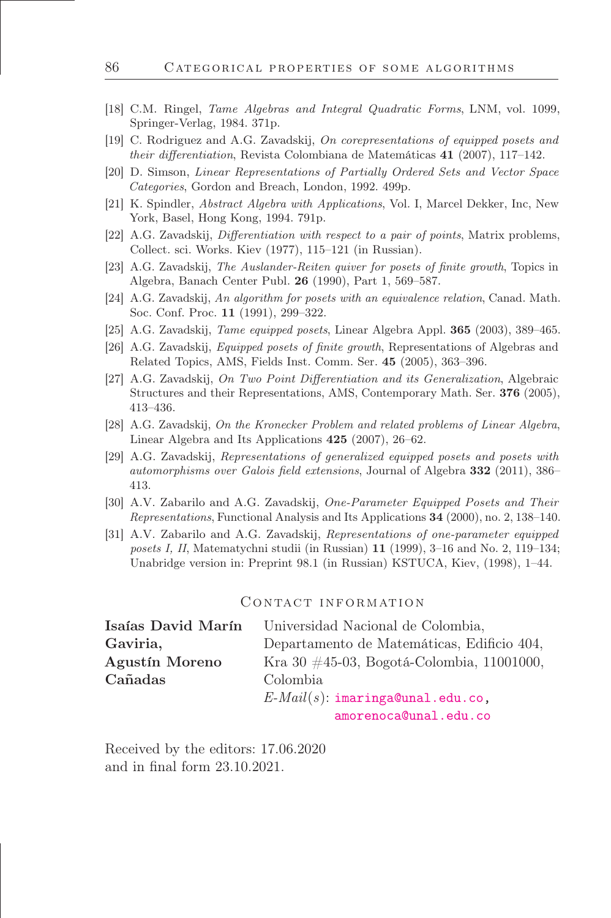[18] C.M. Ringel, *Tame Algebras and Integral Quadratic Forms*, LNM, vol. 1099, Springer-Verlag, 1984. 371p.

[19] C. Rodriguez and A.G. Zavadskij, *On corepresentations of equipped posets and their differentiation*, Revista Colombiana de Matemáticas **41** (2007), 117–142.

[20] D. Simson, *Linear Representations of Partially Ordered Sets and Vector Space Categories*, Gordon and Breach, London, 1992. 499p.

[21] K. Spindler, *Abstract Algebra with Applications*, Vol. I, Marcel Dekker, Inc, New York, Basel, Hong Kong, 1994. 791p.

[22] A.G. Zavadskij, *Differentiation with respect to a pair of points*, Matrix problems, Collect. sci. Works. Kiev (1977), 115–121 (in Russian).

[23] A.G. Zavadskij, *The Auslander-Reiten quiver for posets of finite growth*, Topics in Algebra, Banach Center Publ. **26** (1990), Part 1, 569–587.

[24] A.G. Zavadskij, *An algorithm for posets with an equivalence relation*, Canad. Math. Soc. Conf. Proc. **11** (1991), 299–322.

[25] A.G. Zavadskij, *Tame equipped posets*, Linear Algebra Appl. **365** (2003), 389–465.

[26] A.G. Zavadskij, *Equipped posets of finite growth*, Representations of Algebras and Related Topics, AMS, Fields Inst. Comm. Ser. **45** (2005), 363–396.

[27] A.G. Zavadskij, *On Two Point Differentiation and its Generalization*, Algebraic Structures and their Representations, AMS, Contemporary Math. Ser. **376** (2005), 413–436.

[28] A.G. Zavadskij, *On the Kronecker Problem and related problems of Linear Algebra*, Linear Algebra and Its Applications **425** (2007), 26–62.

[29] A.G. Zavadskij, *Representations of generalized equipped posets and posets with automorphisms over Galois field extensions*, Journal of Algebra **332** (2011), 386–413.

[30] A.V. Zabarilo and A.G. Zavadskij, *One-Parameter Equipped Posets and Their Representations*, Functional Analysis and Its Applications **34** (2000), no. 2, 138–140.

[31] A.V. Zabarilo and A.G. Zavadskij, *Representations of one-parameter equipped posets I, II*, Matematychni studii (in Russian) **11** (1999), 3–16 and No. 2, 119–134; Unabridge version in: Preprint 98.1 (in Russian) KSTUCA, Kiev, (1998), 1–44.

## Contact information

**Isaías David Marín Gaviria, Agustín Moreno Cañadas**

Universidad Nacional de Colombia, Departamento de Matemáticas, Edificio 404, Kra 30 #45-03, Bogotá-Colombia, 11001000, Colombia

*E-Mail(s)*: imaringa@unal.edu.co, amorenoca@unal.edu.co

Received by the editors: 17.06.2020 and in final form 23.10.2021.